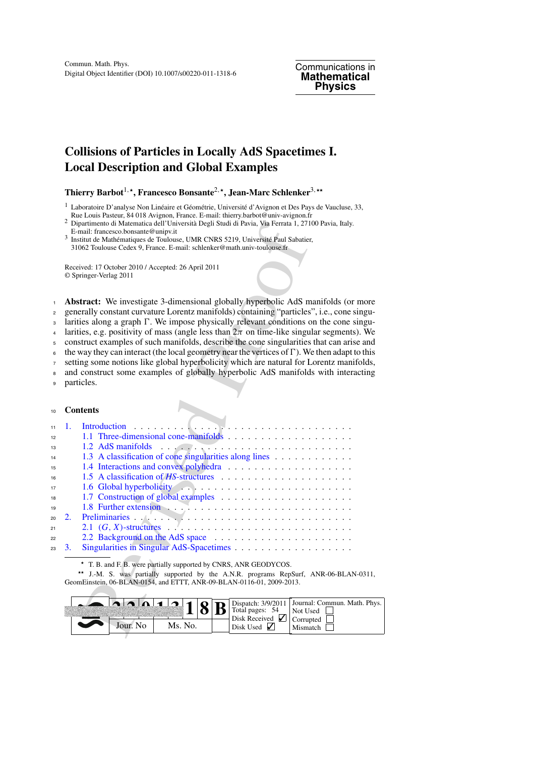Commun. Math. Phys.
Digital Object Identifier (DOI) 10.1007/s00220-011-1318-6

**Communications in Mathematical Physics**

# Collisions of Particles in Locally AdS Spacetimes I. Local Description and Global Examples

**Thierry Barbot[1,⋆], Francesco Bonsante[2,⋆], Jean-Marc Schlenker[3,⋆⋆]**

[1] Laboratoire D'analyse Non Linéaire et Géométrie, Université d'Avignon et Des Pays de Vaucluse, 33, Rue Louis Pasteur, 84 018 Avignon, France. E-mail: thierry.barbot@univ-avignon.fr

[2] Dipartimento di Matematica dell'Università Degli Studi di Pavia, Via Ferrata 1, 27100 Pavia, Italy. E-mail: francesco.bonsante@unipv.it

[3] Institut de Mathématiques de Toulouse, UMR CNRS 5219, Université Paul Sabatier, 31062 Toulouse Cedex 9, France. E-mail: schlenker@math.univ-toulouse.fr

Received: 17 October 2010 / Accepted: 26 April 2011
© Springer-Verlag 2011

**Abstract:** We investigate 3-dimensional globally hyperbolic AdS manifolds (or more generally constant curvature Lorentz manifolds) containing "particles", i.e., cone singularities along a graph $\Gamma$. We impose physically relevant conditions on the cone singularities, e.g. positivity of mass (angle less than $2\pi$ on time-like singular segments). We construct examples of such manifolds, describe the cone singularities that can arise and the way they can interact (the local geometry near the vertices of $\Gamma$). We then adapt to this setting some notions like global hyperbolicity which are natural for Lorentz manifolds, and construct some examples of globally hyperbolic AdS manifolds with interacting particles.

## Contents

1. Introduction
   - 1.1 Three-dimensional cone-manifolds
   - 1.2 AdS manifolds
   - 1.3 A classification of cone singularities along lines
   - 1.4 Interactions and convex polyhedra
   - 1.5 A classification of *HS*-structures
   - 1.6 Global hyperbolicity
   - 1.7 Construction of global examples
   - 1.8 Further extension
2. Preliminaries
   - 2.1 $(G, X)$-structures
   - 2.2 Background on the AdS space
3. Singularities in Singular AdS-Spacetimes

⋆ T. B. and F. B. were partially supported by CNRS, ANR GEODYCOS.

⋆⋆ J.-M. S. was partially supported by the A.N.R. programs RepSurf, ANR-06-BLAN-0311, GeomEinstein, 06-BLAN-0154, and ETTT, ANR-09-BLAN-0116-01, 2009-2013.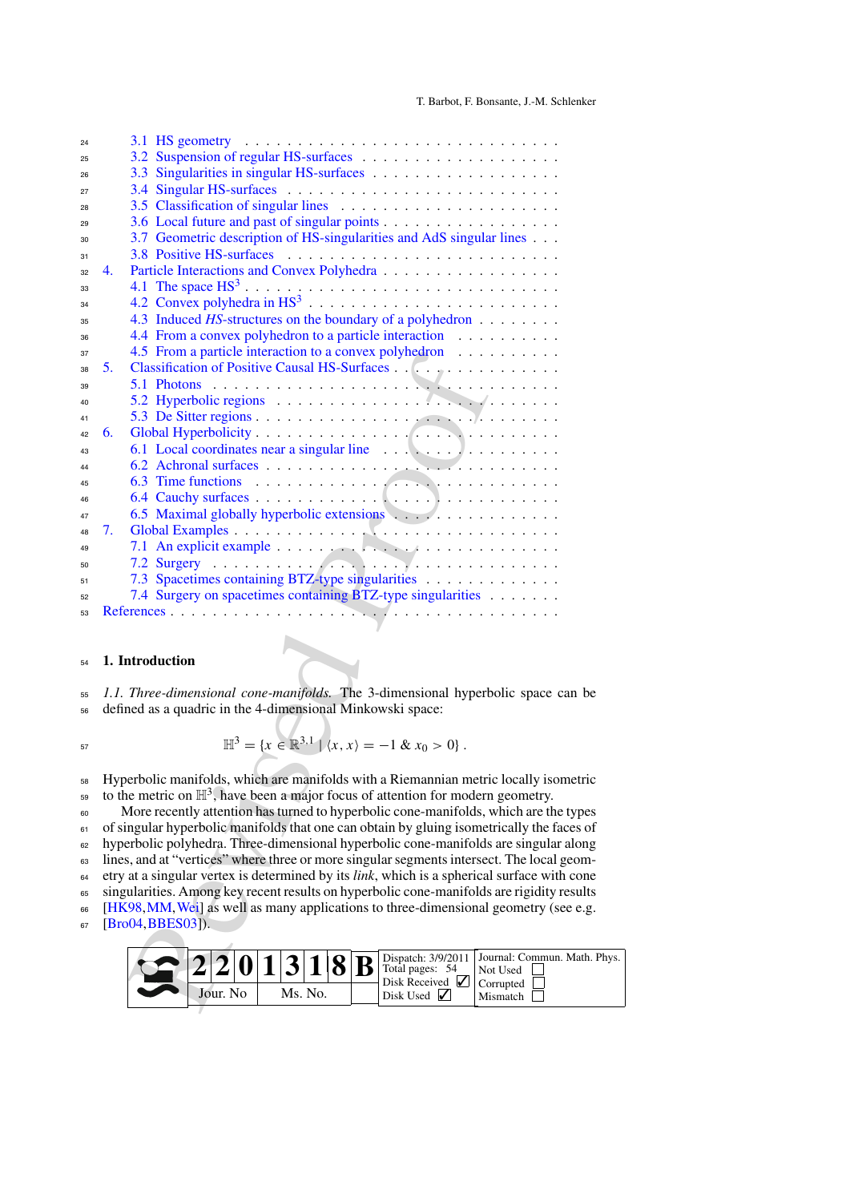- 3.1 HS geometry
- 3.2 Suspension of regular HS-surfaces
- 3.3 Singularities in singular HS-surfaces
- 3.4 Singular HS-surfaces
- 3.5 Classification of singular lines
- 3.6 Local future and past of singular points
- 3.7 Geometric description of HS-singularities and AdS singular lines
- 3.8 Positive HS-surfaces

4. Particle Interactions and Convex Polyhedra
   - 4.1 The space $HS^3$
   - 4.2 Convex polyhedra in $HS^3$
   - 4.3 Induced *HS*-structures on the boundary of a polyhedron
   - 4.4 From a convex polyhedron to a particle interaction
   - 4.5 From a particle interaction to a convex polyhedron
5. Classification of Positive Causal HS-Surfaces
   - 5.1 Photons
   - 5.2 Hyperbolic regions
   - 5.3 De Sitter regions
6. Global Hyperbolicity
   - 6.1 Local coordinates near a singular line
   - 6.2 Achronal surfaces
   - 6.3 Time functions
   - 6.4 Cauchy surfaces
   - 6.5 Maximal globally hyperbolic extensions
7. Global Examples
   - 7.1 An explicit example
   - 7.2 Surgery
   - 7.3 Spacetimes containing BTZ-type singularities
   - 7.4 Surgery on spacetimes containing BTZ-type singularities

References

## 1. Introduction

*1.1. Three-dimensional cone-manifolds.* The 3-dimensional hyperbolic space can be defined as a quadric in the 4-dimensional Minkowski space:

$$\mathbb{H}^3 = \{x \in \mathbb{R}^{3,1} \mid \langle x, x\rangle = -1 \ \&\ x_0 > 0\}\,.$$

Hyperbolic manifolds, which are manifolds with a Riemannian metric locally isometric to the metric on $\mathbb{H}^3$, have been a major focus of attention for modern geometry.

More recently attention has turned to hyperbolic cone-manifolds, which are the types of singular hyperbolic manifolds that one can obtain by gluing isometrically the faces of hyperbolic polyhedra. Three-dimensional hyperbolic cone-manifolds are singular along lines, and at "vertices" where three or more singular segments intersect. The local geometry at a singular vertex is determined by its *link*, which is a spherical surface with cone singularities. Among key recent results on hyperbolic cone-manifolds are rigidity results [HK98, MM, Wei] as well as many applications to three-dimensional geometry (see e.g. [Bro04, BBES03]).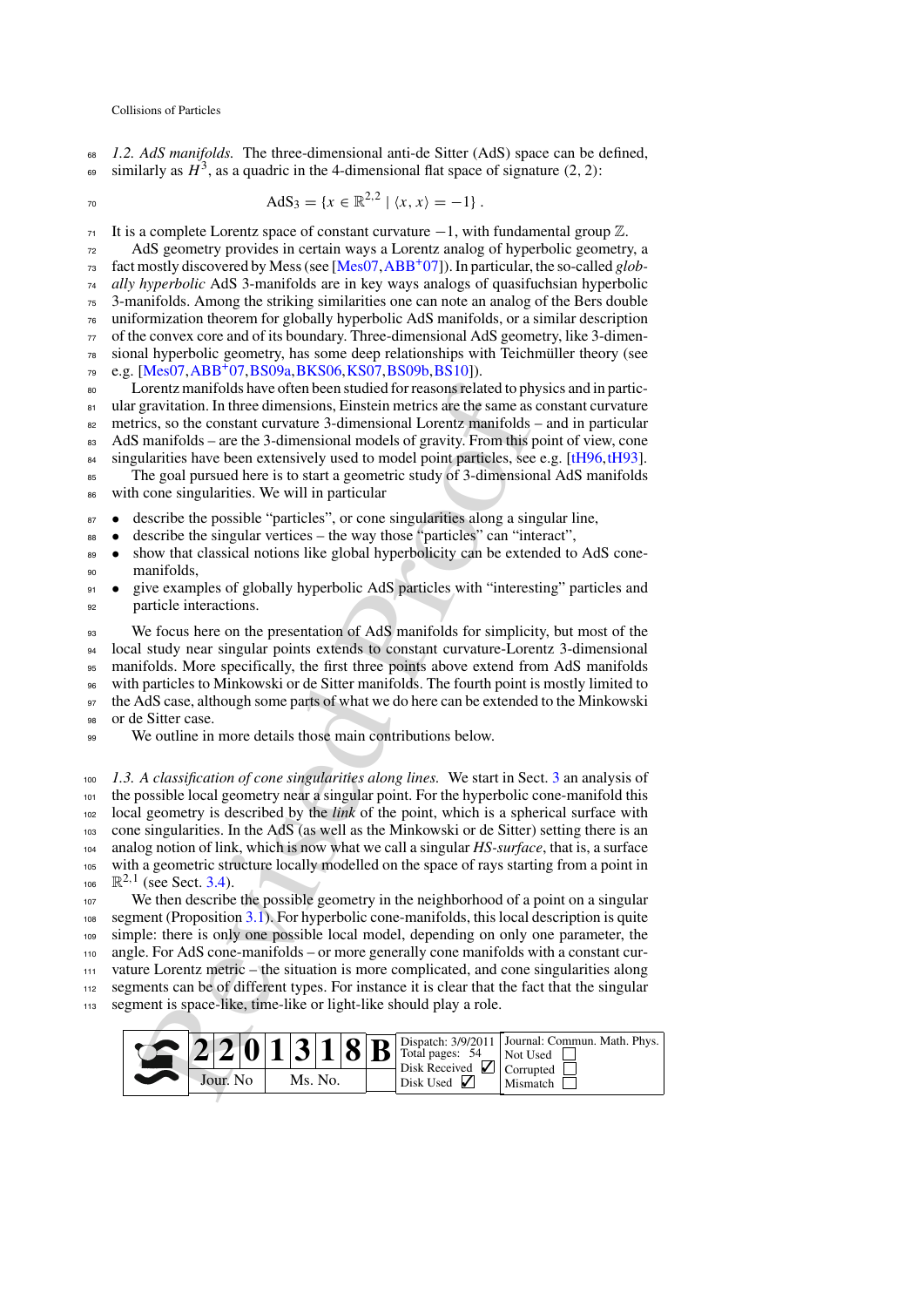*1.2. AdS manifolds.* The three-dimensional anti-de Sitter (AdS) space can be defined, similarly as $H^3$, as a quadric in the 4-dimensional flat space of signature (2, 2):

$$\mathrm{AdS}_3 = \{x \in \mathbb{R}^{2,2} \mid \langle x, x\rangle = -1\}.$$

It is a complete Lorentz space of constant curvature $-1$, with fundamental group $\mathbb{Z}$.

AdS geometry provides in certain ways a Lorentz analog of hyperbolic geometry, a fact mostly discovered by Mess (see [Mes07,ABB+07]). In particular, the so-called *globally hyperbolic* AdS 3-manifolds are in key ways analogs of quasifuchsian hyperbolic 3-manifolds. Among the striking similarities one can note an analog of the Bers double uniformization theorem for globally hyperbolic AdS manifolds, or a similar description of the convex core and of its boundary. Three-dimensional AdS geometry, like 3-dimensional hyperbolic geometry, has some deep relationships with Teichmüller theory (see e.g. [Mes07,ABB+07,BS09a,BKS06,KS07,BS09b,BS10]).

Lorentz manifolds have often been studied for reasons related to physics and in particular gravitation. In three dimensions, Einstein metrics are the same as constant curvature metrics, so the constant curvature 3-dimensional Lorentz manifolds – and in particular AdS manifolds – are the 3-dimensional models of gravity. From this point of view, cone singularities have been extensively used to model point particles, see e.g. [tH96,tH93].

The goal pursued here is to start a geometric study of 3-dimensional AdS manifolds with cone singularities. We will in particular

- describe the possible "particles", or cone singularities along a singular line,
- describe the singular vertices – the way those "particles" can "interact",
- show that classical notions like global hyperbolicity can be extended to AdS cone-manifolds,
- give examples of globally hyperbolic AdS particles with "interesting" particles and particle interactions.

We focus here on the presentation of AdS manifolds for simplicity, but most of the local study near singular points extends to constant curvature-Lorentz 3-dimensional manifolds. More specifically, the first three points above extend from AdS manifolds with particles to Minkowski or de Sitter manifolds. The fourth point is mostly limited to the AdS case, although some parts of what we do here can be extended to the Minkowski or de Sitter case.

We outline in more details those main contributions below.

*1.3. A classification of cone singularities along lines.* We start in Sect. 3 an analysis of the possible local geometry near a singular point. For the hyperbolic cone-manifold this local geometry is described by the *link* of the point, which is a spherical surface with cone singularities. In the AdS (as well as the Minkowski or de Sitter) setting there is an analog notion of link, which is now what we call a singular *HS-surface*, that is, a surface with a geometric structure locally modelled on the space of rays starting from a point in $\mathbb{R}^{2,1}$ (see Sect. 3.4).

We then describe the possible geometry in the neighborhood of a point on a singular segment (Proposition 3.1). For hyperbolic cone-manifolds, this local description is quite simple: there is only one possible local model, depending on only one parameter, the angle. For AdS cone-manifolds – or more generally cone manifolds with a constant curvature Lorentz metric – the situation is more complicated, and cone singularities along segments can be of different types. For instance it is clear that the fact that the singular segment is space-like, time-like or light-like should play a role.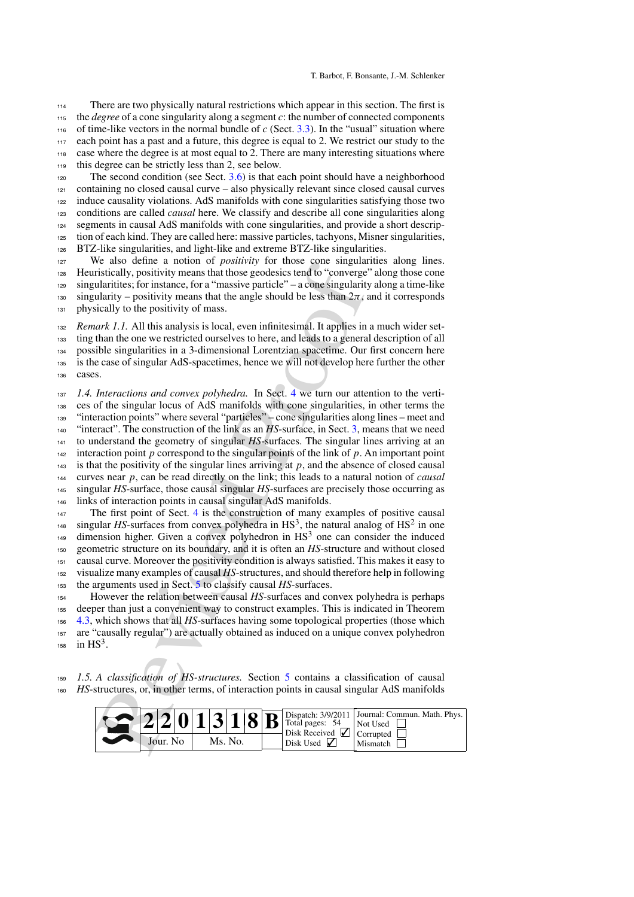There are two physically natural restrictions which appear in this section. The first is the *degree* of a cone singularity along a segment $c$: the number of connected components of time-like vectors in the normal bundle of $c$ (Sect. 3.3). In the "usual" situation where each point has a past and a future, this degree is equal to 2. We restrict our study to the case where the degree is at most equal to 2. There are many interesting situations where this degree can be strictly less than 2, see below.

The second condition (see Sect. 3.6) is that each point should have a neighborhood containing no closed causal curve – also physically relevant since closed causal curves induce causality violations. AdS manifolds with cone singularities satisfying those two conditions are called *causal* here. We classify and describe all cone singularities along segments in causal AdS manifolds with cone singularities, and provide a short description of each kind. They are called here: massive particles, tachyons, Misner singularities, BTZ-like singularities, and light-like and extreme BTZ-like singularities.

We also define a notion of *positivity* for those cone singularities along lines. Heuristically, positivity means that those geodesics tend to "converge" along those cone singularitites; for instance, for a "massive particle" – a cone singularity along a time-like singularity – positivity means that the angle should be less than $2\pi$, and it corresponds physically to the positivity of mass.

*Remark 1.1.* All this analysis is local, even infinitesimal. It applies in a much wider setting than the one we restricted ourselves to here, and leads to a general description of all possible singularities in a 3-dimensional Lorentzian spacetime. Our first concern here is the case of singular AdS-spacetimes, hence we will not develop here further the other cases.

*1.4. Interactions and convex polyhedra.* In Sect. 4 we turn our attention to the vertices of the singular locus of AdS manifolds with cone singularities, in other terms the "interaction points" where several "particles" – cone singularities along lines – meet and "interact". The construction of the link as an *HS*-surface, in Sect. 3, means that we need to understand the geometry of singular *HS*-surfaces. The singular lines arriving at an interaction point $p$ correspond to the singular points of the link of $p$. An important point is that the positivity of the singular lines arriving at $p$, and the absence of closed causal curves near $p$, can be read directly on the link; this leads to a natural notion of *causal* singular *HS*-surface, those causal singular *HS*-surfaces are precisely those occurring as links of interaction points in causal singular AdS manifolds.

The first point of Sect. 4 is the construction of many examples of positive causal singular *HS*-surfaces from convex polyhedra in $\mathrm{HS}^3$, the natural analog of $\mathrm{HS}^2$ in one dimension higher. Given a convex polyhedron in $\mathrm{HS}^3$ one can consider the induced geometric structure on its boundary, and it is often an *HS*-structure and without closed causal curve. Moreover the positivity condition is always satisfied. This makes it easy to visualize many examples of causal *HS*-structures, and should therefore help in following the arguments used in Sect. 5 to classify causal *HS*-surfaces.

However the relation between causal *HS*-surfaces and convex polyhedra is perhaps deeper than just a convenient way to construct examples. This is indicated in Theorem 4.3, which shows that all *HS*-surfaces having some topological properties (those which are "causally regular") are actually obtained as induced on a unique convex polyhedron in $\mathrm{HS}^3$.

*1.5. A classification of HS-structures.* Section 5 contains a classification of causal *HS*-structures, or, in other terms, of interaction points in causal singular AdS manifolds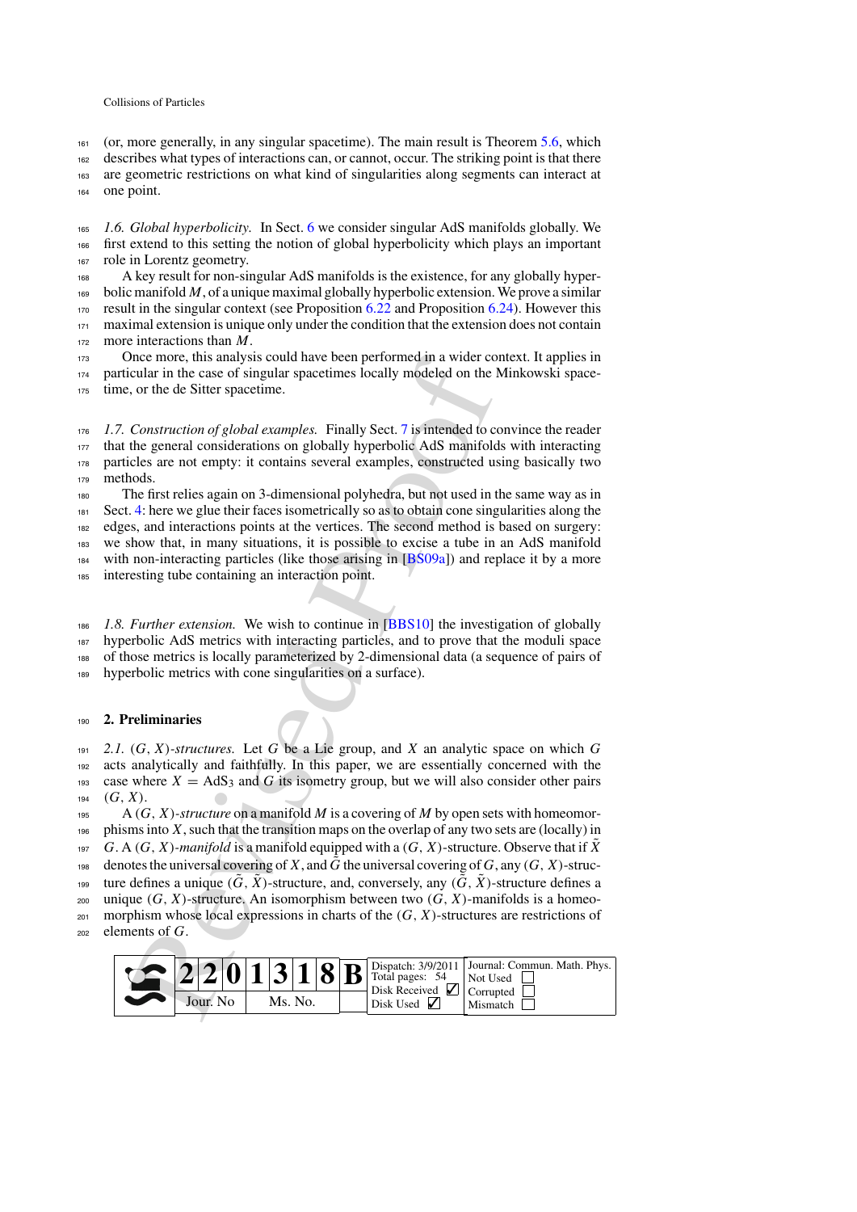(or, more generally, in any singular spacetime). The main result is Theorem 5.6, which describes what types of interactions can, or cannot, occur. The striking point is that there are geometric restrictions on what kind of singularities along segments can interact at one point.

*1.6. Global hyperbolicity.* In Sect. 6 we consider singular AdS manifolds globally. We first extend to this setting the notion of global hyperbolicity which plays an important role in Lorentz geometry.

A key result for non-singular AdS manifolds is the existence, for any globally hyperbolic manifold $M$, of a unique maximal globally hyperbolic extension. We prove a similar result in the singular context (see Proposition 6.22 and Proposition 6.24). However this maximal extension is unique only under the condition that the extension does not contain more interactions than $M$.

Once more, this analysis could have been performed in a wider context. It applies in particular in the case of singular spacetimes locally modeled on the Minkowski spacetime, or the de Sitter spacetime.

*1.7. Construction of global examples.* Finally Sect. 7 is intended to convince the reader that the general considerations on globally hyperbolic AdS manifolds with interacting particles are not empty: it contains several examples, constructed using basically two methods.

The first relies again on 3-dimensional polyhedra, but not used in the same way as in Sect. 4: here we glue their faces isometrically so as to obtain cone singularities along the edges, and interactions points at the vertices. The second method is based on surgery: we show that, in many situations, it is possible to excise a tube in an AdS manifold with non-interacting particles (like those arising in [BS09a]) and replace it by a more interesting tube containing an interaction point.

*1.8. Further extension.* We wish to continue in [BBS10] the investigation of globally hyperbolic AdS metrics with interacting particles, and to prove that the moduli space of those metrics is locally parameterized by 2-dimensional data (a sequence of pairs of hyperbolic metrics with cone singularities on a surface).

## 2. Preliminaries

*2.1. $(G, X)$-structures.* Let $G$ be a Lie group, and $X$ an analytic space on which $G$ acts analytically and faithfully. In this paper, we are essentially concerned with the case where $X = \mathrm{AdS}_3$ and $G$ its isometry group, but we will also consider other pairs $(G, X)$.

A $(G, X)$-*structure* on a manifold $M$ is a covering of $M$ by open sets with homeomorphisms into $X$, such that the transition maps on the overlap of any two sets are (locally) in $G$. A $(G, X)$-*manifold* is a manifold equipped with a $(G, X)$-structure. Observe that if $\tilde{X}$ denotes the universal covering of $X$, and $\tilde{G}$ the universal covering of $G$, any $(G, X)$-structure defines a unique $(\tilde{G}, \tilde{X})$-structure, and, conversely, any $(\tilde{G}, \tilde{X})$-structure defines a unique $(G, X)$-structure. An isomorphism between two $(G, X)$-manifolds is a homeomorphism whose local expressions in charts of the $(G, X)$-structures are restrictions of elements of $G$.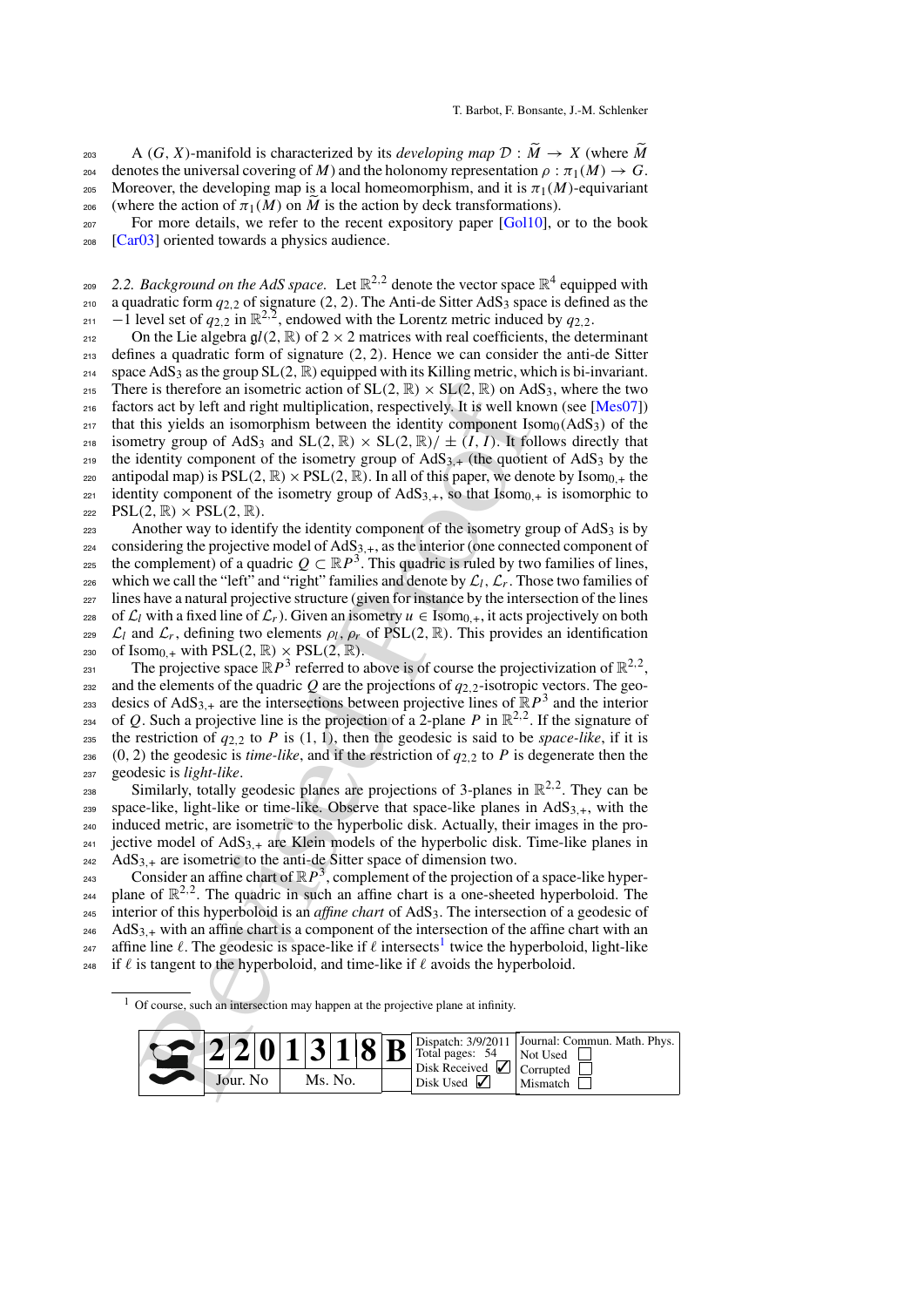A $(G, X)$-manifold is characterized by its *developing map* $\mathcal{D} : \widetilde{M} \to X$ (where $\widetilde{M}$ denotes the universal covering of $M$) and the holonomy representation $\rho : \pi_1(M) \to G$. Moreover, the developing map is a local homeomorphism, and it is $\pi_1(M)$-equivariant (where the action of $\pi_1(M)$ on $\widetilde{M}$ is the action by deck transformations).

For more details, we refer to the recent expository paper [Gol10], or to the book [Car03] oriented towards a physics audience.

*2.2. Background on the AdS space.* Let $\mathbb{R}^{2,2}$ denote the vector space $\mathbb{R}^4$ equipped with a quadratic form $q_{2,2}$ of signature $(2, 2)$. The Anti-de Sitter $AdS_3$ space is defined as the $-1$ level set of $q_{2,2}$ in $\mathbb{R}^{2,2}$, endowed with the Lorentz metric induced by $q_{2,2}$.

On the Lie algebra $\mathfrak{gl}(2, \mathbb{R})$ of $2 \times 2$ matrices with real coefficients, the determinant defines a quadratic form of signature $(2, 2)$. Hence we can consider the anti-de Sitter space $AdS_3$ as the group $SL(2, \mathbb{R})$ equipped with its Killing metric, which is bi-invariant. There is therefore an isometric action of $SL(2, \mathbb{R}) \times SL(2, \mathbb{R})$ on $AdS_3$, where the two factors act by left and right multiplication, respectively. It is well known (see [Mes07]) that this yields an isomorphism between the identity component $\mathrm{Isom}_0(AdS_3)$ of the isometry group of $AdS_3$ and $SL(2, \mathbb{R}) \times SL(2, \mathbb{R})/\pm(I, I)$. It follows directly that the identity component of the isometry group of $AdS_{3,+}$ (the quotient of $AdS_3$ by the antipodal map) is $PSL(2, \mathbb{R}) \times PSL(2, \mathbb{R})$. In all of this paper, we denote by $\mathrm{Isom}_{0,+}$ the identity component of the isometry group of $AdS_{3,+}$, so that $\mathrm{Isom}_{0,+}$ is isomorphic to $PSL(2, \mathbb{R}) \times PSL(2, \mathbb{R})$.

Another way to identify the identity component of the isometry group of $AdS_3$ is by considering the projective model of $AdS_{3,+}$, as the interior (one connected component of the complement) of a quadric $Q \subset \mathbb{R}P^3$. This quadric is ruled by two families of lines, which we call the "left" and "right" families and denote by $\mathcal{L}_l$, $\mathcal{L}_r$. Those two families of lines have a natural projective structure (given for instance by the intersection of the lines of $\mathcal{L}_l$ with a fixed line of $\mathcal{L}_r$). Given an isometry $u \in \mathrm{Isom}_{0,+}$, it acts projectively on both $\mathcal{L}_l$ and $\mathcal{L}_r$, defining two elements $\rho_l$, $\rho_r$ of $PSL(2, \mathbb{R})$. This provides an identification of $\mathrm{Isom}_{0,+}$ with $PSL(2, \mathbb{R}) \times PSL(2, \mathbb{R})$.

The projective space $\mathbb{R}P^3$ referred to above is of course the projectivization of $\mathbb{R}^{2,2}$, and the elements of the quadric $Q$ are the projections of $q_{2,2}$-isotropic vectors. The geodesics of $AdS_{3,+}$ are the intersections between projective lines of $\mathbb{R}P^3$ and the interior of $Q$. Such a projective line is the projection of a 2-plane $P$ in $\mathbb{R}^{2,2}$. If the signature of the restriction of $q_{2,2}$ to $P$ is $(1, 1)$, then the geodesic is said to be *space-like*, if it is $(0, 2)$ the geodesic is *time-like*, and if the restriction of $q_{2,2}$ to $P$ is degenerate then the geodesic is *light-like*.

Similarly, totally geodesic planes are projections of 3-planes in $\mathbb{R}^{2,2}$. They can be space-like, light-like or time-like. Observe that space-like planes in $AdS_{3,+}$, with the induced metric, are isometric to the hyperbolic disk. Actually, their images in the projective model of $AdS_{3,+}$ are Klein models of the hyperbolic disk. Time-like planes in $AdS_{3,+}$ are isometric to the anti-de Sitter space of dimension two.

Consider an affine chart of $\mathbb{R}P^3$, complement of the projection of a space-like hyperplane of $\mathbb{R}^{2,2}$. The quadric in such an affine chart is a one-sheeted hyperboloid. The interior of this hyperboloid is an *affine chart* of $AdS_3$. The intersection of a geodesic of $AdS_{3,+}$ with an affine chart is a component of the intersection of the affine chart with an affine line $\ell$. The geodesic is space-like if $\ell$ intersects[1] twice the hyperboloid, light-like if $\ell$ is tangent to the hyperboloid, and time-like if $\ell$ avoids the hyperboloid.

[1] Of course, such an intersection may happen at the projective plane at infinity.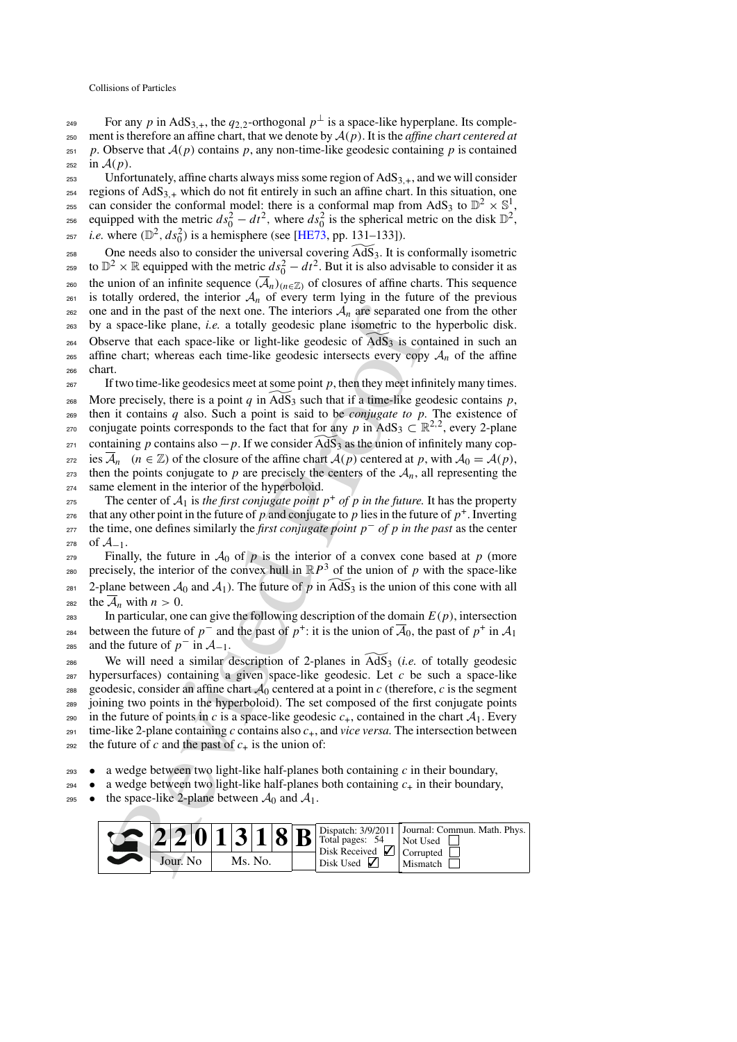For any $p$ in $\mathrm{AdS}_{3,+}$, the $q_{2,2}$-orthogonal $p^{\perp}$ is a space-like hyperplane. Its complement is therefore an affine chart, that we denote by $\mathcal{A}(p)$. It is the *affine chart centered at* $p$. Observe that $\mathcal{A}(p)$ contains $p$, any non-time-like geodesic containing $p$ is contained in $\mathcal{A}(p)$.

Unfortunately, affine charts always miss some region of $\mathrm{AdS}_{3,+}$, and we will consider regions of $\mathrm{AdS}_{3,+}$ which do not fit entirely in such an affine chart. In this situation, one can consider the conformal model: there is a conformal map from $\mathrm{AdS}_3$ to $\mathbb{D}^2 \times \mathbb{S}^1$, equipped with the metric $ds_0^2 - dt^2$, where $ds_0^2$ is the spherical metric on the disk $\mathbb{D}^2$, *i.e.* where $(\mathbb{D}^2, ds_0^2)$ is a hemisphere (see [HE73, pp. 131–133]).

One needs also to consider the universal covering $\widetilde{\mathrm{AdS}}_3$. It is conformally isometric to $\mathbb{D}^2 \times \mathbb{R}$ equipped with the metric $ds_0^2 - dt^2$. But it is also advisable to consider it as the union of an infinite sequence $(\overline{\mathcal{A}}_n)_{(n\in\mathbb{Z})}$ of closures of affine charts. This sequence is totally ordered, the interior $\mathcal{A}_n$ of every term lying in the future of the previous one and in the past of the next one. The interiors $\mathcal{A}_n$ are separated one from the other by a space-like plane, *i.e.* a totally geodesic plane isometric to the hyperbolic disk. Observe that each space-like or light-like geodesic of $\widetilde{\mathrm{AdS}}_3$ is contained in such an affine chart; whereas each time-like geodesic intersects every copy $\mathcal{A}_n$ of the affine chart.

If two time-like geodesics meet at some point $p$, then they meet infinitely many times. More precisely, there is a point $q$ in $\widetilde{\mathrm{AdS}}_3$ such that if a time-like geodesic contains $p$, then it contains $q$ also. Such a point is said to be *conjugate to* $p$. The existence of conjugate points corresponds to the fact that for any $p$ in $\mathrm{AdS}_3 \subset \mathbb{R}^{2,2}$, every 2-plane containing $p$ contains also $-p$. If we consider $\widetilde{\mathrm{AdS}}_3$ as the union of infinitely many copies $\overline{\mathcal{A}}_n \quad (n \in \mathbb{Z})$ of the closure of the affine chart $\mathcal{A}(p)$ centered at $p$, with $\mathcal{A}_0 = \mathcal{A}(p)$, then the points conjugate to $p$ are precisely the centers of the $\mathcal{A}_n$, all representing the same element in the interior of the hyperboloid.

The center of $\mathcal{A}_1$ is *the first conjugate point* $p^+$ *of* $p$ *in the future.* It has the property that any other point in the future of $p$ and conjugate to $p$ lies in the future of $p^+$. Inverting the time, one defines similarly the *first conjugate point* $p^-$ *of* $p$ *in the past* as the center of $\mathcal{A}_{-1}$.

Finally, the future in $\mathcal{A}_0$ of $p$ is the interior of a convex cone based at $p$ (more precisely, the interior of the convex hull in $\mathbb{R}P^3$ of the union of $p$ with the space-like 2-plane between $\mathcal{A}_0$ and $\mathcal{A}_1$). The future of $p$ in $\widetilde{\mathrm{AdS}}_3$ is the union of this cone with all the $\overline{\mathcal{A}}_n$ with $n > 0$.

In particular, one can give the following description of the domain $E(p)$, intersection between the future of $p^-$ and the past of $p^+$: it is the union of $\overline{\mathcal{A}}_0$, the past of $p^+$ in $\mathcal{A}_1$ and the future of $p^-$ in $\mathcal{A}_{-1}$.

We will need a similar description of 2-planes in $\widetilde{\mathrm{AdS}}_3$ (*i.e.* of totally geodesic hypersurfaces) containing a given space-like geodesic. Let $c$ be such a space-like geodesic, consider an affine chart $\mathcal{A}_0$ centered at a point in $c$ (therefore, $c$ is the segment joining two points in the hyperboloid). The set composed of the first conjugate points in the future of points in $c$ is a space-like geodesic $c_+$, contained in the chart $\mathcal{A}_1$. Every time-like 2-plane containing $c$ contains also $c_+$, and *vice versa.* The intersection between the future of $c$ and the past of $c_+$ is the union of:

- a wedge between two light-like half-planes both containing $c$ in their boundary,
- a wedge between two light-like half-planes both containing $c_+$ in their boundary,
- the space-like 2-plane between $\mathcal{A}_0$ and $\mathcal{A}_1$.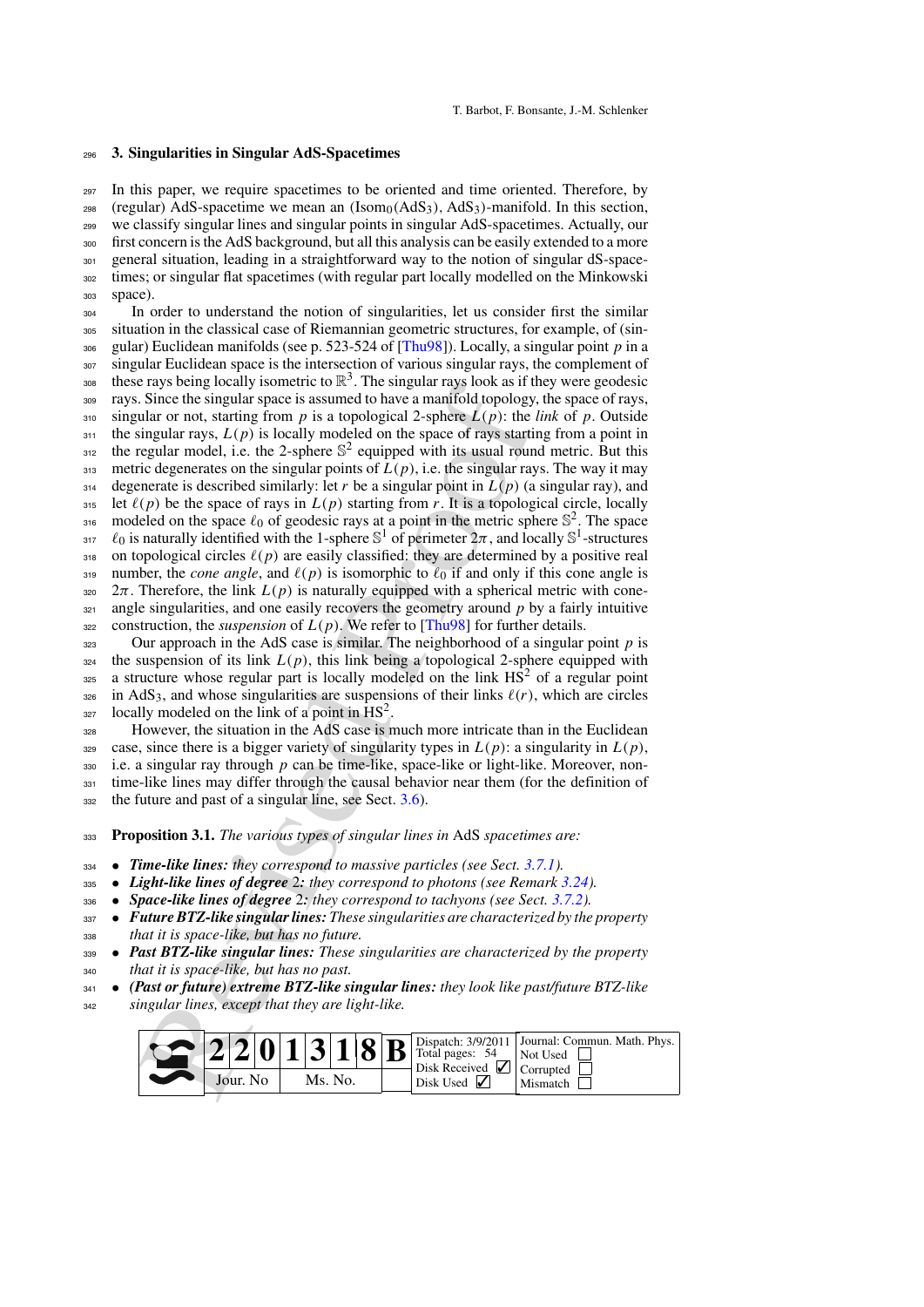## 3. Singularities in Singular AdS-Spacetimes

In this paper, we require spacetimes to be oriented and time oriented. Therefore, by (regular) AdS-spacetime we mean an $(\mathrm{Isom}_0(\mathrm{AdS}_3), \mathrm{AdS}_3)$-manifold. In this section, we classify singular lines and singular points in singular AdS-spacetimes. Actually, our first concern is the AdS background, but all this analysis can be easily extended to a more general situation, leading in a straightforward way to the notion of singular dS-spacetimes; or singular flat spacetimes (with regular part locally modelled on the Minkowski space).

In order to understand the notion of singularities, let us consider first the similar situation in the classical case of Riemannian geometric structures, for example, of (singular) Euclidean manifolds (see p. 523-524 of [Thu98]). Locally, a singular point $p$ in a singular Euclidean space is the intersection of various singular rays, the complement of these rays being locally isometric to $\mathbb{R}^3$. The singular rays look as if they were geodesic rays. Since the singular space is assumed to have a manifold topology, the space of rays, singular or not, starting from $p$ is a topological 2-sphere $L(p)$: the *link* of $p$. Outside the singular rays, $L(p)$ is locally modeled on the space of rays starting from a point in the regular model, i.e. the 2-sphere $\mathbb{S}^2$ equipped with its usual round metric. But this metric degenerates on the singular points of $L(p)$, i.e. the singular rays. The way it may degenerate is described similarly: let $r$ be a singular point in $L(p)$ (a singular ray), and let $\ell(p)$ be the space of rays in $L(p)$ starting from $r$. It is a topological circle, locally modeled on the space $\ell_0$ of geodesic rays at a point in the metric sphere $\mathbb{S}^2$. The space $\ell_0$ is naturally identified with the 1-sphere $\mathbb{S}^1$ of perimeter $2\pi$, and locally $\mathbb{S}^1$-structures on topological circles $\ell(p)$ are easily classified: they are determined by a positive real number, the *cone angle*, and $\ell(p)$ is isomorphic to $\ell_0$ if and only if this cone angle is $2\pi$. Therefore, the link $L(p)$ is naturally equipped with a spherical metric with cone-angle singularities, and one easily recovers the geometry around $p$ by a fairly intuitive construction, the *suspension* of $L(p)$. We refer to [Thu98] for further details.

Our approach in the AdS case is similar. The neighborhood of a singular point $p$ is the suspension of its link $L(p)$, this link being a topological 2-sphere equipped with a structure whose regular part is locally modeled on the link $\mathrm{HS}^2$ of a regular point in $\mathrm{AdS}_3$, and whose singularities are suspensions of their links $\ell(r)$, which are circles locally modeled on the link of a point in $\mathrm{HS}^2$.

However, the situation in the AdS case is much more intricate than in the Euclidean case, since there is a bigger variety of singularity types in $L(p)$: a singularity in $L(p)$, i.e. a singular ray through $p$ can be time-like, space-like or light-like. Moreover, non-time-like lines may differ through the causal behavior near them (for the definition of the future and past of a singular line, see Sect. 3.6).

**Proposition 3.1.** *The various types of singular lines in* AdS *spacetimes are:*

- ***Time-like lines:*** *they correspond to massive particles (see Sect. 3.7.1).*
- ***Light-like lines of degree 2:*** *they correspond to photons (see Remark 3.24).*
- ***Space-like lines of degree 2:*** *they correspond to tachyons (see Sect. 3.7.2).*
- ***Future BTZ-like singular lines:*** *These singularities are characterized by the property that it is space-like, but has no future.*
- ***Past BTZ-like singular lines:*** *These singularities are characterized by the property that it is space-like, but has no past.*
- ***(Past or future) extreme BTZ-like singular lines:*** *they look like past/future BTZ-like singular lines, except that they are light-like.*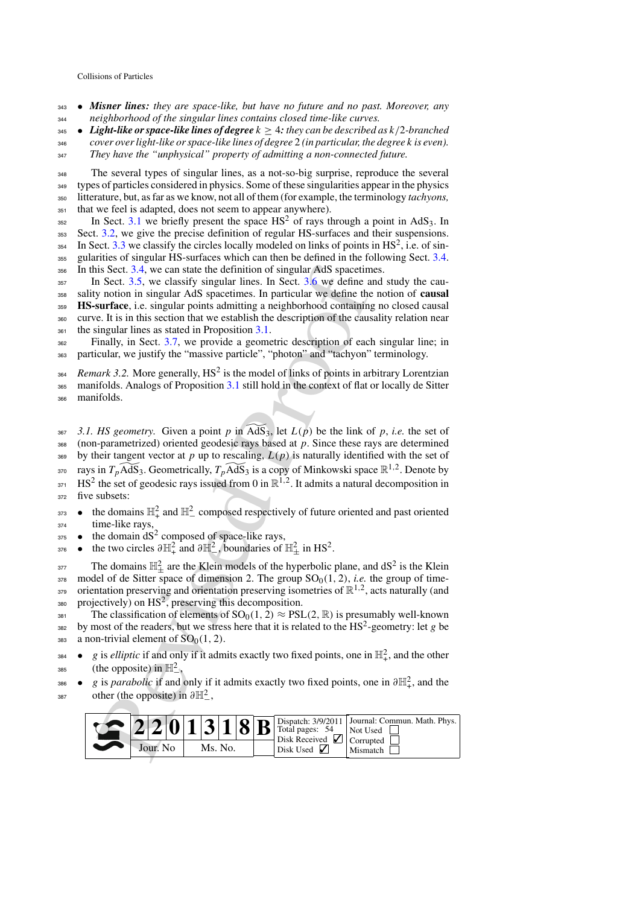- ***Misner lines:*** *they are space-like, but have no future and no past. Moreover, any neighborhood of the singular lines contains closed time-like curves.*
- ***Light-like or space-like lines of degree*** $k \geq 4$***:*** *they can be described as* $k/2$*-branched cover over light-like or space-like lines of degree* 2 *(in particular, the degree* $k$ *is even). They have the "unphysical" property of admitting a non-connected future.*

The several types of singular lines, as a not-so-big surprise, reproduce the several types of particles considered in physics. Some of these singularities appear in the physics litterature, but, as far as we know, not all of them (for example, the terminology *tachyons,* that we feel is adapted, does not seem to appear anywhere).

In Sect. 3.1 we briefly present the space $\mathrm{HS}^2$ of rays through a point in $\mathrm{AdS}_3$. In Sect. 3.2, we give the precise definition of regular HS-surfaces and their suspensions. In Sect. 3.3 we classify the circles locally modeled on links of points in $\mathrm{HS}^2$, i.e. of singularities of singular HS-surfaces which can then be defined in the following Sect. 3.4. In this Sect. 3.4, we can state the definition of singular AdS spacetimes.

In Sect. 3.5, we classify singular lines. In Sect. 3.6 we define and study the causality notion in singular AdS spacetimes. In particular we define the notion of **causal HS-surface**, i.e. singular points admitting a neighborhood containing no closed causal curve. It is in this section that we establish the description of the causality relation near the singular lines as stated in Proposition 3.1.

Finally, in Sect. 3.7, we provide a geometric description of each singular line; in particular, we justify the "massive particle", "photon" and "tachyon" terminology.

*Remark 3.2.* More generally, $\mathrm{HS}^2$ is the model of links of points in arbitrary Lorentzian manifolds. Analogs of Proposition 3.1 still hold in the context of flat or locally de Sitter manifolds.

*3.1. HS geometry.* Given a point $p$ in $\widetilde{\mathrm{AdS}}_3$, let $L(p)$ be the link of $p$, *i.e.* the set of (non-parametrized) oriented geodesic rays based at $p$. Since these rays are determined by their tangent vector at $p$ up to rescaling, $L(p)$ is naturally identified with the set of rays in $T_p\widetilde{\mathrm{AdS}}_3$. Geometrically, $T_p\widetilde{\mathrm{AdS}}_3$ is a copy of Minkowski space $\mathbb{R}^{1,2}$. Denote by $\mathrm{HS}^2$ the set of geodesic rays issued from 0 in $\mathbb{R}^{1,2}$. It admits a natural decomposition in five subsets:

- the domains $\mathbb{H}^2_+$ and $\mathbb{H}^2_-$ composed respectively of future oriented and past oriented time-like rays,
- the domain $\mathrm{dS}^2$ composed of space-like rays,
- the two circles $\partial\mathbb{H}^2_+$ and $\partial\mathbb{H}^2_-$, boundaries of $\mathbb{H}^2_\pm$ in $\mathrm{HS}^2$.

The domains $\mathbb{H}^2_\pm$ are the Klein models of the hyperbolic plane, and $\mathrm{dS}^2$ is the Klein model of de Sitter space of dimension 2. The group $\mathrm{SO}_0(1,2)$, *i.e.* the group of time-orientation preserving and orientation preserving isometries of $\mathbb{R}^{1,2}$, acts naturally (and projectively) on $\mathrm{HS}^2$, preserving this decomposition.

The classification of elements of $\mathrm{SO}_0(1,2) \approx \mathrm{PSL}(2,\mathbb{R})$ is presumably well-known by most of the readers, but we stress here that it is related to the $\mathrm{HS}^2$-geometry: let $g$ be a non-trivial element of $\mathrm{SO}_0(1,2)$.

- $g$ is *elliptic* if and only if it admits exactly two fixed points, one in $\mathbb{H}^2_+$, and the other (the opposite) in $\mathbb{H}^2_-$,
- $g$ is *parabolic* if and only if it admits exactly two fixed points, one in $\partial\mathbb{H}^2_+$, and the other (the opposite) in $\partial\mathbb{H}^2_-$,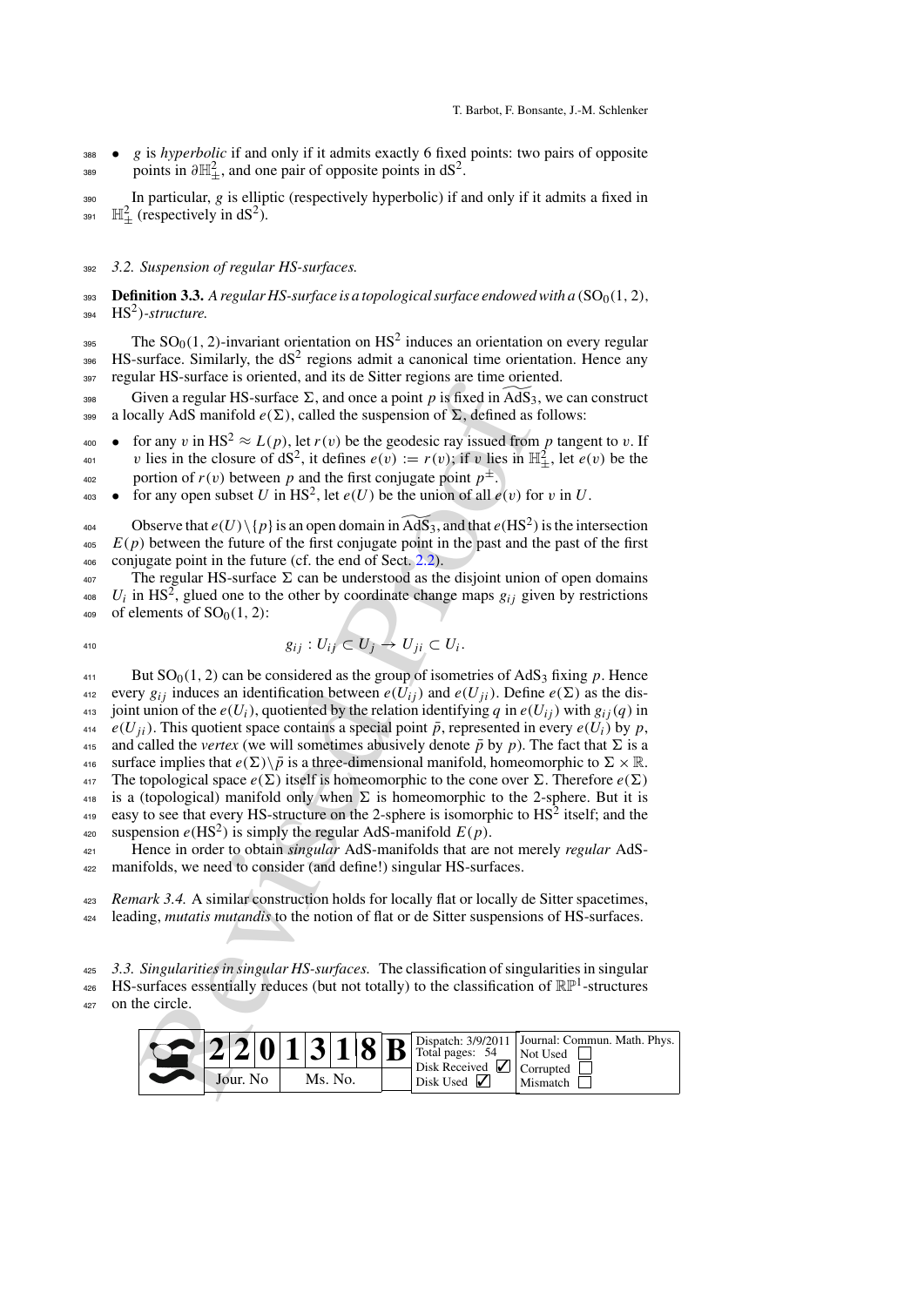- $g$ is *hyperbolic* if and only if it admits exactly 6 fixed points: two pairs of opposite points in $\partial\mathbb{H}^2_\pm$, and one pair of opposite points in $\mathrm{dS}^2$.

In particular, $g$ is elliptic (respectively hyperbolic) if and only if it admits a fixed in $\mathbb{H}^2_\pm$ (respectively in $\mathrm{dS}^2$).

*3.2. Suspension of regular HS-surfaces.*

**Definition 3.3.** *A regular HS-surface is a topological surface endowed with a* $(\mathrm{SO}_0(1,2),\mathrm{HS}^2)$*-structure.*

The $\mathrm{SO}_0(1,2)$-invariant orientation on $\mathrm{HS}^2$ induces an orientation on every regular HS-surface. Similarly, the $\mathrm{dS}^2$ regions admit a canonical time orientation. Hence any regular HS-surface is oriented, and its de Sitter regions are time oriented.

Given a regular HS-surface $\Sigma$, and once a point $p$ is fixed in $\widetilde{\mathrm{AdS}}_3$, we can construct a locally AdS manifold $e(\Sigma)$, called the suspension of $\Sigma$, defined as follows:

- for any $v$ in $\mathrm{HS}^2 \approx L(p)$, let $r(v)$ be the geodesic ray issued from $p$ tangent to $v$. If $v$ lies in the closure of $\mathrm{dS}^2$, it defines $e(v) := r(v)$; if $v$ lies in $\mathbb{H}^2_\pm$, let $e(v)$ be the portion of $r(v)$ between $p$ and the first conjugate point $p^\pm$.
- for any open subset $U$ in $\mathrm{HS}^2$, let $e(U)$ be the union of all $e(v)$ for $v$ in $U$.

Observe that $e(U)\setminus\{p\}$ is an open domain in $\widetilde{\mathrm{AdS}}_3$, and that $e(\mathrm{HS}^2)$ is the intersection $E(p)$ between the future of the first conjugate point in the past and the past of the first conjugate point in the future (cf. the end of Sect. 2.2).

The regular HS-surface $\Sigma$ can be understood as the disjoint union of open domains $U_i$ in $\mathrm{HS}^2$, glued one to the other by coordinate change maps $g_{ij}$ given by restrictions of elements of $\mathrm{SO}_0(1,2)$:

$$g_{ij} : U_{ij} \subset U_j \to U_{ji} \subset U_i.$$

But $\mathrm{SO}_0(1,2)$ can be considered as the group of isometries of $\mathrm{AdS}_3$ fixing $p$. Hence every $g_{ij}$ induces an identification between $e(U_{ij})$ and $e(U_{ji})$. Define $e(\Sigma)$ as the disjoint union of the $e(U_i)$, quotiented by the relation identifying $q$ in $e(U_{ij})$ with $g_{ij}(q)$ in $e(U_{ji})$. This quotient space contains a special point $\bar{p}$, represented in every $e(U_i)$ by $p$, and called the *vertex* (we will sometimes abusively denote $\bar{p}$ by $p$). The fact that $\Sigma$ is a surface implies that $e(\Sigma)\setminus\bar{p}$ is a three-dimensional manifold, homeomorphic to $\Sigma\times\mathbb{R}$. The topological space $e(\Sigma)$ itself is homeomorphic to the cone over $\Sigma$. Therefore $e(\Sigma)$ is a (topological) manifold only when $\Sigma$ is homeomorphic to the 2-sphere. But it is easy to see that every HS-structure on the 2-sphere is isomorphic to $\mathrm{HS}^2$ itself; and the suspension $e(\mathrm{HS}^2)$ is simply the regular AdS-manifold $E(p)$.

Hence in order to obtain *singular* AdS-manifolds that are not merely *regular* AdS-manifolds, we need to consider (and define!) singular HS-surfaces.

*Remark 3.4.* A similar construction holds for locally flat or locally de Sitter spacetimes, leading, *mutatis mutandis* to the notion of flat or de Sitter suspensions of HS-surfaces.

*3.3. Singularities in singular HS-surfaces.* The classification of singularities in singular HS-surfaces essentially reduces (but not totally) to the classification of $\mathbb{RP}^1$-structures on the circle.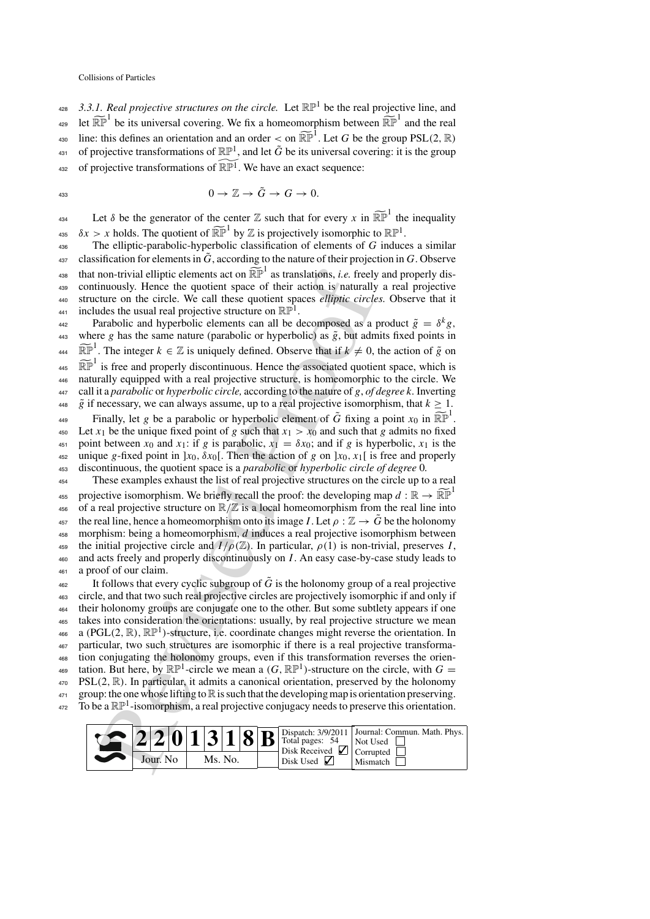*3.3.1. Real projective structures on the circle.* Let $\mathbb{RP}^1$ be the real projective line, and let $\widetilde{\mathbb{RP}}^1$ be its universal covering. We fix a homeomorphism between $\widetilde{\mathbb{RP}}^1$ and the real line: this defines an orientation and an order $<$ on $\widetilde{\mathbb{RP}}^1$. Let $G$ be the group $\mathrm{PSL}(2, \mathbb{R})$ of projective transformations of $\mathbb{RP}^1$, and let $\tilde{G}$ be its universal covering: it is the group of projective transformations of $\widetilde{\mathbb{RP}^1}$. We have an exact sequence:

$$0 \to \mathbb{Z} \to \tilde{G} \to G \to 0.$$

Let $\delta$ be the generator of the center $\mathbb{Z}$ such that for every $x$ in $\widetilde{\mathbb{RP}}^1$ the inequality $\delta x > x$ holds. The quotient of $\widetilde{\mathbb{RP}}^1$ by $\mathbb{Z}$ is projectively isomorphic to $\mathbb{RP}^1$.

The elliptic-parabolic-hyperbolic classification of elements of $G$ induces a similar classification for elements in $\tilde{G}$, according to the nature of their projection in $G$. Observe that non-trivial elliptic elements act on $\widetilde{\mathbb{RP}}^1$ as translations, *i.e.* freely and properly discontinuously. Hence the quotient space of their action is naturally a real projective structure on the circle. We call these quotient spaces *elliptic circles.* Observe that it includes the usual real projective structure on $\mathbb{RP}^1$.

Parabolic and hyperbolic elements can all be decomposed as a product $\tilde{g} = \delta^k g$, where $g$ has the same nature (parabolic or hyperbolic) as $\tilde{g}$, but admits fixed points in $\widetilde{\mathbb{RP}}^1$. The integer $k \in \mathbb{Z}$ is uniquely defined. Observe that if $k \neq 0$, the action of $\tilde{g}$ on $\widetilde{\mathbb{RP}}^1$ is free and properly discontinuous. Hence the associated quotient space, which is naturally equipped with a real projective structure, is homeomorphic to the circle. We call it a *parabolic* or *hyperbolic circle,* according to the nature of $g$, *of degree* $k$. Inverting $\tilde{g}$ if necessary, we can always assume, up to a real projective isomorphism, that $k \geq 1$.

Finally, let $g$ be a parabolic or hyperbolic element of $\tilde{G}$ fixing a point $x_0$ in $\widetilde{\mathbb{RP}}^1$. Let $x_1$ be the unique fixed point of $g$ such that $x_1 > x_0$ and such that $g$ admits no fixed point between $x_0$ and $x_1$: if $g$ is parabolic, $x_1 = \delta x_0$; and if $g$ is hyperbolic, $x_1$ is the unique $g$-fixed point in $]x_0, \delta x_0[$. Then the action of $g$ on $]x_0, x_1[$ is free and properly discontinuous, the quotient space is a *parabolic* or *hyperbolic circle of degree* 0*.*

These examples exhaust the list of real projective structures on the circle up to a real projective isomorphism. We briefly recall the proof: the developing map $d : \mathbb{R} \to \widetilde{\mathbb{RP}}^1$ of a real projective structure on $\mathbb{R}/\mathbb{Z}$ is a local homeomorphism from the real line into the real line, hence a homeomorphism onto its image $I$. Let $\rho : \mathbb{Z} \to \tilde{G}$ be the holonomy morphism: being a homeomorphism, $d$ induces a real projective isomorphism between the initial projective circle and $I/\rho(\mathbb{Z})$. In particular, $\rho(1)$ is non-trivial, preserves $I$, and acts freely and properly discontinuously on $I$. An easy case-by-case study leads to a proof of our claim.

It follows that every cyclic subgroup of $\tilde{G}$ is the holonomy group of a real projective circle, and that two such real projective circles are projectively isomorphic if and only if their holonomy groups are conjugate one to the other. But some subtlety appears if one takes into consideration the orientations: usually, by real projective structure we mean a $(\mathrm{PGL}(2, \mathbb{R}), \mathbb{RP}^1)$-structure, i.e. coordinate changes might reverse the orientation. In particular, two such structures are isomorphic if there is a real projective transformation conjugating the holonomy groups, even if this transformation reverses the orientation. But here, by $\mathbb{RP}^1$-circle we mean a $(G, \mathbb{RP}^1)$-structure on the circle, with $G = \mathrm{PSL}(2, \mathbb{R})$. In particular, it admits a canonical orientation, preserved by the holonomy group: the one whose lifting to $\mathbb{R}$ is such that the developing map is orientation preserving. To be a $\mathbb{RP}^1$-isomorphism, a real projective conjugacy needs to preserve this orientation.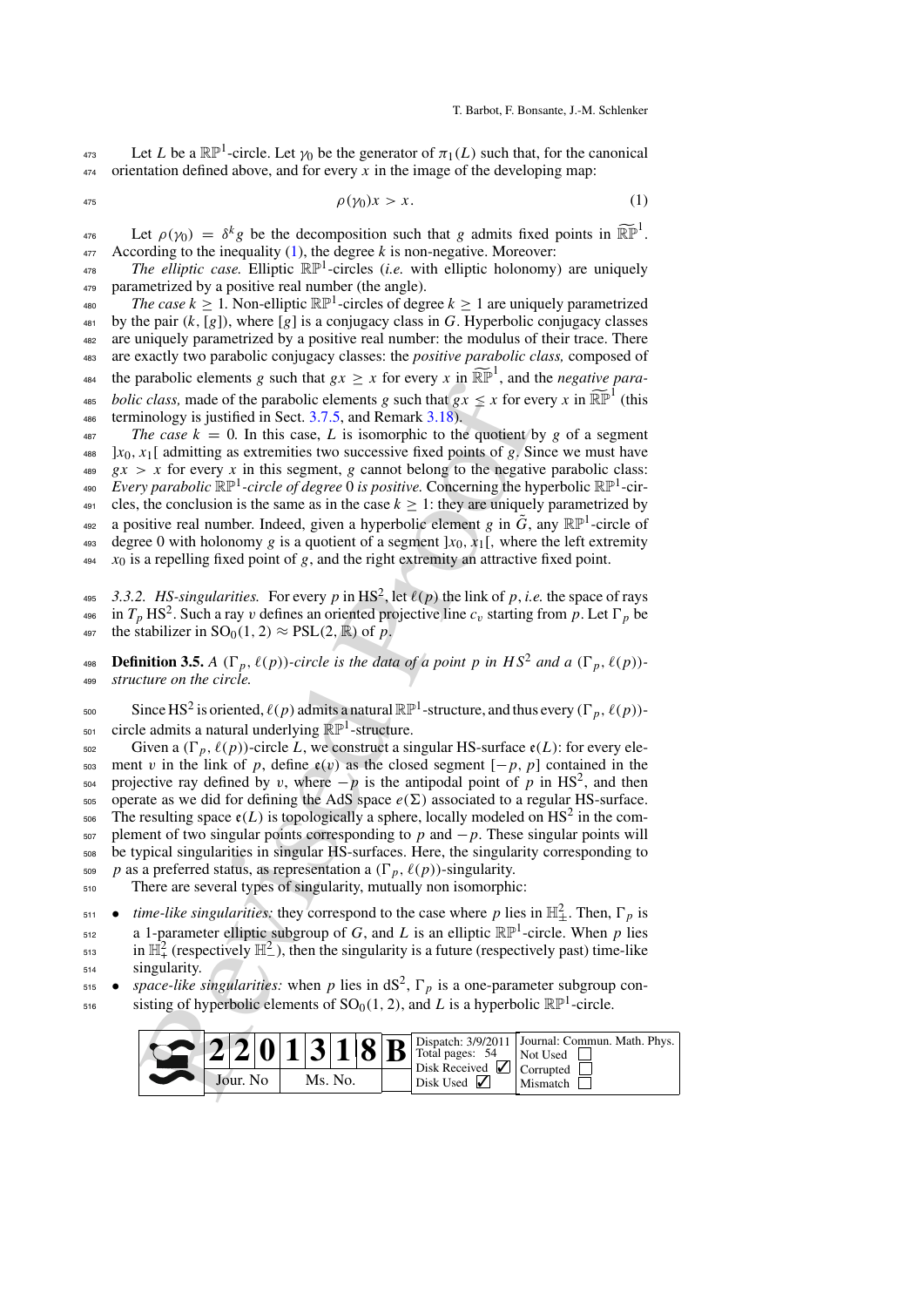Let $L$ be a $\mathbb{RP}^1$-circle. Let $\gamma_0$ be the generator of $\pi_1(L)$ such that, for the canonical orientation defined above, and for every $x$ in the image of the developing map:

$$\rho(\gamma_0)x > x. \tag{1}$$

Let $\rho(\gamma_0) = \delta^k g$ be the decomposition such that $g$ admits fixed points in $\widetilde{\mathbb{RP}}^1$. According to the inequality (1), the degree $k$ is non-negative. Moreover:

*The elliptic case.* Elliptic $\mathbb{RP}^1$-circles (*i.e.* with elliptic holonomy) are uniquely parametrized by a positive real number (the angle).

*The case $k \geq 1$.* Non-elliptic $\mathbb{RP}^1$-circles of degree $k \geq 1$ are uniquely parametrized by the pair $(k, [g])$, where $[g]$ is a conjugacy class in $G$. Hyperbolic conjugacy classes are uniquely parametrized by a positive real number: the modulus of their trace. There are exactly two parabolic conjugacy classes: the *positive parabolic class,* composed of the parabolic elements $g$ such that $gx \geq x$ for every $x$ in $\widetilde{\mathbb{RP}}^1$, and the *negative parabolic class,* made of the parabolic elements $g$ such that $gx \leq x$ for every $x$ in $\widetilde{\mathbb{RP}}^1$ (this terminology is justified in Sect. 3.7.5, and Remark 3.18).

*The case $k = 0$.* In this case, $L$ is isomorphic to the quotient by $g$ of a segment $]x_0, x_1[$ admitting as extremities two successive fixed points of $g$. Since we must have $gx > x$ for every $x$ in this segment, $g$ cannot belong to the negative parabolic class: *Every parabolic $\mathbb{RP}^1$-circle of degree 0 is positive.* Concerning the hyperbolic $\mathbb{RP}^1$-circles, the conclusion is the same as in the case $k \geq 1$: they are uniquely parametrized by a positive real number. Indeed, given a hyperbolic element $g$ in $\tilde{G}$, any $\mathbb{RP}^1$-circle of degree 0 with holonomy $g$ is a quotient of a segment $]x_0, x_1[$, where the left extremity $x_0$ is a repelling fixed point of $g$, and the right extremity an attractive fixed point.

*3.3.2. HS-singularities.* For every $p$ in $\mathrm{HS}^2$, let $\ell(p)$ the link of $p$, *i.e.* the space of rays in $T_p\,\mathrm{HS}^2$. Such a ray $v$ defines an oriented projective line $c_v$ starting from $p$. Let $\Gamma_p$ be the stabilizer in $\mathrm{SO}_0(1, 2) \approx \mathrm{PSL}(2, \mathbb{R})$ of $p$.

**Definition 3.5.** *A $(\Gamma_p, \ell(p))$-circle is the data of a point $p$ in $HS^2$ and a $(\Gamma_p, \ell(p))$-structure on the circle.*

Since $\mathrm{HS}^2$ is oriented, $\ell(p)$ admits a natural $\mathbb{RP}^1$-structure, and thus every $(\Gamma_p, \ell(p))$-circle admits a natural underlying $\mathbb{RP}^1$-structure.

Given a $(\Gamma_p, \ell(p))$-circle $L$, we construct a singular HS-surface $\mathfrak{e}(L)$: for every element $v$ in the link of $p$, define $\mathfrak{e}(v)$ as the closed segment $[-p, p]$ contained in the projective ray defined by $v$, where $-p$ is the antipodal point of $p$ in $\mathrm{HS}^2$, and then operate as we did for defining the AdS space $e(\Sigma)$ associated to a regular HS-surface. The resulting space $\mathfrak{e}(L)$ is topologically a sphere, locally modeled on $\mathrm{HS}^2$ in the complement of two singular points corresponding to $p$ and $-p$. These singular points will be typical singularities in singular HS-surfaces. Here, the singularity corresponding to $p$ as a preferred status, as representation a $(\Gamma_p, \ell(p))$-singularity.

There are several types of singularity, mutually non isomorphic:

- *time-like singularities:* they correspond to the case where $p$ lies in $\mathbb{H}^2_\pm$. Then, $\Gamma_p$ is a 1-parameter elliptic subgroup of $G$, and $L$ is an elliptic $\mathbb{RP}^1$-circle. When $p$ lies in $\mathbb{H}^2_+$ (respectively $\mathbb{H}^2_-$), then the singularity is a future (respectively past) time-like singularity.
- *space-like singularities:* when $p$ lies in $\mathrm{dS}^2$, $\Gamma_p$ is a one-parameter subgroup consisting of hyperbolic elements of $\mathrm{SO}_0(1, 2)$, and $L$ is a hyperbolic $\mathbb{RP}^1$-circle.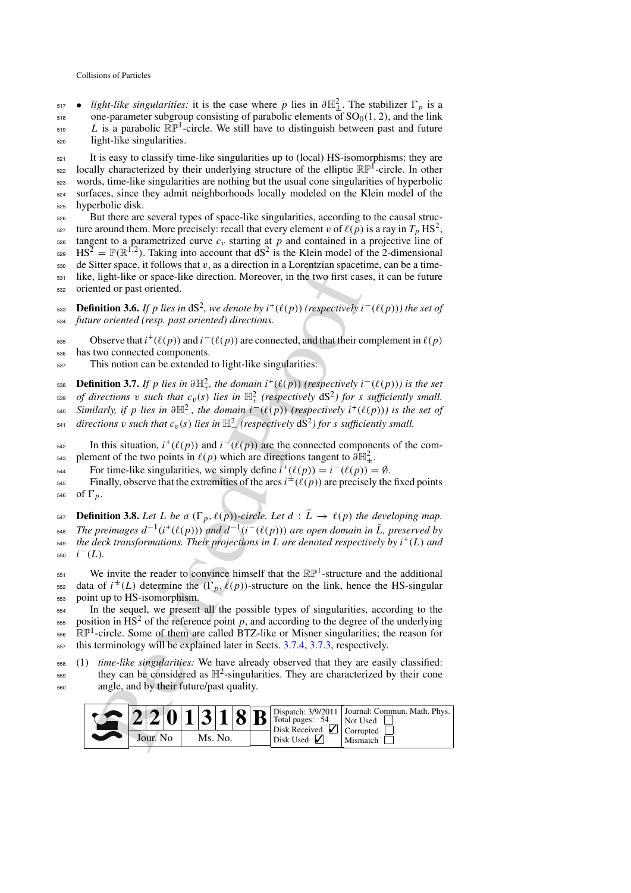- *light-like singularities:* it is the case where $p$ lies in $\partial\mathbb{H}^2_\pm$. The stabilizer $\Gamma_p$ is a one-parameter subgroup consisting of parabolic elements of $SO_0(1,2)$, and the link $L$ is a parabolic $\mathbb{RP}^1$-circle. We still have to distinguish between past and future light-like singularities.

It is easy to classify time-like singularities up to (local) HS-isomorphisms: they are locally characterized by their underlying structure of the elliptic $\mathbb{RP}^1$-circle. In other words, time-like singularities are nothing but the usual cone singularities of hyperbolic surfaces, since they admit neighborhoods locally modeled on the Klein model of the hyperbolic disk.

But there are several types of space-like singularities, according to the causal structure around them. More precisely: recall that every element $v$ of $\ell(p)$ is a ray in $T_p\,\mathrm{HS}^2$, tangent to a parametrized curve $c_v$ starting at $p$ and contained in a projective line of $\mathrm{HS}^2 = \mathbb{P}(\mathbb{R}^{1,2})$. Taking into account that $\mathrm{dS}^2$ is the Klein model of the 2-dimensional de Sitter space, it follows that $v$, as a direction in a Lorentzian spacetime, can be a time-like, light-like or space-like direction. Moreover, in the two first cases, it can be future oriented or past oriented.

**Definition 3.6.** *If $p$ lies in $\mathrm{dS}^2$, we denote by $i^+(\ell(p))$ (respectively $i^-(\ell(p))$) the set of future oriented (resp. past oriented) directions.*

Observe that $i^+(\ell(p))$ and $i^-(\ell(p))$ are connected, and that their complement in $\ell(p)$ has two connected components.

This notion can be extended to light-like singularities:

**Definition 3.7.** *If $p$ lies in $\partial\mathbb{H}^2_+$, the domain $i^+(\ell(p))$ (respectively $i^-(\ell(p))$) is the set of directions $v$ such that $c_v(s)$ lies in $\mathbb{H}^2_+$ (respectively $\mathrm{dS}^2$) for $s$ sufficiently small. Similarly, if $p$ lies in $\partial\mathbb{H}^2_-$, the domain $i^-(\ell(p))$ (respectively $i^+(\ell(p))$) is the set of directions $v$ such that $c_v(s)$ lies in $\mathbb{H}^2_-$ (respectively $\mathrm{dS}^2$) for $s$ sufficiently small.*

In this situation, $i^+(\ell(p))$ and $i^-(\ell(p))$ are the connected components of the complement of the two points in $\ell(p)$ which are directions tangent to $\partial\mathbb{H}^2_\pm$.

For time-like singularities, we simply define $i^+(\ell(p)) = i^-(\ell(p)) = \emptyset$.

Finally, observe that the extremities of the arcs $i^\pm(\ell(p))$ are precisely the fixed points of $\Gamma_p$.

**Definition 3.8.** *Let $L$ be a $(\Gamma_p, \ell(p))$-circle. Let $d : \tilde{L} \to \ell(p)$ the developing map. The preimages $d^{-1}(i^+(\ell(p)))$ and $d^{-1}(i^-(\ell(p)))$ are open domain in $\tilde{L}$, preserved by the deck transformations. Their projections in $L$ are denoted respectively by $i^+(L)$ and $i^-(L)$.*

We invite the reader to convince himself that the $\mathbb{RP}^1$-structure and the additional data of $i^\pm(L)$ determine the $(\Gamma_p, \ell(p))$-structure on the link, hence the HS-singular point up to HS-isomorphism.

In the sequel, we present all the possible types of singularities, according to the position in $\mathrm{HS}^2$ of the reference point $p$, and according to the degree of the underlying $\mathbb{RP}^1$-circle. Some of them are called BTZ-like or Misner singularities; the reason for this terminology will be explained later in Sects. 3.7.4, 3.7.3, respectively.

(1) *time-like singularities:* We have already observed that they are easily classified: they can be considered as $\mathbb{H}^2$-singularities. They are characterized by their cone angle, and by their future/past quality.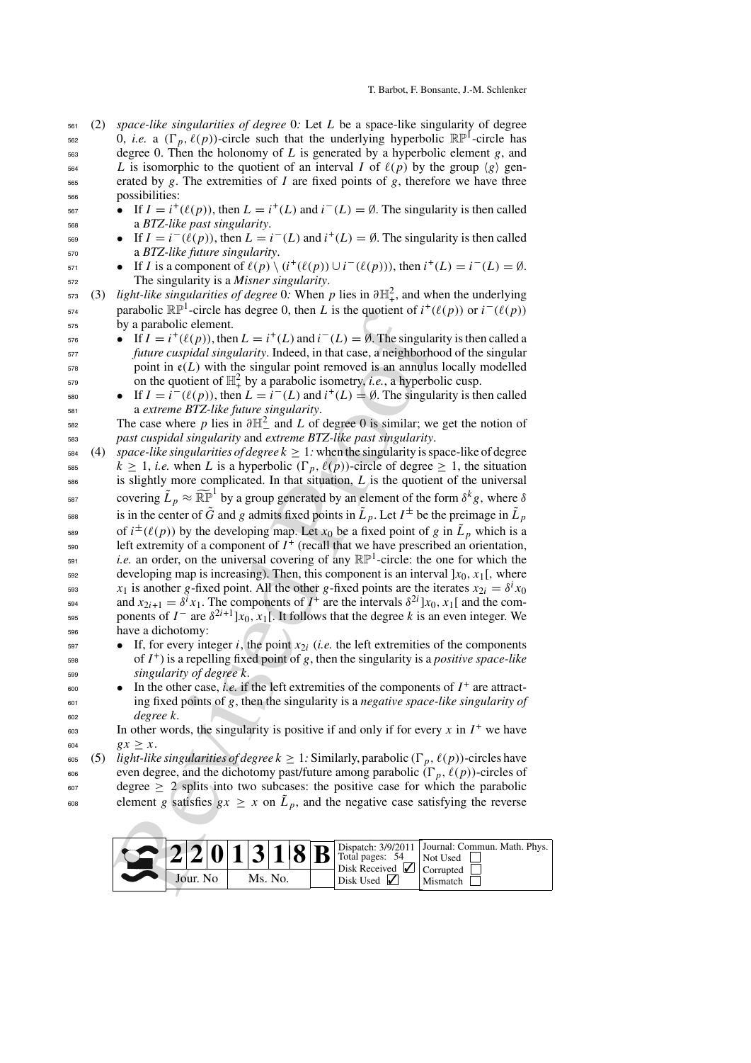(2) *space-like singularities of degree* 0*:* Let $L$ be a space-like singularity of degree 0, *i.e.* a $(\Gamma_p, \ell(p))$-circle such that the underlying hyperbolic $\mathbb{RP}^1$-circle has degree 0. Then the holonomy of $L$ is generated by a hyperbolic element $g$, and $L$ is isomorphic to the quotient of an interval $I$ of $\ell(p)$ by the group $\langle g \rangle$ generated by $g$. The extremities of $I$ are fixed points of $g$, therefore we have three possibilities:
   - If $I = i^+(\ell(p))$, then $L = i^+(L)$ and $i^-(L) = \emptyset$. The singularity is then called a *BTZ-like past singularity*.
   - If $I = i^-(\ell(p))$, then $L = i^-(L)$ and $i^+(L) = \emptyset$. The singularity is then called a *BTZ-like future singularity*.
   - If $I$ is a component of $\ell(p) \setminus (i^+(\ell(p)) \cup i^-(\ell(p)))$, then $i^+(L) = i^-(L) = \emptyset$. The singularity is a *Misner singularity*.

(3) *light-like singularities of degree* 0*:* When $p$ lies in $\partial\mathbb{H}^2_+$, and when the underlying parabolic $\mathbb{RP}^1$-circle has degree 0, then $L$ is the quotient of $i^+(\ell(p))$ or $i^-(\ell(p))$ by a parabolic element.
   - If $I = i^+(\ell(p))$, then $L = i^+(L)$ and $i^-(L) = \emptyset$. The singularity is then called a *future cuspidal singularity*. Indeed, in that case, a neighborhood of the singular point in $\mathfrak{e}(L)$ with the singular point removed is an annulus locally modelled on the quotient of $\mathbb{H}^2_+$ by a parabolic isometry, *i.e.*, a hyperbolic cusp.
   - If $I = i^-(\ell(p))$, then $L = i^-(L)$ and $i^+(L) = \emptyset$. The singularity is then called a *extreme BTZ-like future singularity*.

   The case where $p$ lies in $\partial\mathbb{H}^2_-$ and $L$ of degree 0 is similar; we get the notion of *past cuspidal singularity* and *extreme BTZ-like past singularity*.

(4) *space-like singularities of degree* $k \geq 1$*:* when the singularity is space-like of degree $k \geq 1$, *i.e.* when $L$ is a hyperbolic $(\Gamma_p, \ell(p))$-circle of degree $\geq 1$, the situation is slightly more complicated. In that situation, $L$ is the quotient of the universal covering $\tilde{L}_p \approx \widetilde{\mathbb{RP}}^1$ by a group generated by an element of the form $\delta^k g$, where $\delta$ is in the center of $\tilde{G}$ and $g$ admits fixed points in $\tilde{L}_p$. Let $I^\pm$ be the preimage in $\tilde{L}_p$ of $i^\pm(\ell(p))$ by the developing map. Let $x_0$ be a fixed point of $g$ in $\tilde{L}_p$ which is a left extremity of a component of $I^+$ (recall that we have prescribed an orientation, *i.e.* an order, on the universal covering of any $\mathbb{RP}^1$-circle: the one for which the developing map is increasing). Then, this component is an interval $]x_0, x_1[$, where $x_1$ is another $g$-fixed point. All the other $g$-fixed points are the iterates $x_{2i} = \delta^i x_0$ and $x_{2i+1} = \delta^i x_1$. The components of $I^+$ are the intervals $\delta^{2i}]x_0, x_1[$ and the components of $I^-$ are $\delta^{2i+1}]x_0, x_1[$. It follows that the degree $k$ is an even integer. We have a dichotomy:
   - If, for every integer $i$, the point $x_{2i}$ (*i.e.* the left extremities of the components of $I^+$) is a repelling fixed point of $g$, then the singularity is a *positive space-like singularity of degree* $k$.
   - In the other case, *i.e.* if the left extremities of the components of $I^+$ are attracting fixed points of $g$, then the singularity is a *negative space-like singularity of degree* $k$.

   In other words, the singularity is positive if and only if for every $x$ in $I^+$ we have $gx \geq x$.

(5) *light-like singularities of degree* $k \geq 1$*:* Similarly, parabolic $(\Gamma_p, \ell(p))$-circles have even degree, and the dichotomy past/future among parabolic $(\Gamma_p, \ell(p))$-circles of degree $\geq 2$ splits into two subcases: the positive case for which the parabolic element $g$ satisfies $gx \geq x$ on $\tilde{L}_p$, and the negative case satisfying the reverse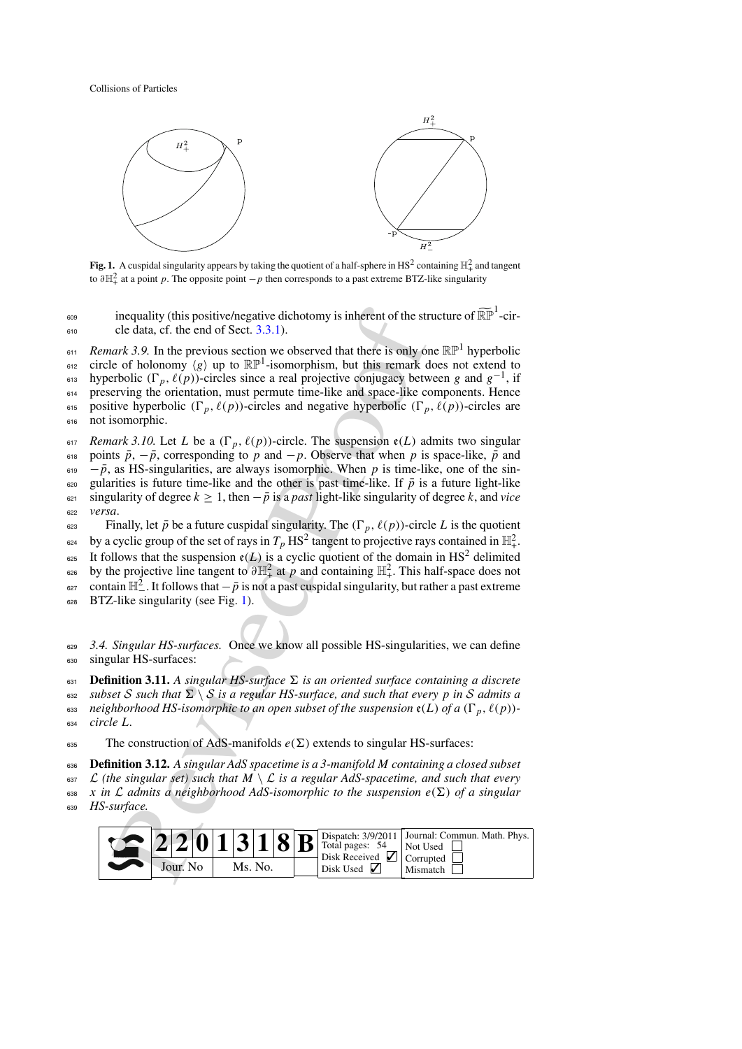H$^2_+$

p

H$^2_+$

p

-p

H$^2_-$

**Fig. 1.** A cuspidal singularity appears by taking the quotient of a half-sphere in $\mathrm{HS}^2$ containing $\mathbb{H}^2_+$ and tangent to $\partial\mathbb{H}^2_+$ at a point $p$. The opposite point $-p$ then corresponds to a past extreme BTZ-like singularity

inequality (this positive/negative dichotomy is inherent of the structure of $\widetilde{\mathbb{RP}}^1$-circle data, cf. the end of Sect. 3.3.1).

*Remark 3.9.* In the previous section we observed that there is only one $\mathbb{RP}^1$ hyperbolic circle of holonomy $\langle g \rangle$ up to $\mathbb{RP}^1$-isomorphism, but this remark does not extend to hyperbolic $(\Gamma_p, \ell(p))$-circles since a real projective conjugacy between $g$ and $g^{-1}$, if preserving the orientation, must permute time-like and space-like components. Hence positive hyperbolic $(\Gamma_p, \ell(p))$-circles and negative hyperbolic $(\Gamma_p, \ell(p))$-circles are not isomorphic.

*Remark 3.10.* Let $L$ be a $(\Gamma_p, \ell(p))$-circle. The suspension $\mathfrak{e}(L)$ admits two singular points $\bar{p}$, $-\bar{p}$, corresponding to $p$ and $-p$. Observe that when $p$ is space-like, $\bar{p}$ and $-\bar{p}$, as HS-singularities, are always isomorphic. When $p$ is time-like, one of the singularities is future time-like and the other is past time-like. If $\bar{p}$ is a future light-like singularity of degree $k \geq 1$, then $-\bar{p}$ is a *past* light-like singularity of degree $k$, and *vice versa*.

Finally, let $\bar{p}$ be a future cuspidal singularity. The $(\Gamma_p, \ell(p))$-circle $L$ is the quotient by a cyclic group of the set of rays in $T_p\,\mathrm{HS}^2$ tangent to projective rays contained in $\mathbb{H}^2_+$. It follows that the suspension $\mathfrak{e}(L)$ is a cyclic quotient of the domain in $\mathrm{HS}^2$ delimited by the projective line tangent to $\partial\mathbb{H}^2_+$ at $p$ and containing $\mathbb{H}^2_+$. This half-space does not contain $\mathbb{H}^2_-$. It follows that $-\bar{p}$ is not a past cuspidal singularity, but rather a past extreme BTZ-like singularity (see Fig. 1).

*3.4. Singular HS-surfaces.* Once we know all possible HS-singularities, we can define singular HS-surfaces:

**Definition 3.11.** *A singular HS-surface $\Sigma$ is an oriented surface containing a discrete subset $\mathcal{S}$ such that $\Sigma \setminus \mathcal{S}$ is a regular HS-surface, and such that every $p$ in $\mathcal{S}$ admits a neighborhood HS-isomorphic to an open subset of the suspension $\mathfrak{e}(L)$ of a $(\Gamma_p, \ell(p))$-circle $L$.*

The construction of AdS-manifolds $e(\Sigma)$ extends to singular HS-surfaces:

**Definition 3.12.** *A singular AdS spacetime is a 3-manifold $M$ containing a closed subset $\mathcal{L}$ (the singular set) such that $M \setminus \mathcal{L}$ is a regular AdS-spacetime, and such that every $x$ in $\mathcal{L}$ admits a neighborhood AdS-isomorphic to the suspension $e(\Sigma)$ of a singular HS-surface.*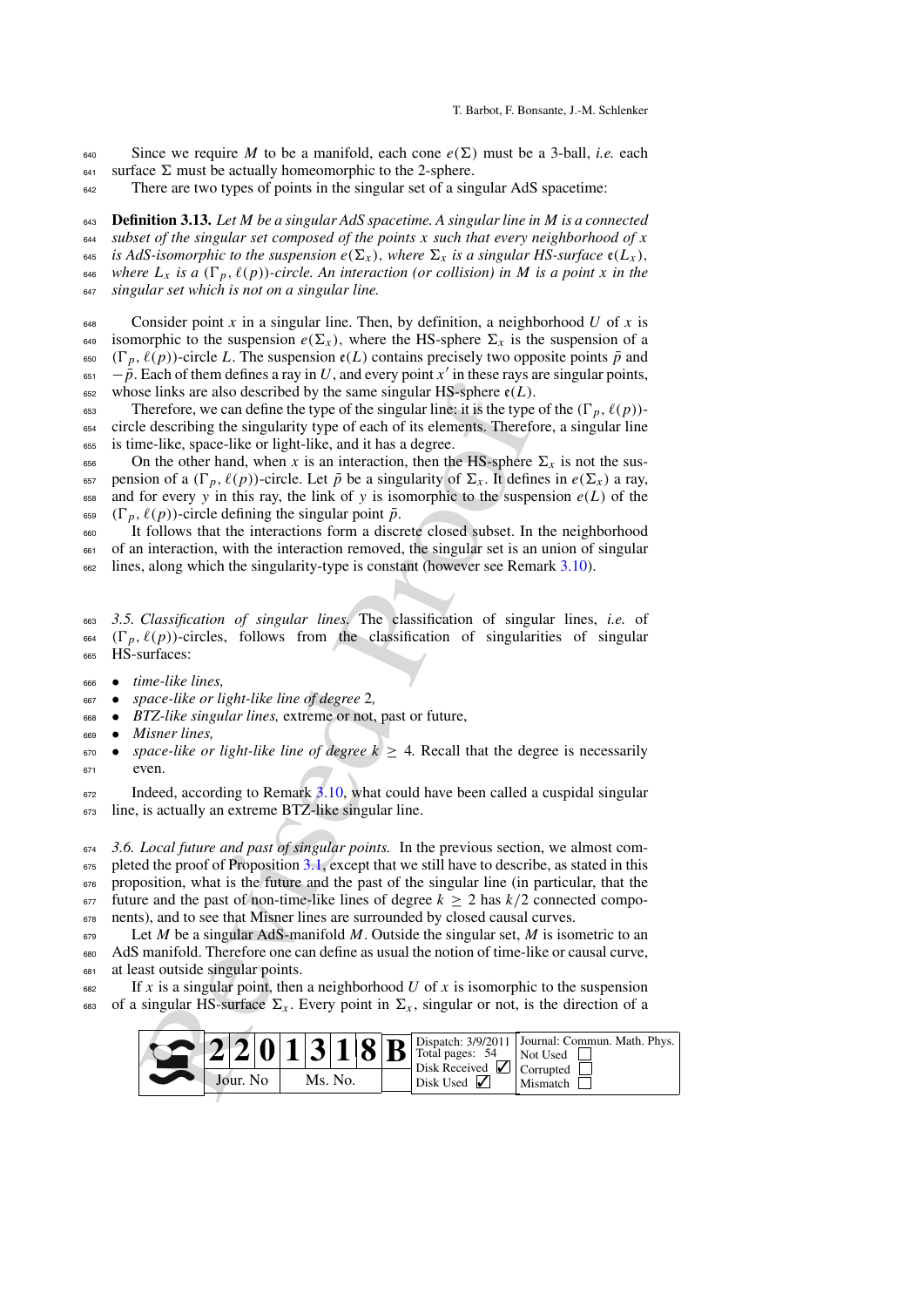Since we require $M$ to be a manifold, each cone $e(\Sigma)$ must be a 3-ball, *i.e.* each surface $\Sigma$ must be actually homeomorphic to the 2-sphere.

There are two types of points in the singular set of a singular AdS spacetime:

**Definition 3.13.** *Let $M$ be a singular AdS spacetime. A singular line in $M$ is a connected subset of the singular set composed of the points $x$ such that every neighborhood of $x$ is AdS-isomorphic to the suspension $e(\Sigma_x)$, where $\Sigma_x$ is a singular HS-surface $\mathfrak{e}(L_x)$, where $L_x$ is a $(\Gamma_p, \ell(p))$-circle. An interaction (or collision) in $M$ is a point $x$ in the singular set which is not on a singular line.*

Consider point $x$ in a singular line. Then, by definition, a neighborhood $U$ of $x$ is isomorphic to the suspension $e(\Sigma_x)$, where the HS-sphere $\Sigma_x$ is the suspension of a $(\Gamma_p, \ell(p))$-circle $L$. The suspension $\mathfrak{e}(L)$ contains precisely two opposite points $\bar{p}$ and $-\bar{p}$. Each of them defines a ray in $U$, and every point $x'$ in these rays are singular points, whose links are also described by the same singular HS-sphere $\mathfrak{e}(L)$.

Therefore, we can define the type of the singular line: it is the type of the $(\Gamma_p, \ell(p))$-circle describing the singularity type of each of its elements. Therefore, a singular line is time-like, space-like or light-like, and it has a degree.

On the other hand, when $x$ is an interaction, then the HS-sphere $\Sigma_x$ is not the suspension of a $(\Gamma_p, \ell(p))$-circle. Let $\bar{p}$ be a singularity of $\Sigma_x$. It defines in $e(\Sigma_x)$ a ray, and for every $y$ in this ray, the link of $y$ is isomorphic to the suspension $e(L)$ of the $(\Gamma_p, \ell(p))$-circle defining the singular point $\bar{p}$.

It follows that the interactions form a discrete closed subset. In the neighborhood of an interaction, with the interaction removed, the singular set is an union of singular lines, along which the singularity-type is constant (however see Remark 3.10).

*3.5. Classification of singular lines.* The classification of singular lines, *i.e.* of $(\Gamma_p, \ell(p))$-circles, follows from the classification of singularities of singular HS-surfaces:

- *time-like lines,*
- *space-like or light-like line of degree* 2*,*
- *BTZ-like singular lines,* extreme or not, past or future,
- *Misner lines,*
- *space-like or light-like line of degree $k \geq 4$.* Recall that the degree is necessarily even.

Indeed, according to Remark 3.10, what could have been called a cuspidal singular line, is actually an extreme BTZ-like singular line.

*3.6. Local future and past of singular points.* In the previous section, we almost completed the proof of Proposition 3.1, except that we still have to describe, as stated in this proposition, what is the future and the past of the singular line (in particular, that the future and the past of non-time-like lines of degree $k \geq 2$ has $k/2$ connected components), and to see that Misner lines are surrounded by closed causal curves.

Let $M$ be a singular AdS-manifold $M$. Outside the singular set, $M$ is isometric to an AdS manifold. Therefore one can define as usual the notion of time-like or causal curve, at least outside singular points.

If $x$ is a singular point, then a neighborhood $U$ of $x$ is isomorphic to the suspension of a singular HS-surface $\Sigma_x$. Every point in $\Sigma_x$, singular or not, is the direction of a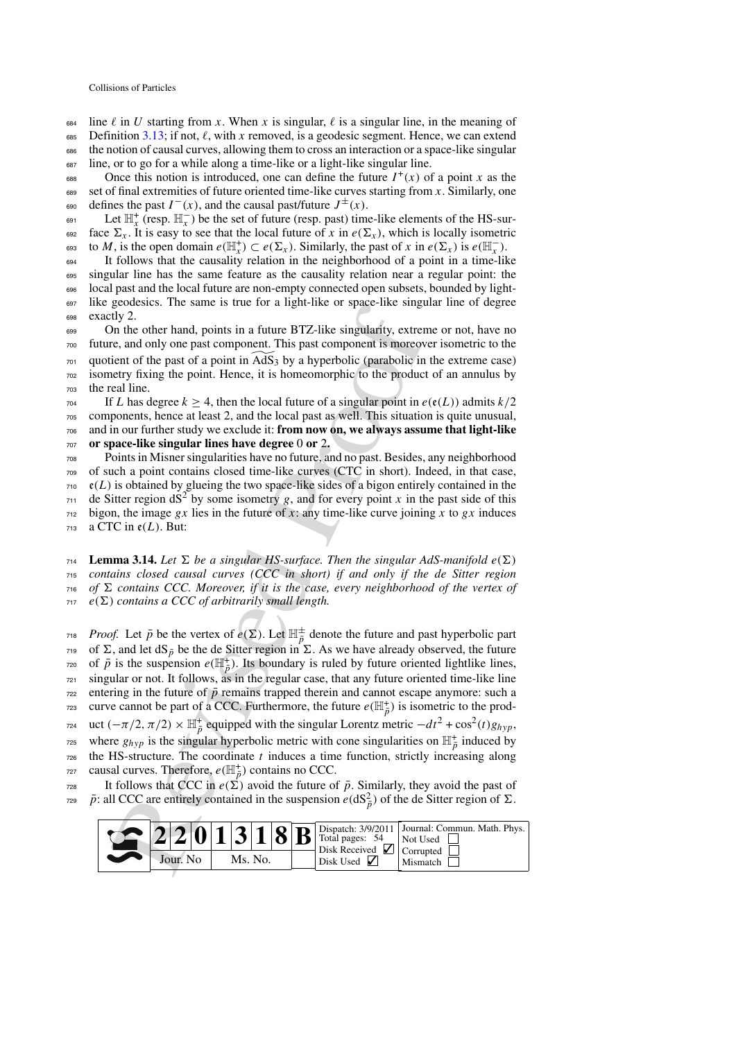line $\ell$ in $U$ starting from $x$. When $x$ is singular, $\ell$ is a singular line, in the meaning of Definition 3.13; if not, $\ell$, with $x$ removed, is a geodesic segment. Hence, we can extend the notion of causal curves, allowing them to cross an interaction or a space-like singular line, or to go for a while along a time-like or a light-like singular line.

Once this notion is introduced, one can define the future $I^+(x)$ of a point $x$ as the set of final extremities of future oriented time-like curves starting from $x$. Similarly, one defines the past $I^-(x)$, and the causal past/future $J^{\pm}(x)$.

Let $\mathbb{H}^+_x$ (resp. $\mathbb{H}^-_x$) be the set of future (resp. past) time-like elements of the HS-surface $\Sigma_x$. It is easy to see that the local future of $x$ in $e(\Sigma_x)$, which is locally isometric to $M$, is the open domain $e(\mathbb{H}^+_x) \subset e(\Sigma_x)$. Similarly, the past of $x$ in $e(\Sigma_x)$ is $e(\mathbb{H}^-_x)$.

It follows that the causality relation in the neighborhood of a point in a time-like singular line has the same feature as the causality relation near a regular point: the local past and the local future are non-empty connected open subsets, bounded by light-like geodesics. The same is true for a light-like or space-like singular line of degree exactly 2.

On the other hand, points in a future BTZ-like singularity, extreme or not, have no future, and only one past component. This past component is moreover isometric to the quotient of the past of a point in $\widetilde{\mathrm{AdS}}_3$ by a hyperbolic (parabolic in the extreme case) isometry fixing the point. Hence, it is homeomorphic to the product of an annulus by the real line.

If $L$ has degree $k \geq 4$, then the local future of a singular point in $e(\mathfrak{e}(L))$ admits $k/2$ components, hence at least 2, and the local past as well. This situation is quite unusual, and in our further study we exclude it: **from now on, we always assume that light-like or space-like singular lines have degree** $\mathbf{0}$ **or** $\mathbf{2}$**.**

Points in Misner singularities have no future, and no past. Besides, any neighborhood of such a point contains closed time-like curves (CTC in short). Indeed, in that case, $\mathfrak{e}(L)$ is obtained by glueing the two space-like sides of a bigon entirely contained in the de Sitter region $\mathrm{dS}^2$ by some isometry $g$, and for every point $x$ in the past side of this bigon, the image $gx$ lies in the future of $x$: any time-like curve joining $x$ to $gx$ induces a CTC in $\mathfrak{e}(L)$. But:

**Lemma 3.14.** *Let $\Sigma$ be a singular HS-surface. Then the singular AdS-manifold $e(\Sigma)$ contains closed causal curves (CCC in short) if and only if the de Sitter region of $\Sigma$ contains CCC. Moreover, if it is the case, every neighborhood of the vertex of $e(\Sigma)$ contains a CCC of arbitrarily small length.*

*Proof.* Let $\bar{p}$ be the vertex of $e(\Sigma)$. Let $\mathbb{H}^{\pm}_{\bar{p}}$ denote the future and past hyperbolic part of $\Sigma$, and let $\mathrm{dS}_{\bar{p}}$ be the de Sitter region in $\Sigma$. As we have already observed, the future of $\bar{p}$ is the suspension $e(\mathbb{H}^+_{\bar{p}})$. Its boundary is ruled by future oriented lightlike lines, singular or not. It follows, as in the regular case, that any future oriented time-like line entering in the future of $\bar{p}$ remains trapped therein and cannot escape anymore: such a curve cannot be part of a CCC. Furthermore, the future $e(\mathbb{H}^+_{\bar{p}})$ is isometric to the product $(-\pi/2, \pi/2) \times \mathbb{H}^+_{\bar{p}}$ equipped with the singular Lorentz metric $-dt^2 + \cos^2(t) g_{hyp}$, where $g_{hyp}$ is the singular hyperbolic metric with cone singularities on $\mathbb{H}^+_{\bar{p}}$ induced by the HS-structure. The coordinate $t$ induces a time function, strictly increasing along causal curves. Therefore, $e(\mathbb{H}^+_{\bar{p}})$ contains no CCC.

It follows that CCC in $e(\Sigma)$ avoid the future of $\bar{p}$. Similarly, they avoid the past of $\bar{p}$: all CCC are entirely contained in the suspension $e(\mathrm{dS}^2_{\bar{p}})$ of the de Sitter region of $\Sigma$.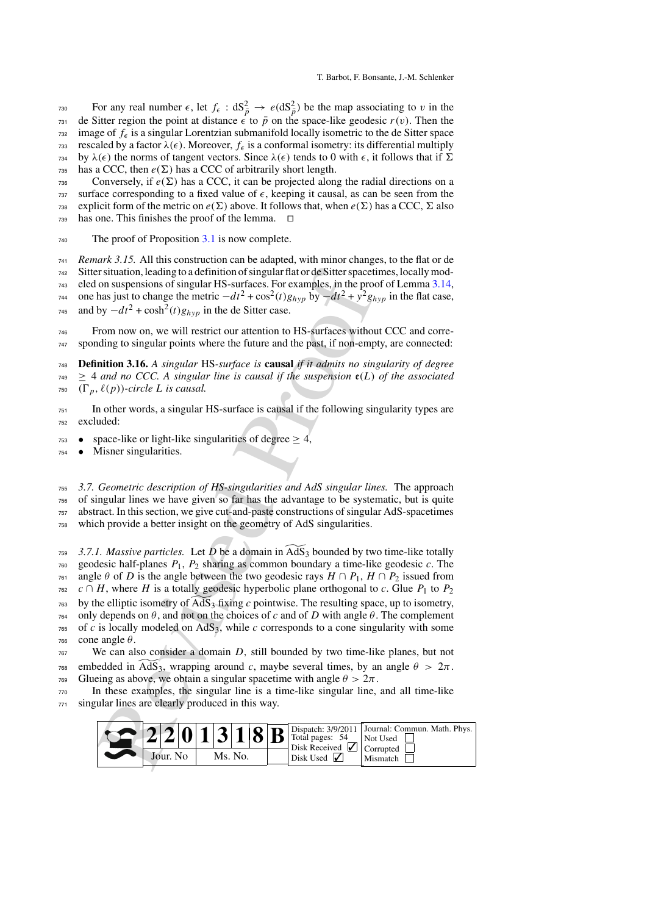For any real number $\epsilon$, let $f_\epsilon : \mathrm{dS}^2_{\bar{p}} \to e(\mathrm{dS}^2_{\bar{p}})$ be the map associating to $v$ in the de Sitter region the point at distance $\epsilon$ to $\bar{p}$ on the space-like geodesic $r(v)$. Then the image of $f_\epsilon$ is a singular Lorentzian submanifold locally isometric to the de Sitter space rescaled by a factor $\lambda(\epsilon)$. Moreover, $f_\epsilon$ is a conformal isometry: its differential multiply by $\lambda(\epsilon)$ the norms of tangent vectors. Since $\lambda(\epsilon)$ tends to 0 with $\epsilon$, it follows that if $\Sigma$ has a CCC, then $e(\Sigma)$ has a CCC of arbitrarily short length.

Conversely, if $e(\Sigma)$ has a CCC, it can be projected along the radial directions on a surface corresponding to a fixed value of $\epsilon$, keeping it causal, as can be seen from the explicit form of the metric on $e(\Sigma)$ above. It follows that, when $e(\Sigma)$ has a CCC, $\Sigma$ also has one. This finishes the proof of the lemma. □

The proof of Proposition 3.1 is now complete.

*Remark 3.15.* All this construction can be adapted, with minor changes, to the flat or de Sitter situation, leading to a definition of singular flat or de Sitter spacetimes, locally modeled on suspensions of singular HS-surfaces. For examples, in the proof of Lemma 3.14, one has just to change the metric $-dt^2 + \cos^2(t) g_{hyp}$ by $-dt^2 + y^2 g_{hyp}$ in the flat case, and by $-dt^2 + \cosh^2(t) g_{hyp}$ in the de Sitter case.

From now on, we will restrict our attention to HS-surfaces without CCC and corresponding to singular points where the future and the past, if non-empty, are connected:

**Definition 3.16.** *A singular* HS*-surface is* **causal** *if it admits no singularity of degree* $\geq 4$ *and no CCC. A singular line is causal if the suspension* $\mathfrak{e}(L)$ *of the associated* $(\Gamma_p, \ell(p))$*-circle* $L$ *is causal.*

In other words, a singular HS-surface is causal if the following singularity types are excluded:

- space-like or light-like singularities of degree $\geq 4$,
- Misner singularities.

*3.7. Geometric description of HS-singularities and AdS singular lines.* The approach of singular lines we have given so far has the advantage to be systematic, but is quite abstract. In this section, we give cut-and-paste constructions of singular AdS-spacetimes which provide a better insight on the geometry of AdS singularities.

*3.7.1. Massive particles.* Let $D$ be a domain in $\widetilde{\mathrm{AdS}}_3$ bounded by two time-like totally geodesic half-planes $P_1$, $P_2$ sharing as common boundary a time-like geodesic $c$. The angle $\theta$ of $D$ is the angle between the two geodesic rays $H \cap P_1$, $H \cap P_2$ issued from $c \cap H$, where $H$ is a totally geodesic hyperbolic plane orthogonal to $c$. Glue $P_1$ to $P_2$ by the elliptic isometry of $\widetilde{\mathrm{AdS}}_3$ fixing $c$ pointwise. The resulting space, up to isometry, only depends on $\theta$, and not on the choices of $c$ and of $D$ with angle $\theta$. The complement of $c$ is locally modeled on $\mathrm{AdS}_3$, while $c$ corresponds to a cone singularity with some cone angle $\theta$.

We can also consider a domain $D$, still bounded by two time-like planes, but not embedded in $\widetilde{\mathrm{AdS}}_3$, wrapping around $c$, maybe several times, by an angle $\theta > 2\pi$. Glueing as above, we obtain a singular spacetime with angle $\theta > 2\pi$.

In these examples, the singular line is a time-like singular line, and all time-like singular lines are clearly produced in this way.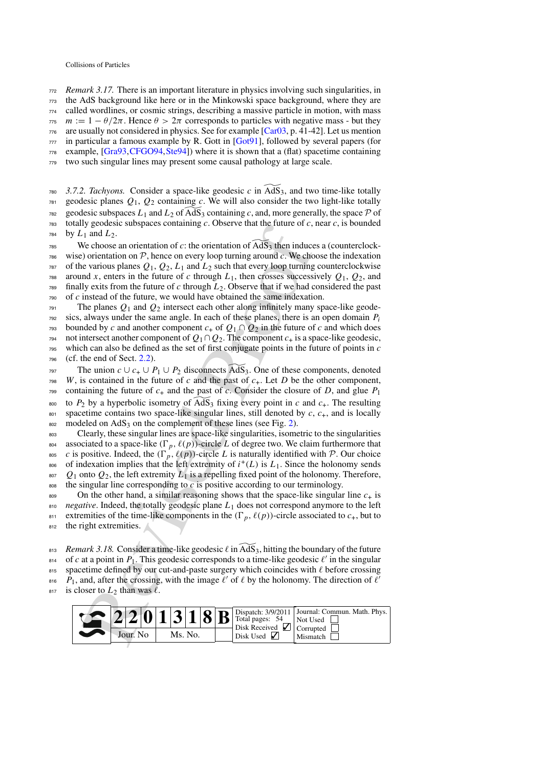*Remark 3.17.* There is an important literature in physics involving such singularities, in the AdS background like here or in the Minkowski space background, where they are called wordlines, or cosmic strings, describing a massive particle in motion, with mass $m := 1 - \theta/2\pi$. Hence $\theta > 2\pi$ corresponds to particles with negative mass - but they are usually not considered in physics. See for example [Car03, p. 41-42]. Let us mention in particular a famous example by R. Gott in [Got91], followed by several papers (for example, [Gra93,CFGO94,Ste94]) where it is shown that a (flat) spacetime containing two such singular lines may present some causal pathology at large scale.

*3.7.2. Tachyons.* Consider a space-like geodesic $c$ in $\widetilde{\mathrm{AdS}}_3$, and two time-like totally geodesic planes $Q_1$, $Q_2$ containing $c$. We will also consider the two light-like totally geodesic subspaces $L_1$ and $L_2$ of $\widetilde{\mathrm{AdS}}_3$ containing $c$, and, more generally, the space $\mathcal{P}$ of totally geodesic subspaces containing $c$. Observe that the future of $c$, near $c$, is bounded by $L_1$ and $L_2$.

We choose an orientation of $c$: the orientation of $\widetilde{\mathrm{AdS}}_3$ then induces a (counterclockwise) orientation on $\mathcal{P}$, hence on every loop turning around $c$. We choose the indexation of the various planes $Q_1$, $Q_2$, $L_1$ and $L_2$ such that every loop turning counterclockwise around $x$, enters in the future of $c$ through $L_1$, then crosses successively $Q_1$, $Q_2$, and finally exits from the future of $c$ through $L_2$. Observe that if we had considered the past of $c$ instead of the future, we would have obtained the same indexation.

The planes $Q_1$ and $Q_2$ intersect each other along infinitely many space-like geodesics, always under the same angle. In each of these planes, there is an open domain $P_i$ bounded by $c$ and another component $c_+$ of $Q_1 \cap Q_2$ in the future of $c$ and which does not intersect another component of $Q_1 \cap Q_2$. The component $c_+$ is a space-like geodesic, which can also be defined as the set of first conjugate points in the future of points in $c$ (cf. the end of Sect. 2.2).

The union $c \cup c_+ \cup P_1 \cup P_2$ disconnects $\widetilde{\mathrm{AdS}}_3$. One of these components, denoted $W$, is contained in the future of $c$ and the past of $c_+$. Let $D$ be the other component, containing the future of $c_+$ and the past of $c$. Consider the closure of $D$, and glue $P_1$ to $P_2$ by a hyperbolic isometry of $\widetilde{\mathrm{AdS}}_3$ fixing every point in $c$ and $c_+$. The resulting spacetime contains two space-like singular lines, still denoted by $c$, $c_+$, and is locally modeled on $\mathrm{AdS}_3$ on the complement of these lines (see Fig. 2).

Clearly, these singular lines are space-like singularities, isometric to the singularities associated to a space-like $(\Gamma_p, \ell(p))$-circle $L$ of degree two. We claim furthermore that $c$ is positive. Indeed, the $(\Gamma_p, \ell(p))$-circle $L$ is naturally identified with $\mathcal{P}$. Our choice of indexation implies that the left extremity of $i^+(L)$ is $L_1$. Since the holonomy sends $Q_1$ onto $Q_2$, the left extremity $L_1$ is a repelling fixed point of the holonomy. Therefore, the singular line corresponding to $c$ is positive according to our terminology.

On the other hand, a similar reasoning shows that the space-like singular line $c_+$ is *negative*. Indeed, the totally geodesic plane $L_1$ does not correspond anymore to the left extremities of the time-like components in the $(\Gamma_p, \ell(p))$-circle associated to $c_+$, but to the right extremities.

*Remark 3.18.* Consider a time-like geodesic $\ell$ in $\widetilde{\mathrm{AdS}}_3$, hitting the boundary of the future of $c$ at a point in $P_1$. This geodesic corresponds to a time-like geodesic $\ell'$ in the singular spacetime defined by our cut-and-paste surgery which coincides with $\ell$ before crossing $P_1$, and, after the crossing, with the image $\ell'$ of $\ell$ by the holonomy. The direction of $\ell'$ is closer to $L_2$ than was $\ell$.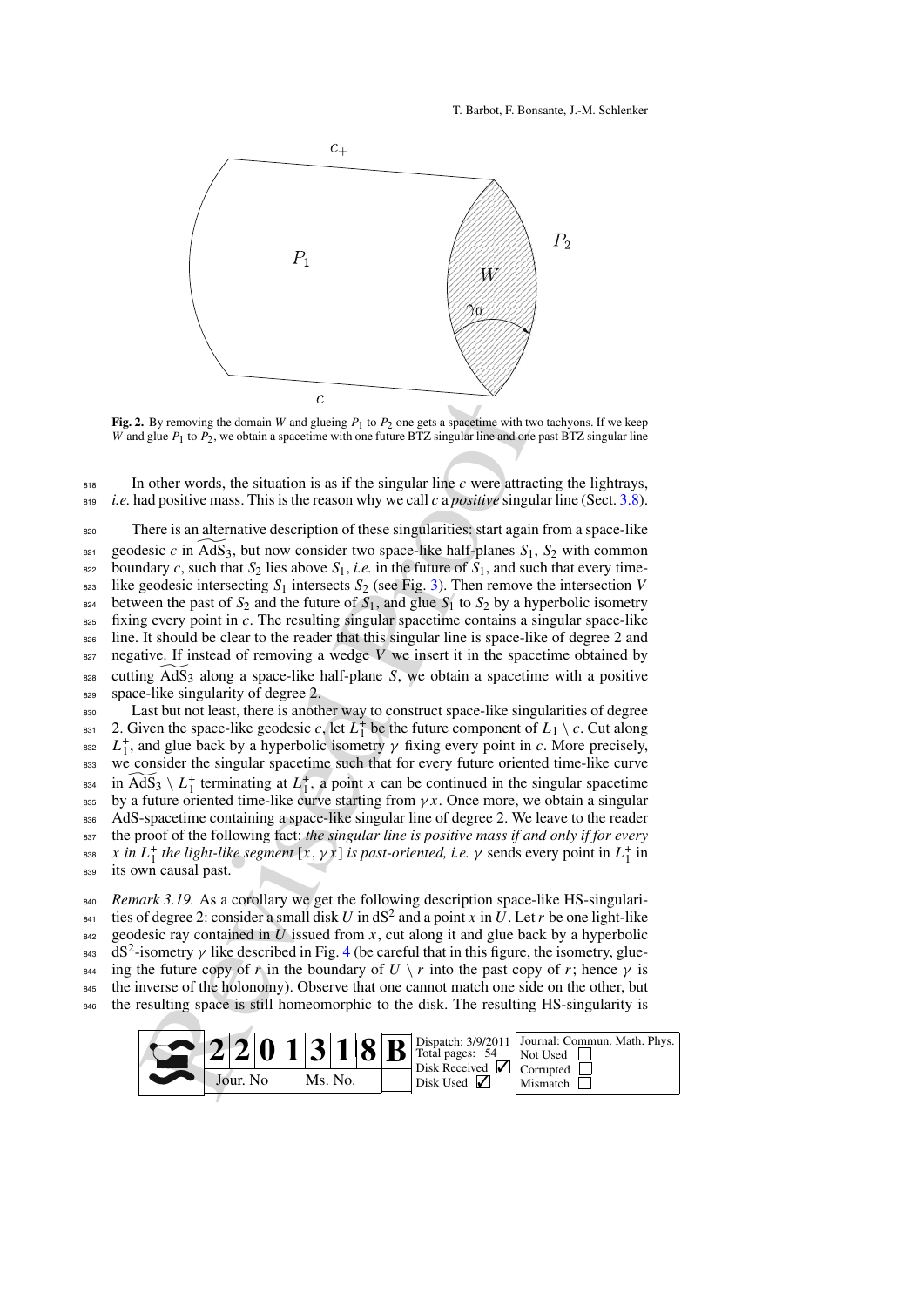$c_+$

$P_1$

$P_2$

$W$

$\gamma_0$

$c$

**Fig. 2.** By removing the domain $W$ and glueing $P_1$ to $P_2$ one gets a spacetime with two tachyons. If we keep $W$ and glue $P_1$ to $P_2$, we obtain a spacetime with one future BTZ singular line and one past BTZ singular line

In other words, the situation is as if the singular line $c$ were attracting the lightrays, *i.e.* had positive mass. This is the reason why we call $c$ a *positive* singular line (Sect. 3.8).

There is an alternative description of these singularities: start again from a space-like geodesic $c$ in $\widetilde{\mathrm{AdS}}_3$, but now consider two space-like half-planes $S_1$, $S_2$ with common boundary $c$, such that $S_2$ lies above $S_1$, *i.e.* in the future of $S_1$, and such that every time-like geodesic intersecting $S_1$ intersects $S_2$ (see Fig. 3). Then remove the intersection $V$ between the past of $S_2$ and the future of $S_1$, and glue $S_1$ to $S_2$ by a hyperbolic isometry fixing every point in $c$. The resulting singular spacetime contains a singular space-like line. It should be clear to the reader that this singular line is space-like of degree 2 and negative. If instead of removing a wedge $V$ we insert it in the spacetime obtained by cutting $\widetilde{\mathrm{AdS}}_3$ along a space-like half-plane $S$, we obtain a spacetime with a positive space-like singularity of degree 2.

Last but not least, there is another way to construct space-like singularities of degree 2. Given the space-like geodesic $c$, let $L_1^+$ be the future component of $L_1 \setminus c$. Cut along $L_1^+$, and glue back by a hyperbolic isometry $\gamma$ fixing every point in $c$. More precisely, we consider the singular spacetime such that for every future oriented time-like curve in $\widetilde{\mathrm{AdS}}_3 \setminus L_1^+$ terminating at $L_1^+$, a point $x$ can be continued in the singular spacetime by a future oriented time-like curve starting from $\gamma x$. Once more, we obtain a singular AdS-spacetime containing a space-like singular line of degree 2. We leave to the reader the proof of the following fact: *the singular line is positive mass if and only if for every $x$ in $L_1^+$ the light-like segment $[x, \gamma x]$ is past-oriented, i.e.* $\gamma$ sends every point in $L_1^+$ in its own causal past.

*Remark 3.19.* As a corollary we get the following description space-like HS-singularities of degree 2: consider a small disk $U$ in $\mathrm{dS}^2$ and a point $x$ in $U$. Let $r$ be one light-like geodesic ray contained in $U$ issued from $x$, cut along it and glue back by a hyperbolic $\mathrm{dS}^2$-isometry $\gamma$ like described in Fig. 4 (be careful that in this figure, the isometry, glueing the future copy of $r$ in the boundary of $U \setminus r$ into the past copy of $r$; hence $\gamma$ is the inverse of the holonomy). Observe that one cannot match one side on the other, but the resulting space is still homeomorphic to the disk. The resulting HS-singularity is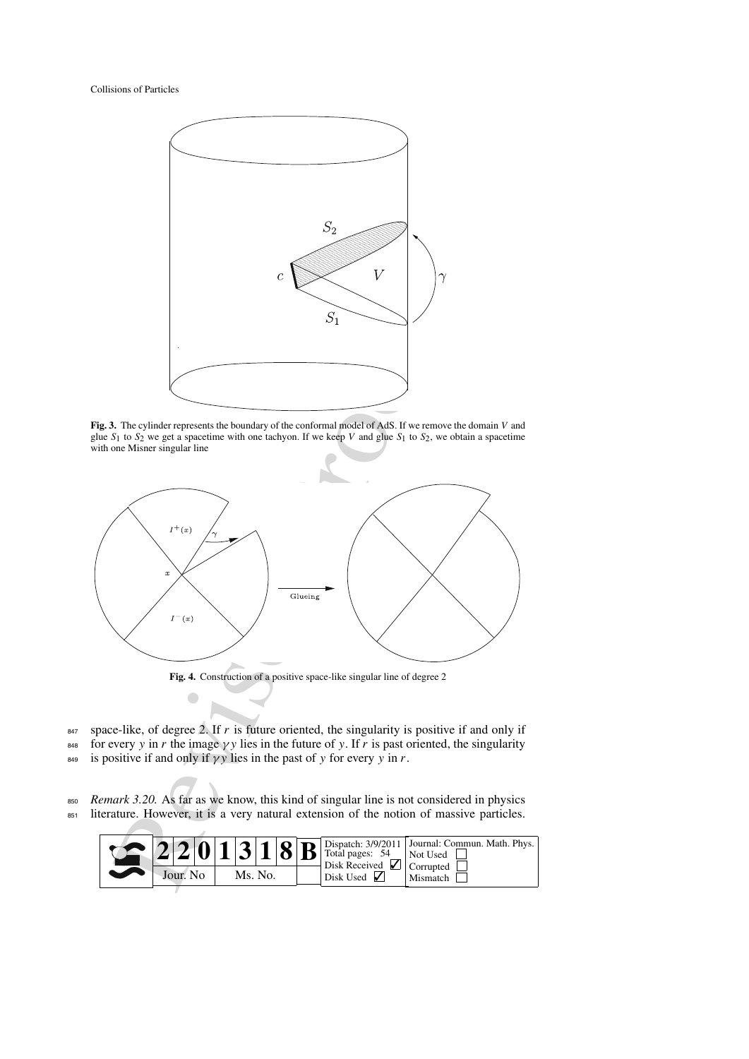Fig. 3. The cylinder represents the boundary of the conformal model of AdS. If we remove the domain $V$ and glue $S_1$ to $S_2$ we get a spacetime with one tachyon. If we keep $V$ and glue $S_1$ to $S_2$, we obtain a spacetime with one Misner singular line

Fig. 4. Construction of a positive space-like singular line of degree 2

space-like, of degree 2. If $r$ is future oriented, the singularity is positive if and only if for every $y$ in $r$ the image $\gamma y$ lies in the future of $y$. If $r$ is past oriented, the singularity is positive if and only if $\gamma y$ lies in the past of $y$ for every $y$ in $r$.

*Remark 3.20.* As far as we know, this kind of singular line is not considered in physics literature. However, it is a very natural extension of the notion of massive particles.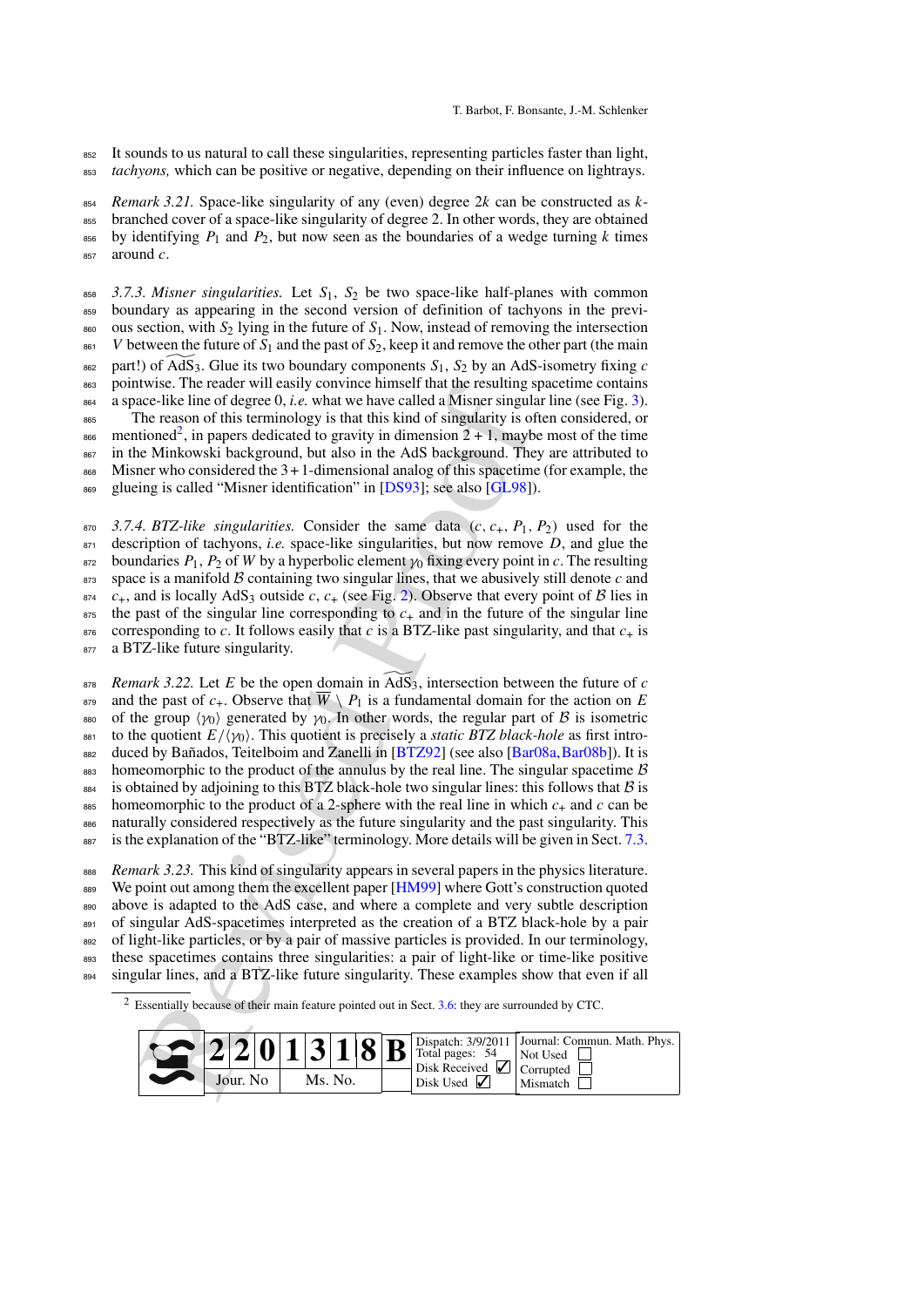It sounds to us natural to call these singularities, representing particles faster than light, *tachyons,* which can be positive or negative, depending on their influence on lightrays.

*Remark 3.21.* Space-like singularity of any (even) degree $2k$ can be constructed as $k$-branched cover of a space-like singularity of degree 2. In other words, they are obtained by identifying $P_1$ and $P_2$, but now seen as the boundaries of a wedge turning $k$ times around $c$.

*3.7.3. Misner singularities.* Let $S_1$, $S_2$ be two space-like half-planes with common boundary as appearing in the second version of definition of tachyons in the previous section, with $S_2$ lying in the future of $S_1$. Now, instead of removing the intersection $V$ between the future of $S_1$ and the past of $S_2$, keep it and remove the other part (the main part!) of $\widetilde{\mathrm{AdS}}_3$. Glue its two boundary components $S_1$, $S_2$ by an AdS-isometry fixing $c$ pointwise. The reader will easily convince himself that the resulting spacetime contains a space-like line of degree 0, *i.e.* what we have called a Misner singular line (see Fig. 3).

The reason of this terminology is that this kind of singularity is often considered, or mentioned[2], in papers dedicated to gravity in dimension $2+1$, maybe most of the time in the Minkowski background, but also in the AdS background. They are attributed to Misner who considered the $3+1$-dimensional analog of this spacetime (for example, the glueing is called "Misner identification" in [DS93]; see also [GL98]).

*3.7.4. BTZ-like singularities.* Consider the same data $(c, c_+, P_1, P_2)$ used for the description of tachyons, *i.e.* space-like singularities, but now remove $D$, and glue the boundaries $P_1$, $P_2$ of $W$ by a hyperbolic element $\gamma_0$ fixing every point in $c$. The resulting space is a manifold $\mathcal{B}$ containing two singular lines, that we abusively still denote $c$ and $c_+$, and is locally $\mathrm{AdS}_3$ outside $c$, $c_+$ (see Fig. 2). Observe that every point of $\mathcal{B}$ lies in the past of the singular line corresponding to $c_+$ and in the future of the singular line corresponding to $c$. It follows easily that $c$ is a BTZ-like past singularity, and that $c_+$ is a BTZ-like future singularity.

*Remark 3.22.* Let $E$ be the open domain in $\widetilde{\mathrm{AdS}}_3$, intersection between the future of $c$ and the past of $c_+$. Observe that $\overline{W} \setminus P_1$ is a fundamental domain for the action on $E$ of the group $\langle\gamma_0\rangle$ generated by $\gamma_0$. In other words, the regular part of $\mathcal{B}$ is isometric to the quotient $E/\langle\gamma_0\rangle$. This quotient is precisely a *static BTZ black-hole* as first introduced by Bañados, Teitelboim and Zanelli in [BTZ92] (see also [Bar08a,Bar08b]). It is homeomorphic to the product of the annulus by the real line. The singular spacetime $\mathcal{B}$ is obtained by adjoining to this BTZ black-hole two singular lines: this follows that $\mathcal{B}$ is homeomorphic to the product of a 2-sphere with the real line in which $c_+$ and $c$ can be naturally considered respectively as the future singularity and the past singularity. This is the explanation of the "BTZ-like" terminology. More details will be given in Sect. 7.3.

*Remark 3.23.* This kind of singularity appears in several papers in the physics literature. We point out among them the excellent paper [HM99] where Gott's construction quoted above is adapted to the AdS case, and where a complete and very subtle description of singular AdS-spacetimes interpreted as the creation of a BTZ black-hole by a pair of light-like particles, or by a pair of massive particles is provided. In our terminology, these spacetimes contains three singularities: a pair of light-like or time-like positive singular lines, and a BTZ-like future singularity. These examples show that even if all

[2] Essentially because of their main feature pointed out in Sect. 3.6: they are surrounded by CTC.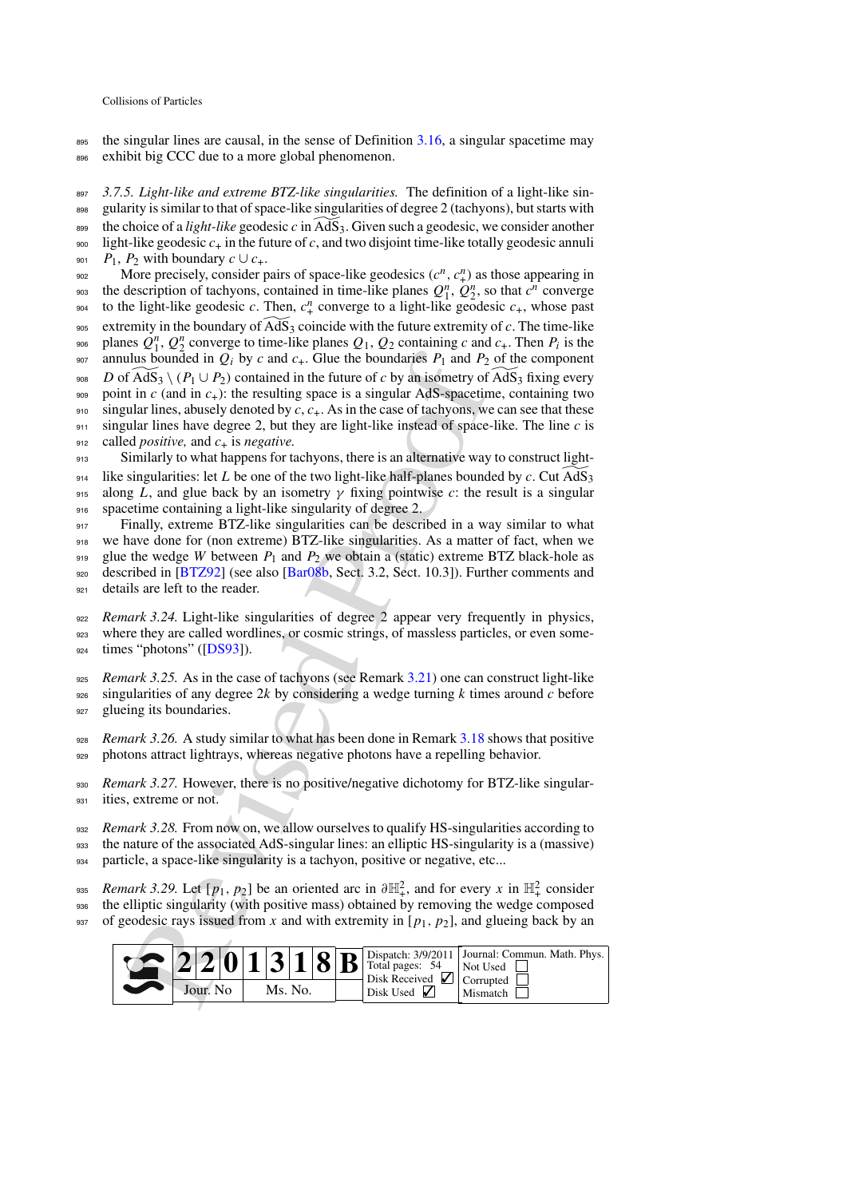the singular lines are causal, in the sense of Definition 3.16, a singular spacetime may exhibit big CCC due to a more global phenomenon.

*3.7.5. Light-like and extreme BTZ-like singularities.* The definition of a light-like singularity is similar to that of space-like singularities of degree 2 (tachyons), but starts with the choice of a *light-like* geodesic $c$ in $\widetilde{\mathrm{AdS}}_3$. Given such a geodesic, we consider another light-like geodesic $c_+$ in the future of $c$, and two disjoint time-like totally geodesic annuli $P_1$, $P_2$ with boundary $c \cup c_+$.

More precisely, consider pairs of space-like geodesics $(c^n, c^n_+)$ as those appearing in the description of tachyons, contained in time-like planes $Q^n_1$, $Q^n_2$, so that $c^n$ converge to the light-like geodesic $c$. Then, $c^n_+$ converge to a light-like geodesic $c_+$, whose past extremity in the boundary of $\widetilde{\mathrm{AdS}}_3$ coincide with the future extremity of $c$. The time-like planes $Q^n_1$, $Q^n_2$ converge to time-like planes $Q_1$, $Q_2$ containing $c$ and $c_+$. Then $P_i$ is the annulus bounded in $Q_i$ by $c$ and $c_+$. Glue the boundaries $P_1$ and $P_2$ of the component $D$ of $\widetilde{\mathrm{AdS}}_3 \setminus (P_1 \cup P_2)$ contained in the future of $c$ by an isometry of $\widetilde{\mathrm{AdS}}_3$ fixing every point in $c$ (and in $c_+$): the resulting space is a singular AdS-spacetime, containing two singular lines, abusely denoted by $c$, $c_+$. As in the case of tachyons, we can see that these singular lines have degree 2, but they are light-like instead of space-like. The line $c$ is called *positive,* and $c_+$ is *negative.*

Similarly to what happens for tachyons, there is an alternative way to construct light-like singularities: let $L$ be one of the two light-like half-planes bounded by $c$. Cut $\widetilde{\mathrm{AdS}}_3$ along $L$, and glue back by an isometry $\gamma$ fixing pointwise $c$: the result is a singular spacetime containing a light-like singularity of degree 2.

Finally, extreme BTZ-like singularities can be described in a way similar to what we have done for (non extreme) BTZ-like singularities. As a matter of fact, when we glue the wedge $W$ between $P_1$ and $P_2$ we obtain a (static) extreme BTZ black-hole as described in [BTZ92] (see also [Bar08b, Sect. 3.2, Sect. 10.3]). Further comments and details are left to the reader.

*Remark 3.24.* Light-like singularities of degree 2 appear very frequently in physics, where they are called wordlines, or cosmic strings, of massless particles, or even sometimes "photons" ([DS93]).

*Remark 3.25.* As in the case of tachyons (see Remark 3.21) one can construct light-like singularities of any degree $2k$ by considering a wedge turning $k$ times around $c$ before glueing its boundaries.

*Remark 3.26.* A study similar to what has been done in Remark 3.18 shows that positive photons attract lightrays, whereas negative photons have a repelling behavior.

*Remark 3.27.* However, there is no positive/negative dichotomy for BTZ-like singularities, extreme or not.

*Remark 3.28.* From now on, we allow ourselves to qualify HS-singularities according to the nature of the associated AdS-singular lines: an elliptic HS-singularity is a (massive) particle, a space-like singularity is a tachyon, positive or negative, etc...

*Remark 3.29.* Let $[p_1, p_2]$ be an oriented arc in $\partial\mathbb{H}^2_+$, and for every $x$ in $\mathbb{H}^2_+$ consider the elliptic singularity (with positive mass) obtained by removing the wedge composed of geodesic rays issued from $x$ and with extremity in $[p_1, p_2]$, and glueing back by an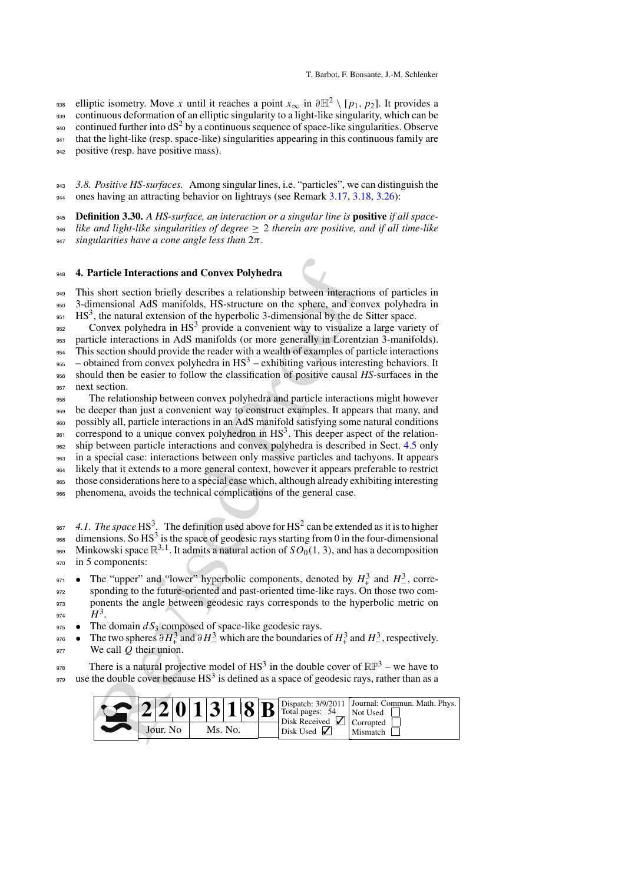elliptic isometry. Move $x$ until it reaches a point $x_\infty$ in $\partial\mathbb{H}^2 \setminus [p_1, p_2]$. It provides a continuous deformation of an elliptic singularity to a light-like singularity, which can be continued further into $\mathrm{dS}^2$ by a continuous sequence of space-like singularities. Observe that the light-like (resp. space-like) singularities appearing in this continuous family are positive (resp. have positive mass).

*3.8. Positive HS-surfaces.* Among singular lines, i.e. "particles", we can distinguish the ones having an attracting behavior on lightrays (see Remark 3.17, 3.18, 3.26):

**Definition 3.30.** *A HS-surface, an interaction or a singular line is* **positive** *if all space-like and light-like singularities of degree* $\geq 2$ *therein are positive, and if all time-like singularities have a cone angle less than* $2\pi$.

## 4. Particle Interactions and Convex Polyhedra

This short section briefly describes a relationship between interactions of particles in 3-dimensional AdS manifolds, HS-structure on the sphere, and convex polyhedra in $\mathrm{HS}^3$, the natural extension of the hyperbolic 3-dimensional by the de Sitter space.

Convex polyhedra in $\mathrm{HS}^3$ provide a convenient way to visualize a large variety of particle interactions in AdS manifolds (or more generally in Lorentzian 3-manifolds). This section should provide the reader with a wealth of examples of particle interactions – obtained from convex polyhedra in $\mathrm{HS}^3$ – exhibiting various interesting behaviors. It should then be easier to follow the classification of positive causal *HS*-surfaces in the next section.

The relationship between convex polyhedra and particle interactions might however be deeper than just a convenient way to construct examples. It appears that many, and possibly all, particle interactions in an AdS manifold satisfying some natural conditions correspond to a unique convex polyhedron in $\mathrm{HS}^3$. This deeper aspect of the relationship between particle interactions and convex polyhedra is described in Sect. 4.5 only in a special case: interactions between only massive particles and tachyons. It appears likely that it extends to a more general context, however it appears preferable to restrict those considerations here to a special case which, although already exhibiting interesting phenomena, avoids the technical complications of the general case.

*4.1. The space* $\mathrm{HS}^3$*.* The definition used above for $\mathrm{HS}^2$ can be extended as it is to higher dimensions. So $\mathrm{HS}^3$ is the space of geodesic rays starting from 0 in the four-dimensional Minkowski space $\mathbb{R}^{3,1}$. It admits a natural action of $SO_0(1,3)$, and has a decomposition in 5 components:

- The "upper" and "lower" hyperbolic components, denoted by $H^3_+$ and $H^3_-$, corresponding to the future-oriented and past-oriented time-like rays. On those two components the angle between geodesic rays corresponds to the hyperbolic metric on $H^3$.
- The domain $dS_3$ composed of space-like geodesic rays.
- The two spheres $\partial H^3_+$ and $\partial H^3_-$ which are the boundaries of $H^3_+$ and $H^3_-$, respectively. We call $Q$ their union.

There is a natural projective model of $\mathrm{HS}^3$ in the double cover of $\mathbb{RP}^3$ – we have to use the double cover because $\mathrm{HS}^3$ is defined as a space of geodesic rays, rather than as a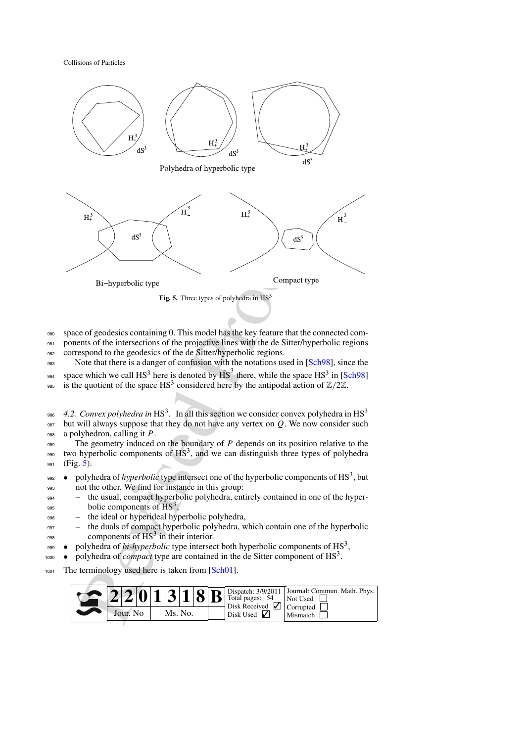Polyhedra of hyperbolic type

$H^3_+$

$dS^3$

Bi−hyperbolic type

Compact type

$H^3_-$

**Fig. 5.** Three types of polyhedra in $HS^3$

space of geodesics containing 0. This model has the key feature that the connected components of the intersections of the projective lines with the de Sitter/hyperbolic regions correspond to the geodesics of the de Sitter/hyperbolic regions.

Note that there is a danger of confusion with the notations used in [Sch98], since the space which we call $HS^3$ here is denoted by $\tilde{HS}^3$ there, while the space $HS^3$ in [Sch98] is the quotient of the space $HS^3$ considered here by the antipodal action of $\mathbb{Z}/2\mathbb{Z}$.

*4.2. Convex polyhedra in* $HS^3$. In all this section we consider convex polyhedra in $HS^3$ but will always suppose that they do not have any vertex on $Q$. We now consider such a polyhedron, calling it $P$.

The geometry induced on the boundary of $P$ depends on its position relative to the two hyperbolic components of $HS^3$, and we can distinguish three types of polyhedra (Fig. 5).

- polyhedra of *hyperbolic* type intersect one of the hyperbolic components of $HS^3$, but not the other. We find for instance in this group:
  - the usual, compact hyperbolic polyhedra, entirely contained in one of the hyperbolic components of $HS^3$,
  - the ideal or hyperideal hyperbolic polyhedra,
  - the duals of compact hyperbolic polyhedra, which contain one of the hyperbolic components of $HS^3$ in their interior.
- polyhedra of *bi-hyperbolic* type intersect both hyperbolic components of $HS^3$,
- polyhedra of *compact* type are contained in the de Sitter component of $HS^3$.

The terminology used here is taken from [Sch01].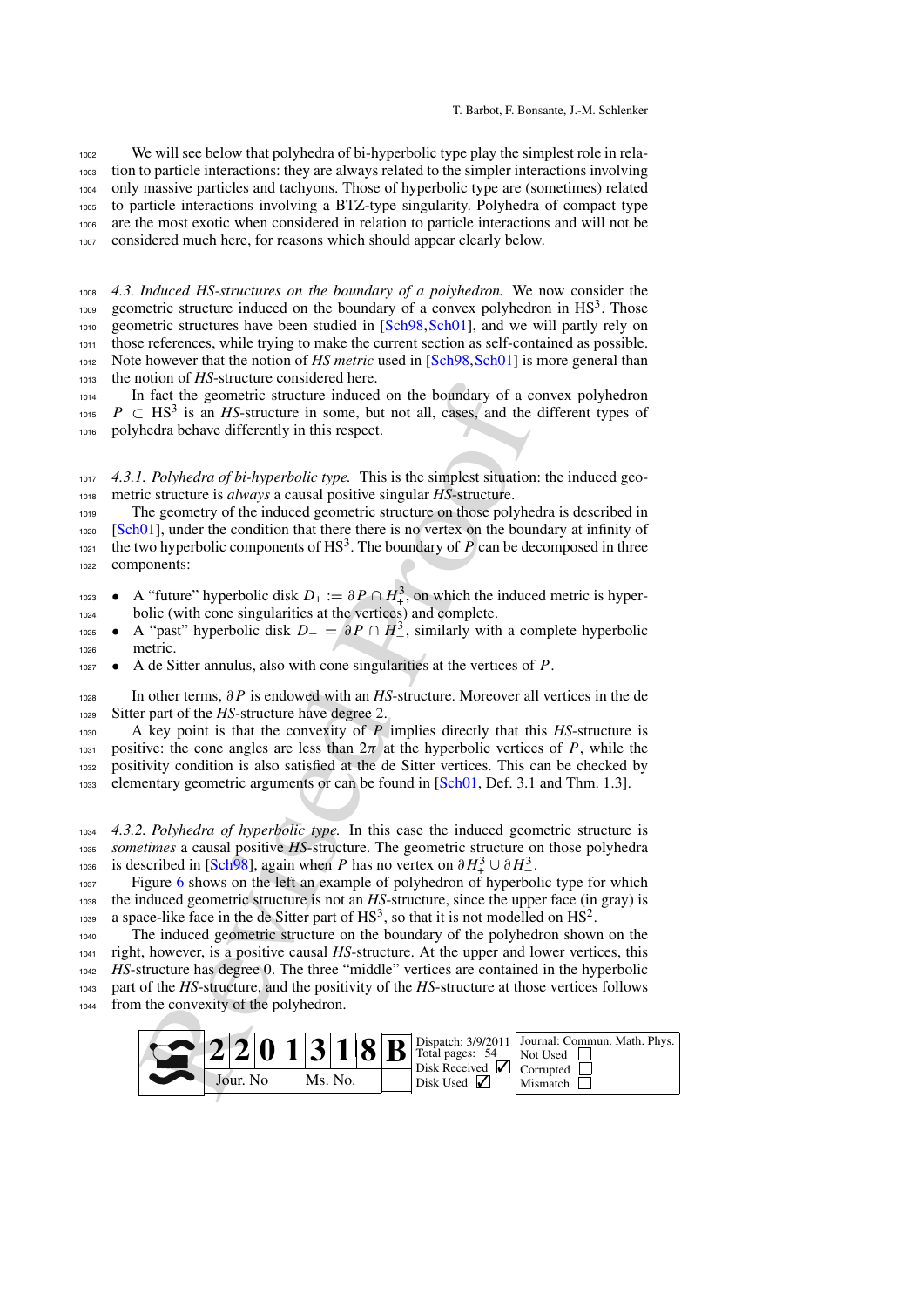We will see below that polyhedra of bi-hyperbolic type play the simplest role in relation to particle interactions: they are always related to the simpler interactions involving only massive particles and tachyons. Those of hyperbolic type are (sometimes) related to particle interactions involving a BTZ-type singularity. Polyhedra of compact type are the most exotic when considered in relation to particle interactions and will not be considered much here, for reasons which should appear clearly below.

*4.3. Induced HS-structures on the boundary of a polyhedron.* We now consider the geometric structure induced on the boundary of a convex polyhedron in $\mathrm{HS}^3$. Those geometric structures have been studied in [Sch98,Sch01], and we will partly rely on those references, while trying to make the current section as self-contained as possible. Note however that the notion of *HS metric* used in [Sch98,Sch01] is more general than the notion of *HS*-structure considered here.

In fact the geometric structure induced on the boundary of a convex polyhedron $P \subset \mathrm{HS}^3$ is an *HS*-structure in some, but not all, cases, and the different types of polyhedra behave differently in this respect.

*4.3.1. Polyhedra of bi-hyperbolic type.* This is the simplest situation: the induced geometric structure is *always* a causal positive singular *HS*-structure.

The geometry of the induced geometric structure on those polyhedra is described in [Sch01], under the condition that there there is no vertex on the boundary at infinity of the two hyperbolic components of $\mathrm{HS}^3$. The boundary of $P$ can be decomposed in three components:

- A "future" hyperbolic disk $D_+ := \partial P \cap H^3_+$, on which the induced metric is hyperbolic (with cone singularities at the vertices) and complete.
- A "past" hyperbolic disk $D_- = \partial P \cap H^3_-$, similarly with a complete hyperbolic metric.
- A de Sitter annulus, also with cone singularities at the vertices of $P$.

In other terms, $\partial P$ is endowed with an *HS*-structure. Moreover all vertices in the de Sitter part of the *HS*-structure have degree 2.

A key point is that the convexity of $P$ implies directly that this *HS*-structure is positive: the cone angles are less than $2\pi$ at the hyperbolic vertices of $P$, while the positivity condition is also satisfied at the de Sitter vertices. This can be checked by elementary geometric arguments or can be found in [Sch01, Def. 3.1 and Thm. 1.3].

*4.3.2. Polyhedra of hyperbolic type.* In this case the induced geometric structure is *sometimes* a causal positive *HS*-structure. The geometric structure on those polyhedra is described in [Sch98], again when $P$ has no vertex on $\partial H^3_+ \cup \partial H^3_-$.

Figure 6 shows on the left an example of polyhedron of hyperbolic type for which the induced geometric structure is not an *HS*-structure, since the upper face (in gray) is a space-like face in the de Sitter part of $\mathrm{HS}^3$, so that it is not modelled on $\mathrm{HS}^2$.

The induced geometric structure on the boundary of the polyhedron shown on the right, however, is a positive causal *HS*-structure. At the upper and lower vertices, this *HS*-structure has degree 0. The three "middle" vertices are contained in the hyperbolic part of the *HS*-structure, and the positivity of the *HS*-structure at those vertices follows from the convexity of the polyhedron.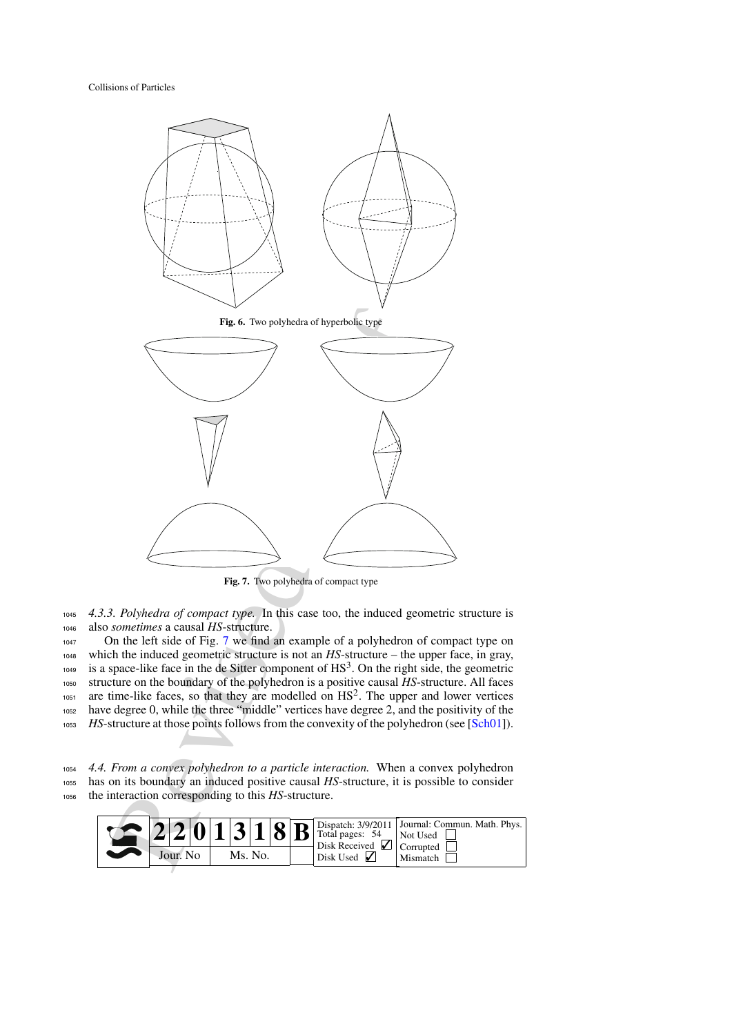Fig. 6. Two polyhedra of hyperbolic type

Fig. 7. Two polyhedra of compact type

*4.3.3. Polyhedra of compact type.* In this case too, the induced geometric structure is also *sometimes* a causal *HS*-structure.

On the left side of Fig. 7 we find an example of a polyhedron of compact type on which the induced geometric structure is not an *HS*-structure – the upper face, in gray, is a space-like face in the de Sitter component of $HS^3$. On the right side, the geometric structure on the boundary of the polyhedron is a positive causal *HS*-structure. All faces are time-like faces, so that they are modelled on $HS^2$. The upper and lower vertices have degree 0, while the three "middle" vertices have degree 2, and the positivity of the *HS*-structure at those points follows from the convexity of the polyhedron (see [Sch01]).

*4.4. From a convex polyhedron to a particle interaction.* When a convex polyhedron has on its boundary an induced positive causal *HS*-structure, it is possible to consider the interaction corresponding to this *HS*-structure.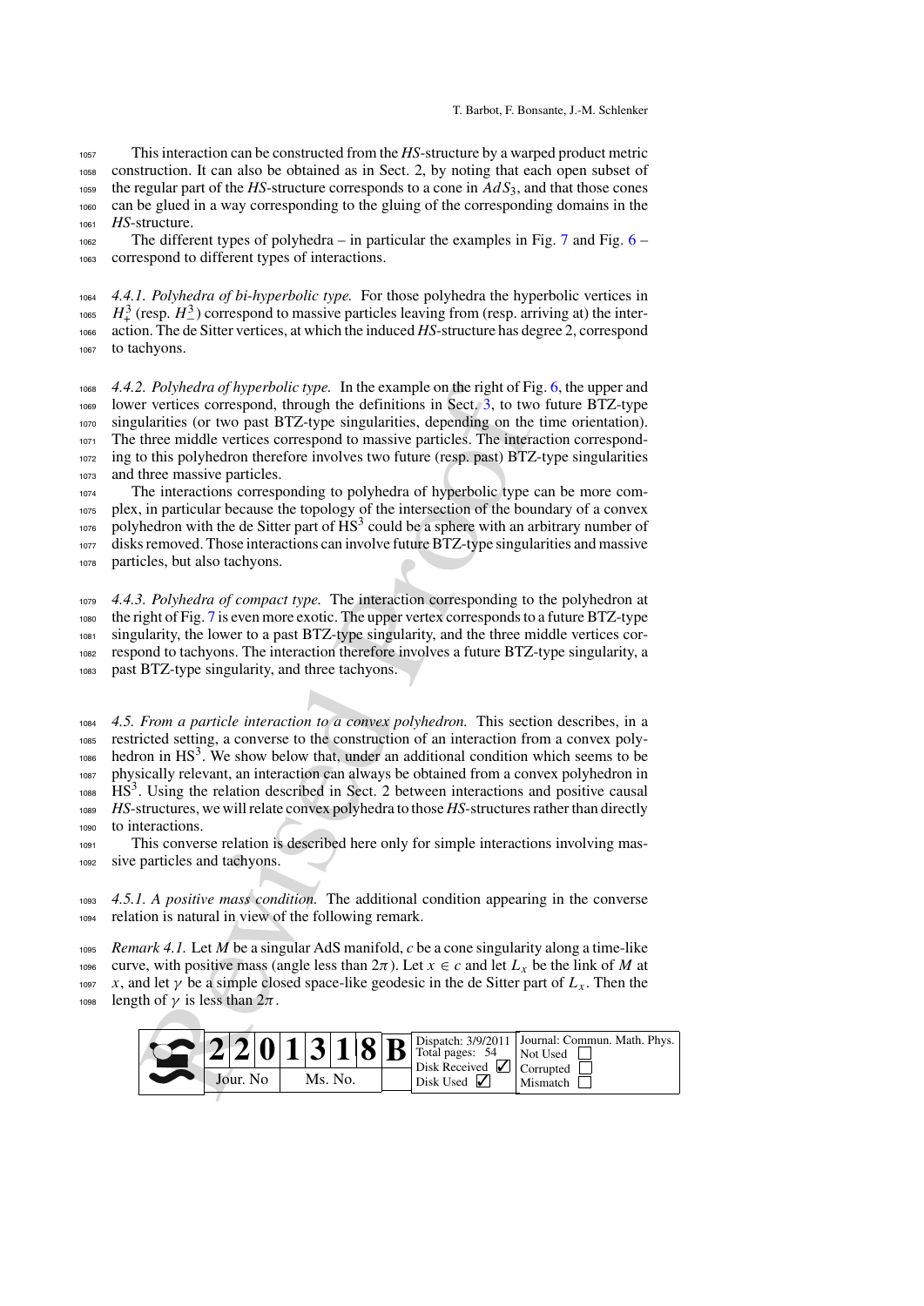This interaction can be constructed from the *HS*-structure by a warped product metric construction. It can also be obtained as in Sect. 2, by noting that each open subset of the regular part of the *HS*-structure corresponds to a cone in $AdS_3$, and that those cones can be glued in a way corresponding to the gluing of the corresponding domains in the *HS*-structure.

The different types of polyhedra – in particular the examples in Fig. 7 and Fig. 6 – correspond to different types of interactions.

*4.4.1. Polyhedra of bi-hyperbolic type.* For those polyhedra the hyperbolic vertices in $H^3_+$ (resp. $H^3_-$) correspond to massive particles leaving from (resp. arriving at) the interaction. The de Sitter vertices, at which the induced *HS*-structure has degree 2, correspond to tachyons.

*4.4.2. Polyhedra of hyperbolic type.* In the example on the right of Fig. 6, the upper and lower vertices correspond, through the definitions in Sect. 3, to two future BTZ-type singularities (or two past BTZ-type singularities, depending on the time orientation). The three middle vertices correspond to massive particles. The interaction corresponding to this polyhedron therefore involves two future (resp. past) BTZ-type singularities and three massive particles.

The interactions corresponding to polyhedra of hyperbolic type can be more complex, in particular because the topology of the intersection of the boundary of a convex polyhedron with the de Sitter part of $\mathrm{HS}^3$ could be a sphere with an arbitrary number of disks removed. Those interactions can involve future BTZ-type singularities and massive particles, but also tachyons.

*4.4.3. Polyhedra of compact type.* The interaction corresponding to the polyhedron at the right of Fig. 7 is even more exotic. The upper vertex corresponds to a future BTZ-type singularity, the lower to a past BTZ-type singularity, and the three middle vertices correspond to tachyons. The interaction therefore involves a future BTZ-type singularity, a past BTZ-type singularity, and three tachyons.

*4.5. From a particle interaction to a convex polyhedron.* This section describes, in a restricted setting, a converse to the construction of an interaction from a convex polyhedron in $\mathrm{HS}^3$. We show below that, under an additional condition which seems to be physically relevant, an interaction can always be obtained from a convex polyhedron in $\mathrm{HS}^3$. Using the relation described in Sect. 2 between interactions and positive causal *HS*-structures, we will relate convex polyhedra to those *HS*-structures rather than directly to interactions.

This converse relation is described here only for simple interactions involving massive particles and tachyons.

*4.5.1. A positive mass condition.* The additional condition appearing in the converse relation is natural in view of the following remark.

*Remark 4.1.* Let $M$ be a singular AdS manifold, $c$ be a cone singularity along a time-like curve, with positive mass (angle less than $2\pi$). Let $x \in c$ and let $L_x$ be the link of $M$ at $x$, and let $\gamma$ be a simple closed space-like geodesic in the de Sitter part of $L_x$. Then the length of $\gamma$ is less than $2\pi$.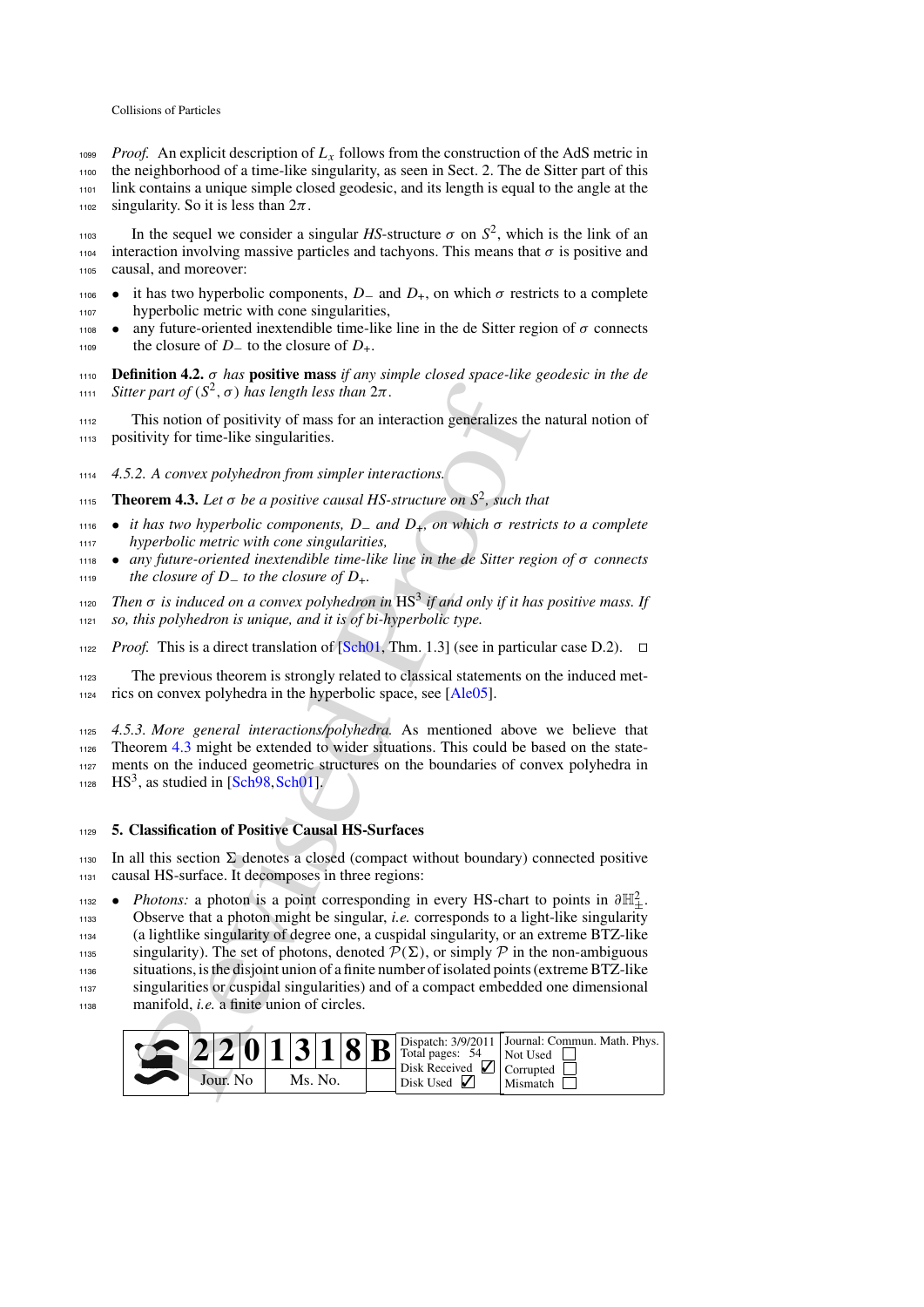*Proof.* An explicit description of $L_x$ follows from the construction of the AdS metric in the neighborhood of a time-like singularity, as seen in Sect. 2. The de Sitter part of this link contains a unique simple closed geodesic, and its length is equal to the angle at the singularity. So it is less than $2\pi$.

In the sequel we consider a singular *HS*-structure $\sigma$ on $S^2$, which is the link of an interaction involving massive particles and tachyons. This means that $\sigma$ is positive and causal, and moreover:

- it has two hyperbolic components, $D_-$ and $D_+$, on which $\sigma$ restricts to a complete hyperbolic metric with cone singularities,
- any future-oriented inextendible time-like line in the de Sitter region of $\sigma$ connects the closure of $D_-$ to the closure of $D_+$.

**Definition 4.2.** *$\sigma$ has* **positive mass** *if any simple closed space-like geodesic in the de Sitter part of $(S^2, \sigma)$ has length less than $2\pi$.*

This notion of positivity of mass for an interaction generalizes the natural notion of positivity for time-like singularities.

*4.5.2. A convex polyhedron from simpler interactions.*

**Theorem 4.3.** *Let $\sigma$ be a positive causal HS-structure on $S^2$, such that*

- *it has two hyperbolic components, $D_-$ and $D_+$, on which $\sigma$ restricts to a complete hyperbolic metric with cone singularities,*
- *any future-oriented inextendible time-like line in the de Sitter region of $\sigma$ connects the closure of $D_-$ to the closure of $D_+$.*

*Then $\sigma$ is induced on a convex polyhedron in $\mathrm{HS}^3$ if and only if it has positive mass. If so, this polyhedron is unique, and it is of bi-hyperbolic type.*

*Proof.* This is a direct translation of [Sch01, Thm. 1.3] (see in particular case D.2). □

The previous theorem is strongly related to classical statements on the induced metrics on convex polyhedra in the hyperbolic space, see [Ale05].

*4.5.3. More general interactions/polyhedra.* As mentioned above we believe that Theorem 4.3 might be extended to wider situations. This could be based on the statements on the induced geometric structures on the boundaries of convex polyhedra in $\mathrm{HS}^3$, as studied in [Sch98, Sch01].

## 5. Classification of Positive Causal HS-Surfaces

In all this section $\Sigma$ denotes a closed (compact without boundary) connected positive causal HS-surface. It decomposes in three regions:

- *Photons:* a photon is a point corresponding in every HS-chart to points in $\partial\mathbb{H}^2_\pm$. Observe that a photon might be singular, *i.e.* corresponds to a light-like singularity (a lightlike singularity of degree one, a cuspidal singularity, or an extreme BTZ-like singularity). The set of photons, denoted $\mathcal{P}(\Sigma)$, or simply $\mathcal{P}$ in the non-ambiguous situations, is the disjoint union of a finite number of isolated points (extreme BTZ-like singularities or cuspidal singularities) and of a compact embedded one dimensional manifold, *i.e.* a finite union of circles.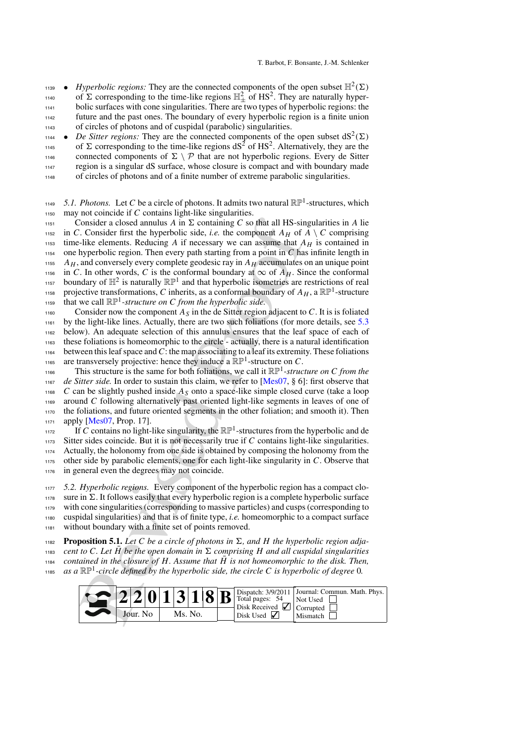- *Hyperbolic regions:* They are the connected components of the open subset $\mathbb{H}^2(\Sigma)$ of $\Sigma$ corresponding to the time-like regions $\mathbb{H}^2_\pm$ of $\mathrm{HS}^2$. They are naturally hyperbolic surfaces with cone singularities. There are two types of hyperbolic regions: the future and the past ones. The boundary of every hyperbolic region is a finite union of circles of photons and of cuspidal (parabolic) singularities.
- *De Sitter regions:* They are the connected components of the open subset $\mathrm{dS}^2(\Sigma)$ of $\Sigma$ corresponding to the time-like regions $\mathrm{dS}^2$ of $\mathrm{HS}^2$. Alternatively, they are the connected components of $\Sigma \setminus \mathcal{P}$ that are not hyperbolic regions. Every de Sitter region is a singular dS surface, whose closure is compact and with boundary made of circles of photons and of a finite number of extreme parabolic singularities.

*5.1. Photons.* Let $C$ be a circle of photons. It admits two natural $\mathbb{RP}^1$-structures, which may not coincide if $C$ contains light-like singularities.

Consider a closed annulus $A$ in $\Sigma$ containing $C$ so that all HS-singularities in $A$ lie in $C$. Consider first the hyperbolic side, *i.e.* the component $A_H$ of $A \setminus C$ comprising time-like elements. Reducing $A$ if necessary we can assume that $A_H$ is contained in one hyperbolic region. Then every path starting from a point in $C$ has infinite length in $A_H$, and conversely every complete geodesic ray in $A_H$ accumulates on an unique point in $C$. In other words, $C$ is the conformal boundary at $\infty$ of $A_H$. Since the conformal boundary of $\mathbb{H}^2$ is naturally $\mathbb{RP}^1$ and that hyperbolic isometries are restrictions of real projective transformations, $C$ inherits, as a conformal boundary of $A_H$, a $\mathbb{RP}^1$-structure that we call *$\mathbb{RP}^1$-structure on $C$ from the hyperbolic side.*

Consider now the component $A_S$ in the de Sitter region adjacent to $C$. It is is foliated by the light-like lines. Actually, there are two such foliations (for more details, see 5.3 below). An adequate selection of this annulus ensures that the leaf space of each of these foliations is homeomorphic to the circle - actually, there is a natural identification between this leaf space and $C$: the map associating to a leaf its extremity. These foliations are transversely projective: hence they induce a $\mathbb{RP}^1$-structure on $C$.

This structure is the same for both foliations, we call it *$\mathbb{RP}^1$-structure on $C$ from the de Sitter side.* In order to sustain this claim, we refer to [Mes07, § 6]: first observe that $C$ can be slightly pushed inside $A_S$ onto a space-like simple closed curve (take a loop around $C$ following alternatively past oriented light-like segments in leaves of one of the foliations, and future oriented segments in the other foliation; and smooth it). Then apply [Mes07, Prop. 17].

If $C$ contains no light-like singularity, the $\mathbb{RP}^1$-structures from the hyperbolic and de Sitter sides coincide. But it is not necessarily true if $C$ contains light-like singularities. Actually, the holonomy from one side is obtained by composing the holonomy from the other side by parabolic elements, one for each light-like singularity in $C$. Observe that in general even the degrees may not coincide.

*5.2. Hyperbolic regions.* Every component of the hyperbolic region has a compact closure in $\Sigma$. It follows easily that every hyperbolic region is a complete hyperbolic surface with cone singularities (corresponding to massive particles) and cusps (corresponding to cuspidal singularities) and that is of finite type, *i.e.* homeomorphic to a compact surface without boundary with a finite set of points removed.

**Proposition 5.1.** *Let $C$ be a circle of photons in $\Sigma$, and $H$ the hyperbolic region adjacent to $C$. Let $\bar{H}$ be the open domain in $\Sigma$ comprising $H$ and all cuspidal singularities contained in the closure of $H$. Assume that $\bar{H}$ is not homeomorphic to the disk. Then, as a $\mathbb{RP}^1$-circle defined by the hyperbolic side, the circle $C$ is hyperbolic of degree 0.*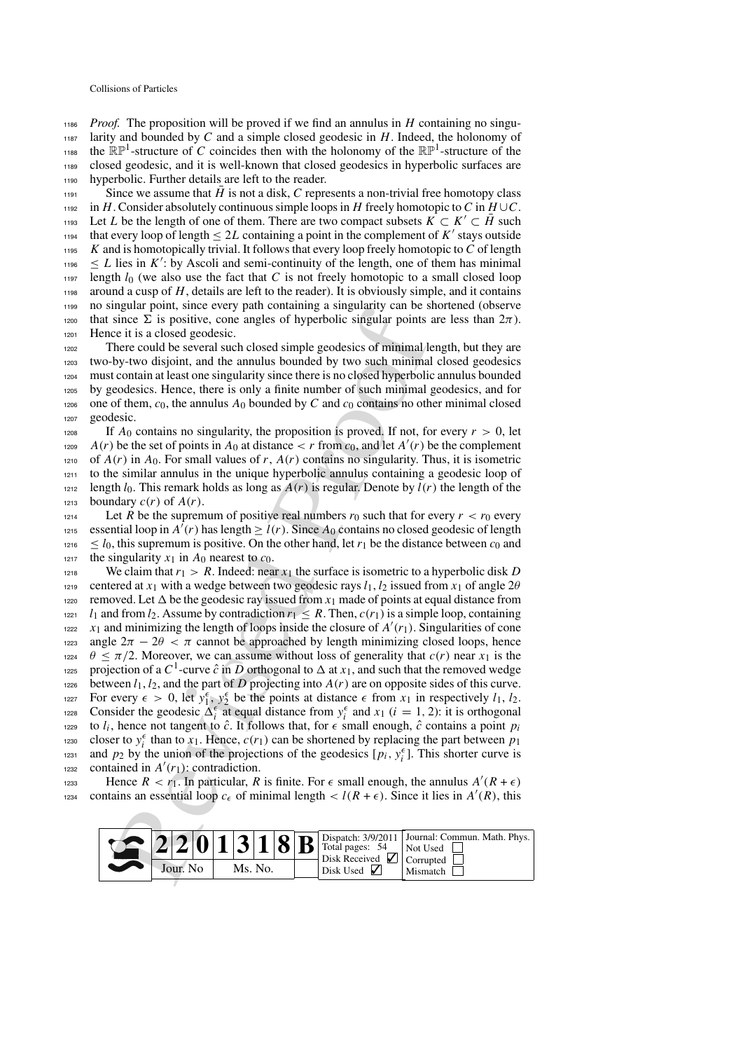*Proof.* The proposition will be proved if we find an annulus in $H$ containing no singularity and bounded by $C$ and a simple closed geodesic in $H$. Indeed, the holonomy of the $\mathbb{RP}^1$-structure of $C$ coincides then with the holonomy of the $\mathbb{RP}^1$-structure of the closed geodesic, and it is well-known that closed geodesics in hyperbolic surfaces are hyperbolic. Further details are left to the reader.

Since we assume that $\bar{H}$ is not a disk, $C$ represents a non-trivial free homotopy class in $H$. Consider absolutely continuous simple loops in $H$ freely homotopic to $C$ in $H \cup C$. Let $L$ be the length of one of them. There are two compact subsets $K \subset K' \subset \bar{H}$ such that every loop of length $\leq 2L$ containing a point in the complement of $K'$ stays outside $K$ and is homotopically trivial. It follows that every loop freely homotopic to $C$ of length $\leq L$ lies in $K'$: by Ascoli and semi-continuity of the length, one of them has minimal length $l_0$ (we also use the fact that $C$ is not freely homotopic to a small closed loop around a cusp of $H$, details are left to the reader). It is obviously simple, and it contains no singular point, since every path containing a singularity can be shortened (observe that since $\Sigma$ is positive, cone angles of hyperbolic singular points are less than $2\pi$). Hence it is a closed geodesic.

There could be several such closed simple geodesics of minimal length, but they are two-by-two disjoint, and the annulus bounded by two such minimal closed geodesics must contain at least one singularity since there is no closed hyperbolic annulus bounded by geodesics. Hence, there is only a finite number of such minimal geodesics, and for one of them, $c_0$, the annulus $A_0$ bounded by $C$ and $c_0$ contains no other minimal closed geodesic.

If $A_0$ contains no singularity, the proposition is proved. If not, for every $r > 0$, let $A(r)$ be the set of points in $A_0$ at distance $< r$ from $c_0$, and let $A'(r)$ be the complement of $A(r)$ in $A_0$. For small values of $r$, $A(r)$ contains no singularity. Thus, it is isometric to the similar annulus in the unique hyperbolic annulus containing a geodesic loop of length $l_0$. This remark holds as long as $A(r)$ is regular. Denote by $l(r)$ the length of the boundary $c(r)$ of $A(r)$.

Let $R$ be the supremum of positive real numbers $r_0$ such that for every $r < r_0$ every essential loop in $A'(r)$ has length $\geq l(r)$. Since $A_0$ contains no closed geodesic of length $\leq l_0$, this supremum is positive. On the other hand, let $r_1$ be the distance between $c_0$ and the singularity $x_1$ in $A_0$ nearest to $c_0$.

We claim that $r_1 > R$. Indeed: near $x_1$ the surface is isometric to a hyperbolic disk $D$ centered at $x_1$ with a wedge between two geodesic rays $l_1, l_2$ issued from $x_1$ of angle $2\theta$ removed. Let $\Delta$ be the geodesic ray issued from $x_1$ made of points at equal distance from $l_1$ and from $l_2$. Assume by contradiction $r_1 \leq R$. Then, $c(r_1)$ is a simple loop, containing $x_1$ and minimizing the length of loops inside the closure of $A'(r_1)$. Singularities of cone angle $2\pi - 2\theta < \pi$ cannot be approached by length minimizing closed loops, hence $\theta \leq \pi/2$. Moreover, we can assume without loss of generality that $c(r)$ near $x_1$ is the projection of a $C^1$-curve $\hat{c}$ in $D$ orthogonal to $\Delta$ at $x_1$, and such that the removed wedge between $l_1, l_2$, and the part of $D$ projecting into $A(r)$ are on opposite sides of this curve. For every $\epsilon > 0$, let $y_1^\epsilon$, $y_2^\epsilon$ be the points at distance $\epsilon$ from $x_1$ in respectively $l_1$, $l_2$. Consider the geodesic $\Delta_i^\epsilon$ at equal distance from $y_i^\epsilon$ and $x_1$ ($i = 1, 2$): it is orthogonal to $l_i$, hence not tangent to $\hat{c}$. It follows that, for $\epsilon$ small enough, $\hat{c}$ contains a point $p_i$ closer to $y_i^\epsilon$ than to $x_1$. Hence, $c(r_1)$ can be shortened by replacing the part between $p_1$ and $p_2$ by the union of the projections of the geodesics $[p_i, y_i^\epsilon]$. This shorter curve is contained in $A'(r_1)$: contradiction.

Hence $R < r_1$. In particular, $R$ is finite. For $\epsilon$ small enough, the annulus $A'(R + \epsilon)$ contains an essential loop $c_\epsilon$ of minimal length $< l(R + \epsilon)$. Since it lies in $A'(R)$, this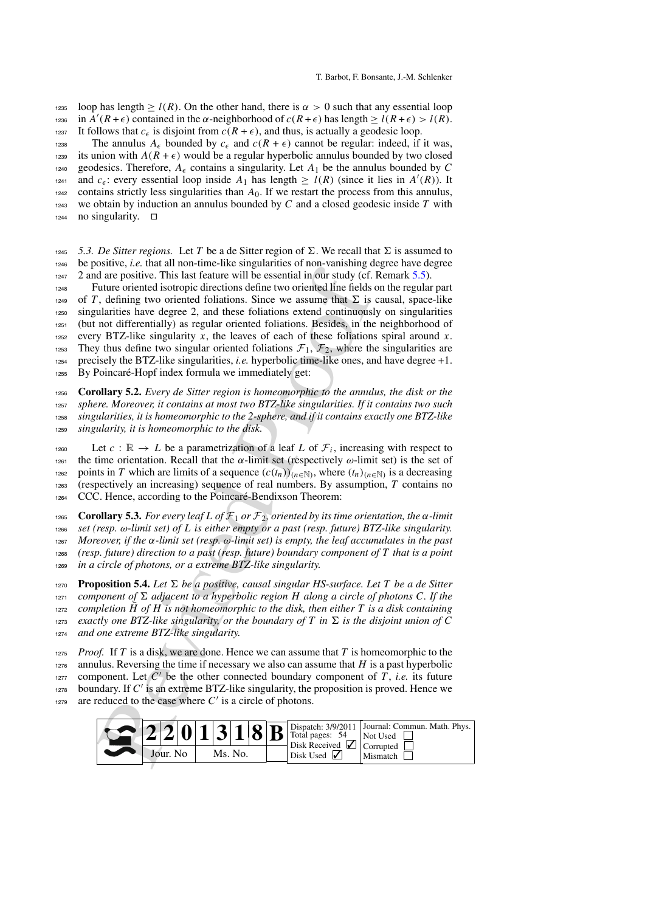loop has length $\geq l(R)$. On the other hand, there is $\alpha > 0$ such that any essential loop in $A'(R+\epsilon)$ contained in the $\alpha$-neighborhood of $c(R+\epsilon)$ has length $\geq l(R+\epsilon) > l(R)$. It follows that $c_\epsilon$ is disjoint from $c(R+\epsilon)$, and thus, is actually a geodesic loop.

The annulus $A_\epsilon$ bounded by $c_\epsilon$ and $c(R+\epsilon)$ cannot be regular: indeed, if it was, its union with $A(R+\epsilon)$ would be a regular hyperbolic annulus bounded by two closed geodesics. Therefore, $A_\epsilon$ contains a singularity. Let $A_1$ be the annulus bounded by $C$ and $c_\epsilon$: every essential loop inside $A_1$ has length $\geq l(R)$ (since it lies in $A'(R)$). It contains strictly less singularities than $A_0$. If we restart the process from this annulus, we obtain by induction an annulus bounded by $C$ and a closed geodesic inside $T$ with no singularity. $\square$

*5.3. De Sitter regions.* Let $T$ be a de Sitter region of $\Sigma$. We recall that $\Sigma$ is assumed to be positive, *i.e.* that all non-time-like singularities of non-vanishing degree have degree 2 and are positive. This last feature will be essential in our study (cf. Remark 5.5).

Future oriented isotropic directions define two oriented line fields on the regular part of $T$, defining two oriented foliations. Since we assume that $\Sigma$ is causal, space-like singularities have degree 2, and these foliations extend continuously on singularities (but not differentially) as regular oriented foliations. Besides, in the neighborhood of every BTZ-like singularity $x$, the leaves of each of these foliations spiral around $x$. They thus define two singular oriented foliations $\mathcal{F}_1$, $\mathcal{F}_2$, where the singularities are precisely the BTZ-like singularities, *i.e.* hyperbolic time-like ones, and have degree +1. By Poincaré-Hopf index formula we immediately get:

**Corollary 5.2.** *Every de Sitter region is homeomorphic to the annulus, the disk or the sphere. Moreover, it contains at most two BTZ-like singularities. If it contains two such singularities, it is homeomorphic to the 2-sphere, and if it contains exactly one BTZ-like singularity, it is homeomorphic to the disk.*

Let $c : \mathbb{R} \to L$ be a parametrization of a leaf $L$ of $\mathcal{F}_i$, increasing with respect to the time orientation. Recall that the $\alpha$-limit set (respectively $\omega$-limit set) is the set of points in $T$ which are limits of a sequence $(c(t_n))_{(n\in\mathbb{N})}$, where $(t_n)_{(n\in\mathbb{N})}$ is a decreasing (respectively an increasing) sequence of real numbers. By assumption, $T$ contains no CCC. Hence, according to the Poincaré-Bendixson Theorem:

**Corollary 5.3.** *For every leaf $L$ of $\mathcal{F}_1$ or $\mathcal{F}_2$, oriented by its time orientation, the $\alpha$-limit set (resp. $\omega$-limit set) of $L$ is either empty or a past (resp. future) BTZ-like singularity. Moreover, if the $\alpha$-limit set (resp. $\omega$-limit set) is empty, the leaf accumulates in the past (resp. future) direction to a past (resp. future) boundary component of $T$ that is a point in a circle of photons, or a extreme BTZ-like singularity.*

**Proposition 5.4.** *Let $\Sigma$ be a positive, causal singular HS-surface. Let $T$ be a de Sitter component of $\Sigma$ adjacent to a hyperbolic region $H$ along a circle of photons $C$. If the completion $\bar{H}$ of $H$ is not homeomorphic to the disk, then either $T$ is a disk containing exactly one BTZ-like singularity, or the boundary of $T$ in $\Sigma$ is the disjoint union of $C$ and one extreme BTZ-like singularity.*

*Proof.* If $T$ is a disk, we are done. Hence we can assume that $T$ is homeomorphic to the annulus. Reversing the time if necessary we also can assume that $H$ is a past hyperbolic component. Let $C'$ be the other connected boundary component of $T$, *i.e.* its future boundary. If $C'$ is an extreme BTZ-like singularity, the proposition is proved. Hence we are reduced to the case where $C'$ is a circle of photons.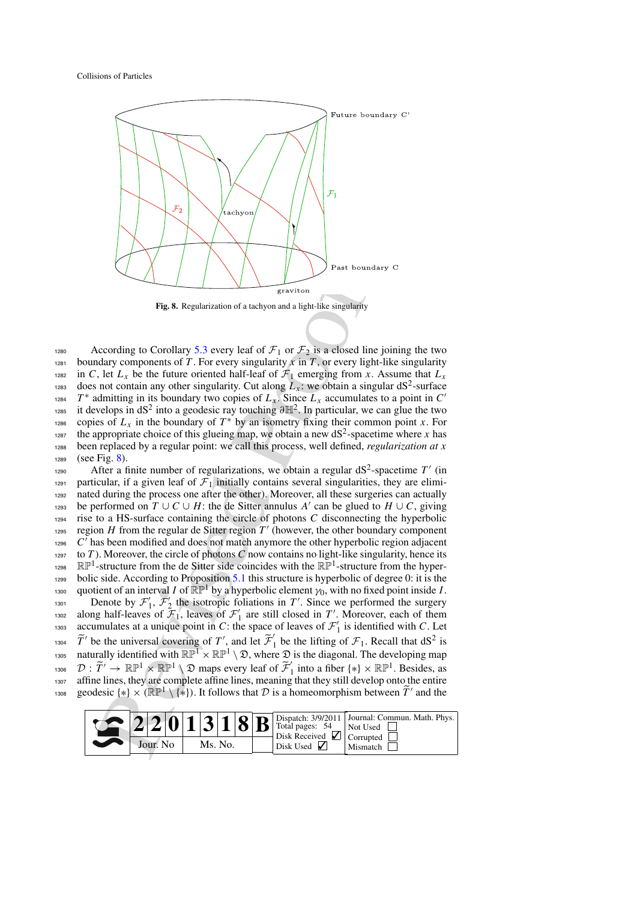Future boundary C'

$\mathcal{F}_1$

$\mathcal{F}_2$

tachyon

Past boundary C

graviton

**Fig. 8.** Regularization of a tachyon and a light-like singularity

According to Corollary 5.3 every leaf of $\mathcal{F}_1$ or $\mathcal{F}_2$ is a closed line joining the two boundary components of $T$. For every singularity $x$ in $T$, or every light-like singularity in $C$, let $L_x$ be the future oriented half-leaf of $\mathcal{F}_1$ emerging from $x$. Assume that $L_x$ does not contain any other singularity. Cut along $L_x$: we obtain a singular $\mathrm{dS}^2$-surface $T^*$ admitting in its boundary two copies of $L_x$. Since $L_x$ accumulates to a point in $C'$ it develops in $\mathrm{dS}^2$ into a geodesic ray touching $\partial\mathbb{H}^2$. In particular, we can glue the two copies of $L_x$ in the boundary of $T^*$ by an isometry fixing their common point $x$. For the appropriate choice of this glueing map, we obtain a new $\mathrm{dS}^2$-spacetime where $x$ has been replaced by a regular point: we call this process, well defined, *regularization at* $x$ (see Fig. 8).

After a finite number of regularizations, we obtain a regular $\mathrm{dS}^2$-spacetime $T'$ (in particular, if a given leaf of $\mathcal{F}_1$ initially contains several singularities, they are eliminated during the process one after the other). Moreover, all these surgeries can actually be performed on $T \cup C \cup H$: the de Sitter annulus $A'$ can be glued to $H \cup C$, giving rise to a HS-surface containing the circle of photons $C$ disconnecting the hyperbolic region $H$ from the regular de Sitter region $T'$ (however, the other boundary component $C'$ has been modified and does not match anymore the other hyperbolic region adjacent to $T$). Moreover, the circle of photons $C$ now contains no light-like singularity, hence its $\mathbb{RP}^1$-structure from the de Sitter side coincides with the $\mathbb{RP}^1$-structure from the hyperbolic side. According to Proposition 5.1 this structure is hyperbolic of degree 0: it is the quotient of an interval $I$ of $\mathbb{RP}^1$ by a hyperbolic element $\gamma_0$, with no fixed point inside $I$.

Denote by $\mathcal{F}'_1$, $\mathcal{F}'_2$ the isotropic foliations in $T'$. Since we performed the surgery along half-leaves of $\mathcal{F}_1$, leaves of $\mathcal{F}'_1$ are still closed in $T'$. Moreover, each of them accumulates at a unique point in $C$: the space of leaves of $\mathcal{F}'_1$ is identified with $C$. Let $\widetilde{T}'$ be the universal covering of $T'$, and let $\widetilde{\mathcal{F}}'_1$ be the lifting of $\mathcal{F}_1$. Recall that $\mathrm{dS}^2$ is naturally identified with $\mathbb{RP}^1 \times \mathbb{RP}^1 \setminus \mathfrak{D}$, where $\mathfrak{D}$ is the diagonal. The developing map $\mathcal{D} : \widetilde{T}' \to \mathbb{RP}^1 \times \mathbb{RP}^1 \setminus \mathfrak{D}$ maps every leaf of $\widetilde{\mathcal{F}}'_1$ into a fiber $\{*\} \times \mathbb{RP}^1$. Besides, as affine lines, they are complete affine lines, meaning that they still develop onto the entire geodesic $\{*\} \times (\mathbb{RP}^1 \setminus \{*\})$. It follows that $\mathcal{D}$ is a homeomorphism between $\widetilde{T}'$ and the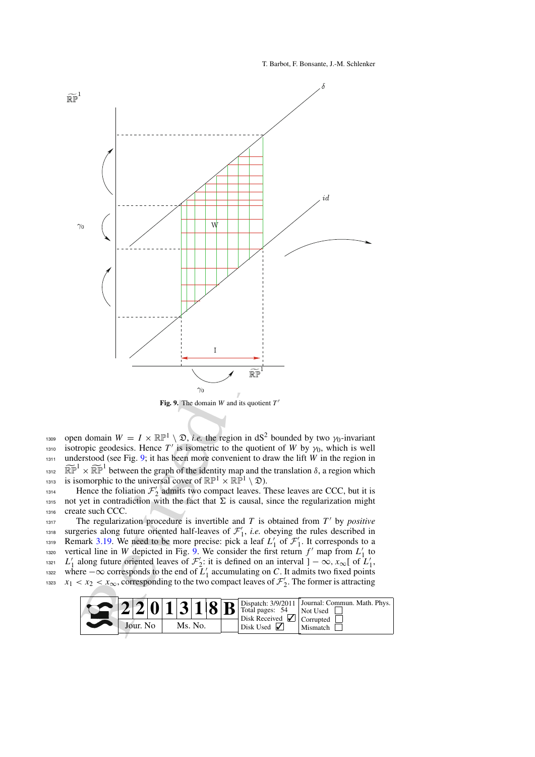$\widetilde{\mathbb{RP}}^1$

$\delta$

$id$

W

$\gamma_0$

I

$\widetilde{\mathbb{RP}}^1$

$\gamma_0$

**Fig. 9.** The domain $W$ and its quotient $T'$

open domain $W = I \times \mathbb{RP}^1 \setminus \mathfrak{D}$, *i.e.* the region in $\mathrm{dS}^2$ bounded by two $\gamma_0$-invariant isotropic geodesics. Hence $T'$ is isometric to the quotient of $W$ by $\gamma_0$, which is well understood (see Fig. 9; it has been more convenient to draw the lift $W$ in the region in $\widetilde{\mathbb{RP}}^1 \times \widetilde{\mathbb{RP}}^1$ between the graph of the identity map and the translation $\delta$, a region which is isomorphic to the universal cover of $\mathbb{RP}^1 \times \mathbb{RP}^1 \setminus \mathfrak{D}$).

Hence the foliation $\mathcal{F}'_2$ admits two compact leaves. These leaves are CCC, but it is not yet in contradiction with the fact that $\Sigma$ is causal, since the regularization might create such CCC.

The regularization procedure is invertible and $T$ is obtained from $T'$ by *positive* surgeries along future oriented half-leaves of $\mathcal{F}'_1$, *i.e.* obeying the rules described in Remark 3.19. We need to be more precise: pick a leaf $L'_1$ of $\mathcal{F}'_1$. It corresponds to a vertical line in $W$ depicted in Fig. 9. We consider the first return $f'$ map from $L'_1$ to $L'_1$ along future oriented leaves of $\mathcal{F}'_2$: it is defined on an interval $]-\infty, x_\infty[$ of $L'_1$, where $-\infty$ corresponds to the end of $L'_1$ accumulating on $C$. It admits two fixed points $x_1 < x_2 < x_\infty$, corresponding to the two compact leaves of $\mathcal{F}'_2$. The former is attracting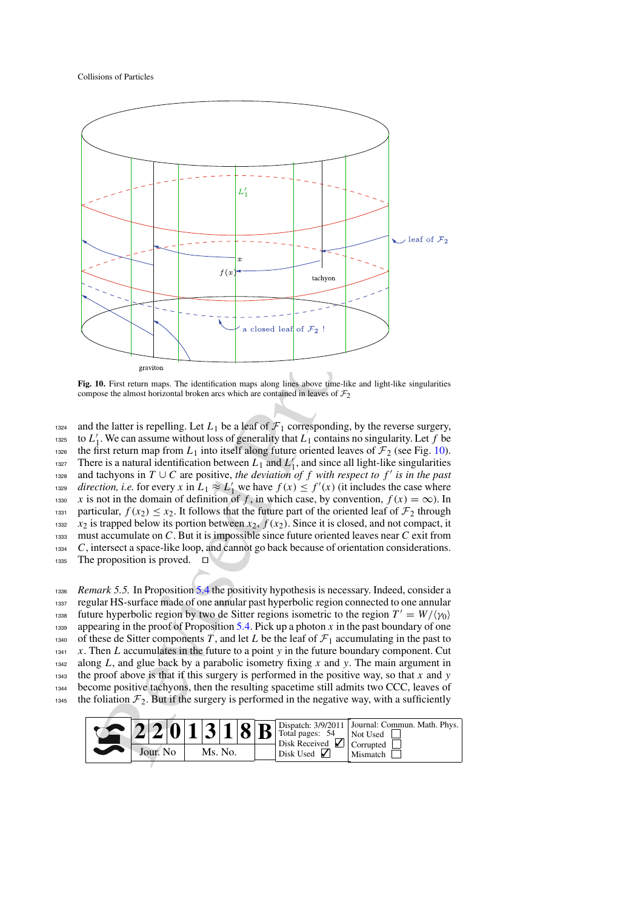$L'_1$

leaf of $\mathcal{F}_2$

$x$

$f(x)$

tachyon

a closed leaf of $\mathcal{F}_2$ !

graviton

**Fig. 10.** First return maps. The identification maps along lines above time-like and light-like singularities compose the almost horizontal broken arcs which are contained in leaves of $\mathcal{F}_2$

and the latter is repelling. Let $L_1$ be a leaf of $\mathcal{F}_1$ corresponding, by the reverse surgery, to $L'_1$. We can assume without loss of generality that $L_1$ contains no singularity. Let $f$ be the first return map from $L_1$ into itself along future oriented leaves of $\mathcal{F}_2$ (see Fig. 10). There is a natural identification between $L_1$ and $L'_1$, and since all light-like singularities and tachyons in $T \cup C$ are positive, *the deviation of $f$ with respect to $f'$ is in the past direction, i.e.* for every $x$ in $L_1 \approx L'_1$ we have $f(x) \leq f'(x)$ (it includes the case where $x$ is not in the domain of definition of $f$, in which case, by convention, $f(x) = \infty$). In particular, $f(x_2) \leq x_2$. It follows that the future part of the oriented leaf of $\mathcal{F}_2$ through $x_2$ is trapped below its portion between $x_2$, $f(x_2)$. Since it is closed, and not compact, it must accumulate on $C$. But it is impossible since future oriented leaves near $C$ exit from $C$, intersect a space-like loop, and cannot go back because of orientation considerations. The proposition is proved. $\square$

*Remark 5.5.* In Proposition 5.4 the positivity hypothesis is necessary. Indeed, consider a regular HS-surface made of one annular past hyperbolic region connected to one annular future hyperbolic region by two de Sitter regions isometric to the region $T' = W/\langle\gamma_0\rangle$ appearing in the proof of Proposition 5.4. Pick up a photon $x$ in the past boundary of one of these de Sitter components $T$, and let $L$ be the leaf of $\mathcal{F}_1$ accumulating in the past to $x$. Then $L$ accumulates in the future to a point $y$ in the future boundary component. Cut along $L$, and glue back by a parabolic isometry fixing $x$ and $y$. The main argument in the proof above is that if this surgery is performed in the positive way, so that $x$ and $y$ become positive tachyons, then the resulting spacetime still admits two CCC, leaves of the foliation $\mathcal{F}_2$. But if the surgery is performed in the negative way, with a sufficiently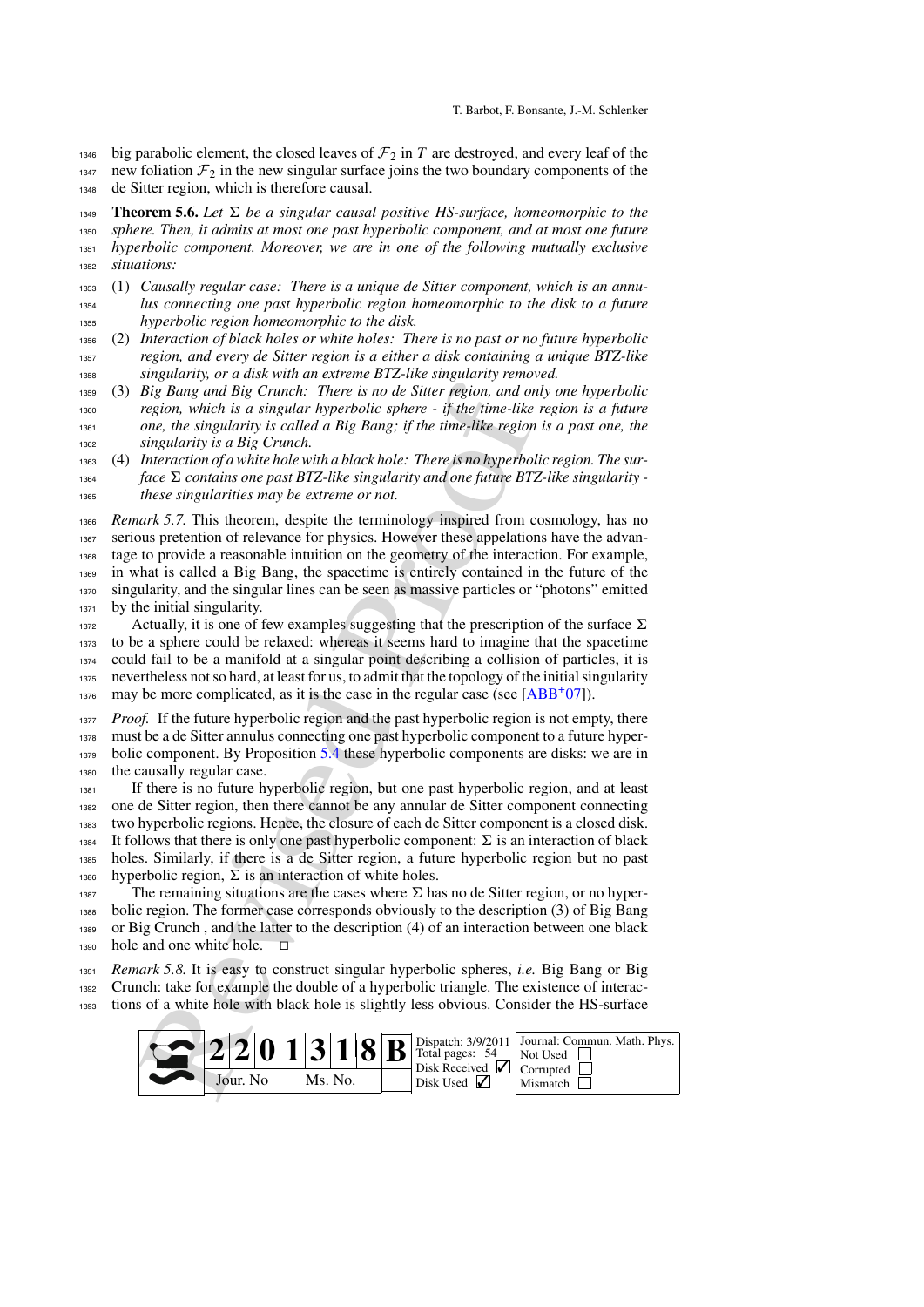big parabolic element, the closed leaves of $\mathcal{F}_2$ in $T$ are destroyed, and every leaf of the new foliation $\mathcal{F}_2$ in the new singular surface joins the two boundary components of the de Sitter region, which is therefore causal.

**Theorem 5.6.** *Let $\Sigma$ be a singular causal positive HS-surface, homeomorphic to the sphere. Then, it admits at most one past hyperbolic component, and at most one future hyperbolic component. Moreover, we are in one of the following mutually exclusive situations:*

1. *Causally regular case: There is a unique de Sitter component, which is an annulus connecting one past hyperbolic region homeomorphic to the disk to a future hyperbolic region homeomorphic to the disk.*
2. *Interaction of black holes or white holes: There is no past or no future hyperbolic region, and every de Sitter region is a either a disk containing a unique BTZ-like singularity, or a disk with an extreme BTZ-like singularity removed.*
3. *Big Bang and Big Crunch: There is no de Sitter region, and only one hyperbolic region, which is a singular hyperbolic sphere - if the time-like region is a future one, the singularity is called a Big Bang; if the time-like region is a past one, the singularity is a Big Crunch.*
4. *Interaction of a white hole with a black hole: There is no hyperbolic region. The surface $\Sigma$ contains one past BTZ-like singularity and one future BTZ-like singularity - these singularities may be extreme or not.*

*Remark 5.7.* This theorem, despite the terminology inspired from cosmology, has no serious pretention of relevance for physics. However these appelations have the advantage to provide a reasonable intuition on the geometry of the interaction. For example, in what is called a Big Bang, the spacetime is entirely contained in the future of the singularity, and the singular lines can be seen as massive particles or "photons" emitted by the initial singularity.

Actually, it is one of few examples suggesting that the prescription of the surface $\Sigma$ to be a sphere could be relaxed: whereas it seems hard to imagine that the spacetime could fail to be a manifold at a singular point describing a collision of particles, it is nevertheless not so hard, at least for us, to admit that the topology of the initial singularity may be more complicated, as it is the case in the regular case (see [ABB+07]).

*Proof.* If the future hyperbolic region and the past hyperbolic region is not empty, there must be a de Sitter annulus connecting one past hyperbolic component to a future hyperbolic component. By Proposition 5.4 these hyperbolic components are disks: we are in the causally regular case.

If there is no future hyperbolic region, but one past hyperbolic region, and at least one de Sitter region, then there cannot be any annular de Sitter component connecting two hyperbolic regions. Hence, the closure of each de Sitter component is a closed disk. It follows that there is only one past hyperbolic component: $\Sigma$ is an interaction of black holes. Similarly, if there is a de Sitter region, a future hyperbolic region but no past hyperbolic region, $\Sigma$ is an interaction of white holes.

The remaining situations are the cases where $\Sigma$ has no de Sitter region, or no hyperbolic region. The former case corresponds obviously to the description (3) of Big Bang or Big Crunch , and the latter to the description (4) of an interaction between one black hole and one white hole. □

*Remark 5.8.* It is easy to construct singular hyperbolic spheres, *i.e.* Big Bang or Big Crunch: take for example the double of a hyperbolic triangle. The existence of interactions of a white hole with black hole is slightly less obvious. Consider the HS-surface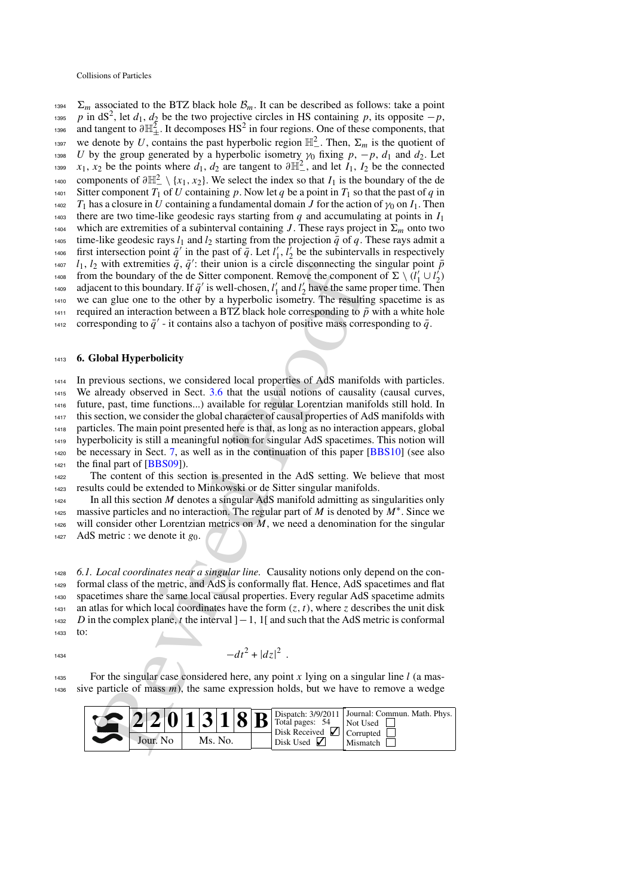$\Sigma_m$ associated to the BTZ black hole $\mathcal{B}_m$. It can be described as follows: take a point $p$ in $\mathrm{dS}^2$, let $d_1$, $d_2$ be the two projective circles in HS containing $p$, its opposite $-p$, and tangent to $\partial\mathbb{H}^2_\pm$. It decomposes $\mathrm{HS}^2$ in four regions. One of these components, that we denote by $U$, contains the past hyperbolic region $\mathbb{H}^2_-$. Then, $\Sigma_m$ is the quotient of $U$ by the group generated by a hyperbolic isometry $\gamma_0$ fixing $p$, $-p$, $d_1$ and $d_2$. Let $x_1$, $x_2$ be the points where $d_1$, $d_2$ are tangent to $\partial\mathbb{H}^2_-$, and let $I_1$, $I_2$ be the connected components of $\partial\mathbb{H}^2_- \setminus \{x_1, x_2\}$. We select the index so that $I_1$ is the boundary of the de Sitter component $T_1$ of $U$ containing $p$. Now let $q$ be a point in $T_1$ so that the past of $q$ in $T_1$ has a closure in $U$ containing a fundamental domain $J$ for the action of $\gamma_0$ on $I_1$. Then there are two time-like geodesic rays starting from $q$ and accumulating at points in $I_1$ which are extremities of a subinterval containing $J$. These rays project in $\Sigma_m$ onto two time-like geodesic rays $l_1$ and $l_2$ starting from the projection $\bar{q}$ of $q$. These rays admit a first intersection point $\bar{q}'$ in the past of $\bar{q}$. Let $l'_1$, $l'_2$ be the subintervalls in respectively $l_1$, $l_2$ with extremities $\bar{q}$, $\bar{q}'$: their union is a circle disconnecting the singular point $\bar{p}$ from the boundary of the de Sitter component. Remove the component of $\Sigma \setminus (l'_1 \cup l'_2)$ adjacent to this boundary. If $\bar{q}'$ is well-chosen, $l'_1$ and $l'_2$ have the same proper time. Then we can glue one to the other by a hyperbolic isometry. The resulting spacetime is as required an interaction between a BTZ black hole corresponding to $\bar{p}$ with a white hole corresponding to $\bar{q}'$ - it contains also a tachyon of positive mass corresponding to $\bar{q}$.

## 6. Global Hyperbolicity

In previous sections, we considered local properties of AdS manifolds with particles. We already observed in Sect. 3.6 that the usual notions of causality (causal curves, future, past, time functions...) available for regular Lorentzian manifolds still hold. In this section, we consider the global character of causal properties of AdS manifolds with particles. The main point presented here is that, as long as no interaction appears, global hyperbolicity is still a meaningful notion for singular AdS spacetimes. This notion will be necessary in Sect. 7, as well as in the continuation of this paper [BBS10] (see also the final part of [BBS09]).

The content of this section is presented in the AdS setting. We believe that most results could be extended to Minkowski or de Sitter singular manifolds.

In all this section $M$ denotes a singular AdS manifold admitting as singularities only massive particles and no interaction. The regular part of $M$ is denoted by $M^*$. Since we will consider other Lorentzian metrics on $M$, we need a denomination for the singular AdS metric : we denote it $g_0$.

*6.1. Local coordinates near a singular line.* Causality notions only depend on the conformal class of the metric, and AdS is conformally flat. Hence, AdS spacetimes and flat spacetimes share the same local causal properties. Every regular AdS spacetime admits an atlas for which local coordinates have the form $(z, t)$, where $z$ describes the unit disk $D$ in the complex plane, $t$ the interval $]-1, 1[$ and such that the AdS metric is conformal to:

$$-dt^2 + |dz|^2 \ .$$

For the singular case considered here, any point $x$ lying on a singular line $l$ (a massive particle of mass $m$), the same expression holds, but we have to remove a wedge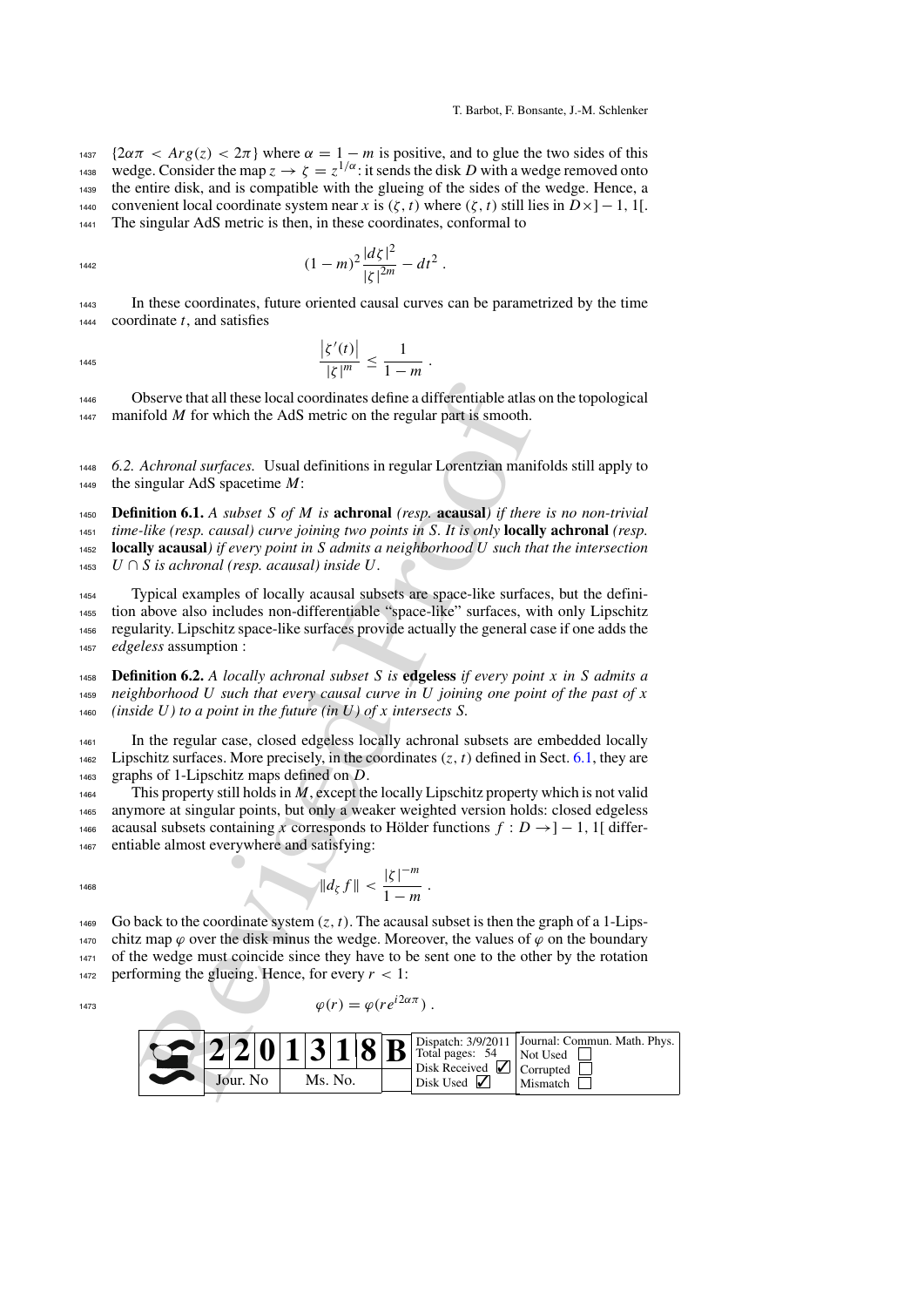$\{2\alpha\pi < Arg(z) < 2\pi\}$ where $\alpha = 1 - m$ is positive, and to glue the two sides of this wedge. Consider the map $z \to \zeta = z^{1/\alpha}$: it sends the disk $D$ with a wedge removed onto the entire disk, and is compatible with the glueing of the sides of the wedge. Hence, a convenient local coordinate system near $x$ is $(\zeta, t)$ where $(\zeta, t)$ still lies in $D\times]-1, 1[$. The singular AdS metric is then, in these coordinates, conformal to

$$(1-m)^2 \frac{|d\zeta|^2}{|\zeta|^{2m}} - dt^2 .$$

In these coordinates, future oriented causal curves can be parametrized by the time coordinate $t$, and satisfies

$$\frac{|\zeta'(t)|}{|\zeta|^m} \le \frac{1}{1-m} .$$

Observe that all these local coordinates define a differentiable atlas on the topological manifold $M$ for which the AdS metric on the regular part is smooth.

*6.2. Achronal surfaces.* Usual definitions in regular Lorentzian manifolds still apply to the singular AdS spacetime $M$:

**Definition 6.1.** *A subset $S$ of $M$ is* **achronal** *(resp.* **acausal***) if there is no non-trivial time-like (resp. causal) curve joining two points in $S$. It is only* **locally achronal** *(resp.* **locally acausal***) if every point in $S$ admits a neighborhood $U$ such that the intersection $U \cap S$ is achronal (resp. acausal) inside $U$.*

Typical examples of locally acausal subsets are space-like surfaces, but the definition above also includes non-differentiable "space-like" surfaces, with only Lipschitz regularity. Lipschitz space-like surfaces provide actually the general case if one adds the *edgeless* assumption :

**Definition 6.2.** *A locally achronal subset $S$ is* **edgeless** *if every point $x$ in $S$ admits a neighborhood $U$ such that every causal curve in $U$ joining one point of the past of $x$ (inside $U$) to a point in the future (in $U$) of $x$ intersects $S$.*

In the regular case, closed edgeless locally achronal subsets are embedded locally Lipschitz surfaces. More precisely, in the coordinates $(z, t)$ defined in Sect. 6.1, they are graphs of 1-Lipschitz maps defined on $D$.

This property still holds in $M$, except the locally Lipschitz property which is not valid anymore at singular points, but only a weaker weighted version holds: closed edgeless acausal subsets containing $x$ corresponds to Hölder functions $f : D \to ]-1, 1[$ differentiable almost everywhere and satisfying:

$$\|d_\zeta f\| < \frac{|\zeta|^{-m}}{1-m} .$$

Go back to the coordinate system $(z, t)$. The acausal subset is then the graph of a 1-Lipschitz map $\varphi$ over the disk minus the wedge. Moreover, the values of $\varphi$ on the boundary of the wedge must coincide since they have to be sent one to the other by the rotation performing the glueing. Hence, for every $r < 1$:

$$\varphi(r) = \varphi(re^{i2\alpha\pi}) .$$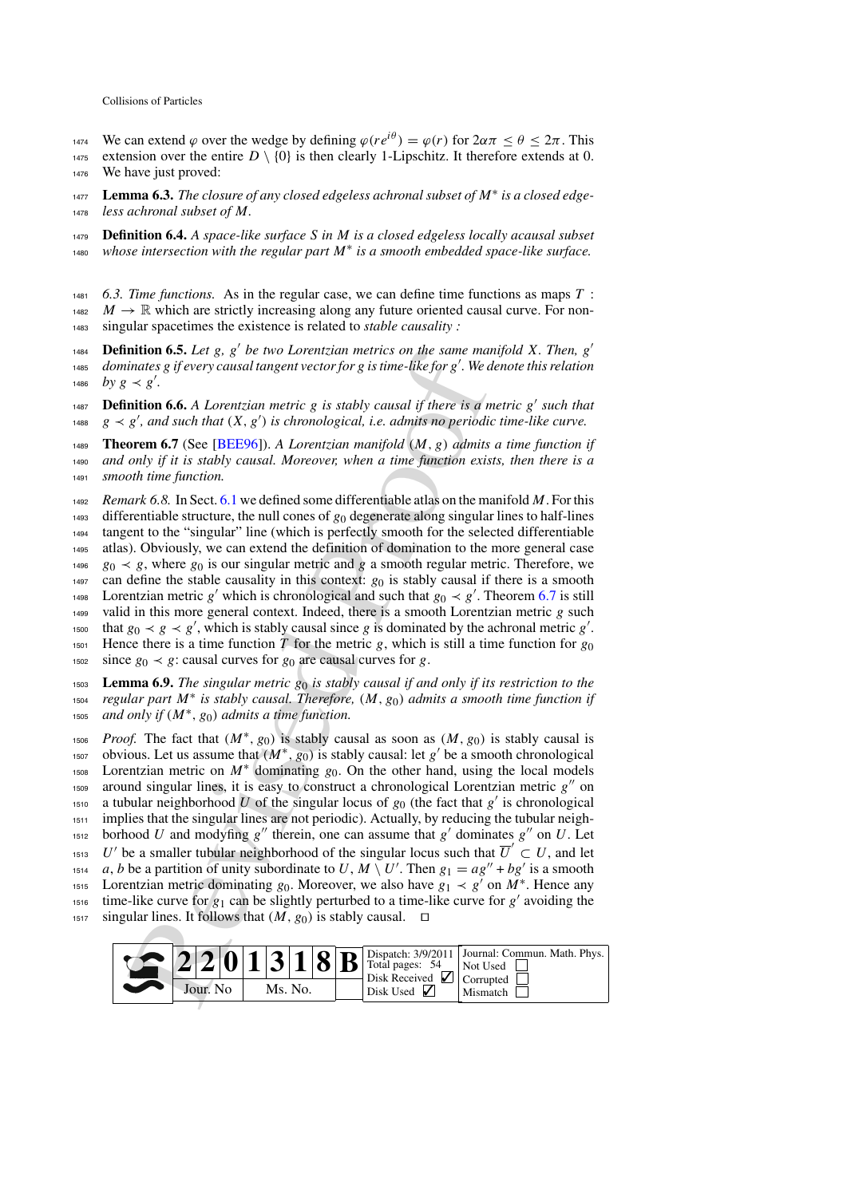We can extend $\varphi$ over the wedge by defining $\varphi(re^{i\theta}) = \varphi(r)$ for $2\alpha\pi \leq \theta \leq 2\pi$. This extension over the entire $D \setminus \{0\}$ is then clearly 1-Lipschitz. It therefore extends at 0. We have just proved:

**Lemma 6.3.** *The closure of any closed edgeless achronal subset of $M^*$ is a closed edgeless achronal subset of $M$.*

**Definition 6.4.** *A space-like surface $S$ in $M$ is a closed edgeless locally acausal subset whose intersection with the regular part $M^*$ is a smooth embedded space-like surface.*

*6.3. Time functions.* As in the regular case, we can define time functions as maps $T : M \to \mathbb{R}$ which are strictly increasing along any future oriented causal curve. For non-singular spacetimes the existence is related to *stable causality :*

**Definition 6.5.** *Let $g$, $g'$ be two Lorentzian metrics on the same manifold $X$. Then, $g'$ dominates $g$ if every causal tangent vector for $g$ is time-like for $g'$. We denote this relation by $g \prec g'$.*

**Definition 6.6.** *A Lorentzian metric $g$ is stably causal if there is a metric $g'$ such that $g \prec g'$, and such that $(X, g')$ is chronological, i.e. admits no periodic time-like curve.*

**Theorem 6.7** (See [BEE96]). *A Lorentzian manifold $(M, g)$ admits a time function if and only if it is stably causal. Moreover, when a time function exists, then there is a smooth time function.*

*Remark 6.8.* In Sect. 6.1 we defined some differentiable atlas on the manifold $M$. For this differentiable structure, the null cones of $g_0$ degenerate along singular lines to half-lines tangent to the "singular" line (which is perfectly smooth for the selected differentiable atlas). Obviously, we can extend the definition of domination to the more general case $g_0 \prec g$, where $g_0$ is our singular metric and $g$ a smooth regular metric. Therefore, we can define the stable causality in this context: $g_0$ is stably causal if there is a smooth Lorentzian metric $g'$ which is chronological and such that $g_0 \prec g'$. Theorem 6.7 is still valid in this more general context. Indeed, there is a smooth Lorentzian metric $g$ such that $g_0 \prec g \prec g'$, which is stably causal since $g$ is dominated by the achronal metric $g'$. Hence there is a time function $T$ for the metric $g$, which is still a time function for $g_0$ since $g_0 \prec g$: causal curves for $g_0$ are causal curves for $g$.

**Lemma 6.9.** *The singular metric $g_0$ is stably causal if and only if its restriction to the regular part $M^*$ is stably causal. Therefore, $(M, g_0)$ admits a smooth time function if and only if $(M^*, g_0)$ admits a time function.*

*Proof.* The fact that $(M^*, g_0)$ is stably causal as soon as $(M, g_0)$ is stably causal is obvious. Let us assume that $(M^*, g_0)$ is stably causal: let $g'$ be a smooth chronological Lorentzian metric on $M^*$ dominating $g_0$. On the other hand, using the local models around singular lines, it is easy to construct a chronological Lorentzian metric $g''$ on a tubular neighborhood $U$ of the singular locus of $g_0$ (the fact that $g'$ is chronological implies that the singular lines are not periodic). Actually, by reducing the tubular neighborhood $U$ and modyfing $g''$ therein, one can assume that $g'$ dominates $g''$ on $U$. Let $U'$ be a smaller tubular neighborhood of the singular locus such that $\overline{U}' \subset U$, and let $a$, $b$ be a partition of unity subordinate to $U$, $M \setminus U'$. Then $g_1 = ag'' + bg'$ is a smooth Lorentzian metric dominating $g_0$. Moreover, we also have $g_1 \prec g'$ on $M^*$. Hence any time-like curve for $g_1$ can be slightly perturbed to a time-like curve for $g'$ avoiding the singular lines. It follows that $(M, g_0)$ is stably causal. □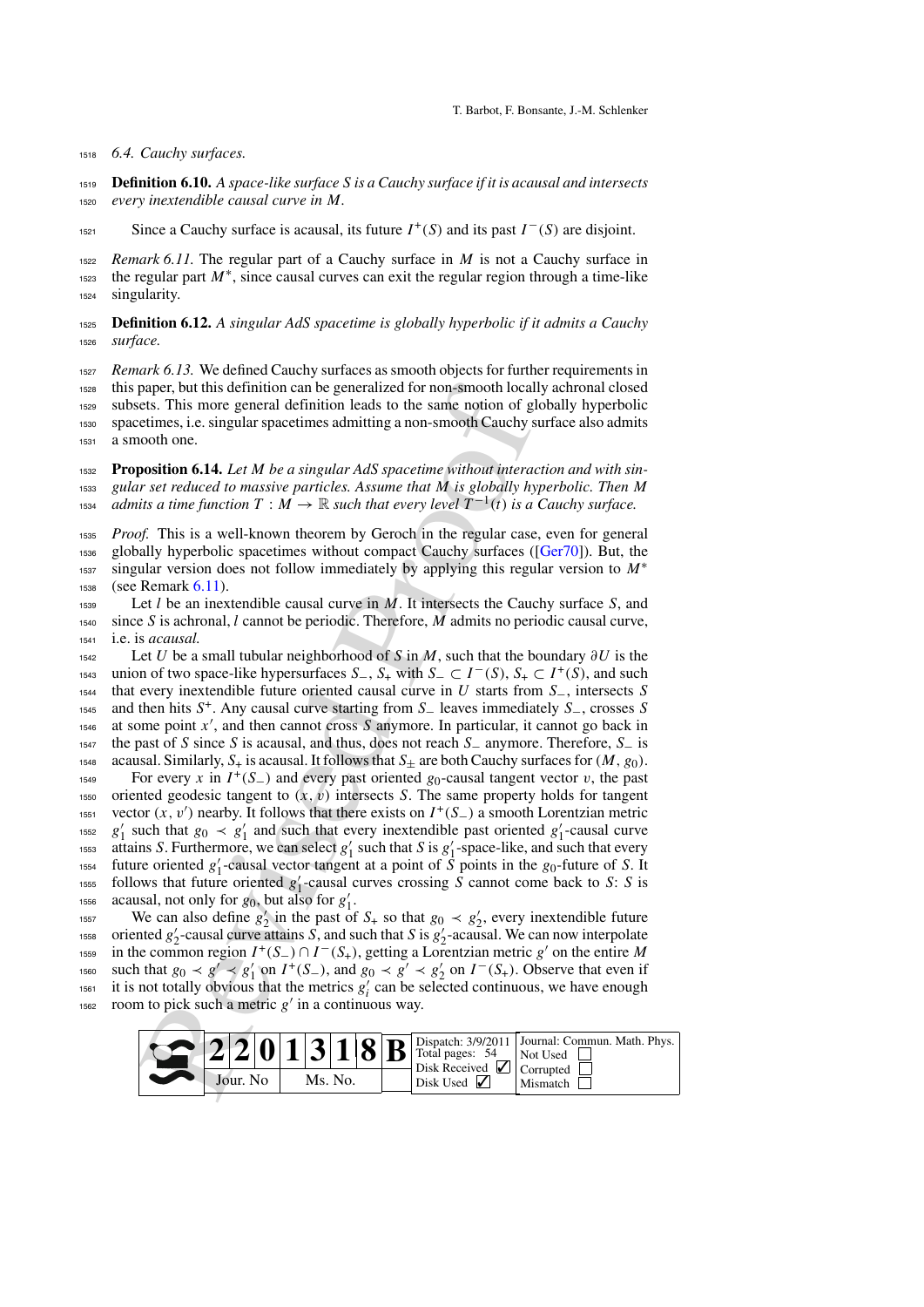*6.4. Cauchy surfaces.*

**Definition 6.10.** *A space-like surface $S$ is a Cauchy surface if it is acausal and intersects every inextendible causal curve in $M$.*

Since a Cauchy surface is acausal, its future $I^+(S)$ and its past $I^-(S)$ are disjoint.

*Remark 6.11.* The regular part of a Cauchy surface in $M$ is not a Cauchy surface in the regular part $M^*$, since causal curves can exit the regular region through a time-like singularity.

**Definition 6.12.** *A singular AdS spacetime is globally hyperbolic if it admits a Cauchy surface.*

*Remark 6.13.* We defined Cauchy surfaces as smooth objects for further requirements in this paper, but this definition can be generalized for non-smooth locally achronal closed subsets. This more general definition leads to the same notion of globally hyperbolic spacetimes, i.e. singular spacetimes admitting a non-smooth Cauchy surface also admits a smooth one.

**Proposition 6.14.** *Let $M$ be a singular AdS spacetime without interaction and with singular set reduced to massive particles. Assume that $M$ is globally hyperbolic. Then $M$ admits a time function $T : M \to \mathbb{R}$ such that every level $T^{-1}(t)$ is a Cauchy surface.*

*Proof.* This is a well-known theorem by Geroch in the regular case, even for general globally hyperbolic spacetimes without compact Cauchy surfaces ([Ger70]). But, the singular version does not follow immediately by applying this regular version to $M^*$ (see Remark 6.11).

Let $l$ be an inextendible causal curve in $M$. It intersects the Cauchy surface $S$, and since $S$ is achronal, $l$ cannot be periodic. Therefore, $M$ admits no periodic causal curve, i.e. is *acausal.*

Let $U$ be a small tubular neighborhood of $S$ in $M$, such that the boundary $\partial U$ is the union of two space-like hypersurfaces $S_-$, $S_+$ with $S_- \subset I^-(S)$, $S_+ \subset I^+(S)$, and such that every inextendible future oriented causal curve in $U$ starts from $S_-$, intersects $S$ and then hits $S^+$. Any causal curve starting from $S_-$ leaves immediately $S_-$, crosses $S$ at some point $x'$, and then cannot cross $S$ anymore. In particular, it cannot go back in the past of $S$ since $S$ is acausal, and thus, does not reach $S_-$ anymore. Therefore, $S_-$ is acausal. Similarly, $S_+$ is acausal. It follows that $S_\pm$ are both Cauchy surfaces for $(M, g_0)$.

For every $x$ in $I^+(S_-)$ and every past oriented $g_0$-causal tangent vector $v$, the past oriented geodesic tangent to $(x, v)$ intersects $S$. The same property holds for tangent vector $(x, v')$ nearby. It follows that there exists on $I^+(S_-)$ a smooth Lorentzian metric $g'_1$ such that $g_0 \prec g'_1$ and such that every inextendible past oriented $g'_1$-causal curve attains $S$. Furthermore, we can select $g'_1$ such that $S$ is $g'_1$-space-like, and such that every future oriented $g'_1$-causal vector tangent at a point of $S$ points in the $g_0$-future of $S$. It follows that future oriented $g'_1$-causal curves crossing $S$ cannot come back to $S$: $S$ is acausal, not only for $g_0$, but also for $g'_1$.

We can also define $g'_2$ in the past of $S_+$ so that $g_0 \prec g'_2$, every inextendible future oriented $g'_2$-causal curve attains $S$, and such that $S$ is $g'_2$-acausal. We can now interpolate in the common region $I^+(S_-) \cap I^-(S_+)$, getting a Lorentzian metric $g'$ on the entire $M$ such that $g_0 \prec g' \prec g'_1$ on $I^+(S_-)$, and $g_0 \prec g' \prec g'_2$ on $I^-(S_+)$. Observe that even if it is not totally obvious that the metrics $g'_i$ can be selected continuous, we have enough room to pick such a metric $g'$ in a continuous way.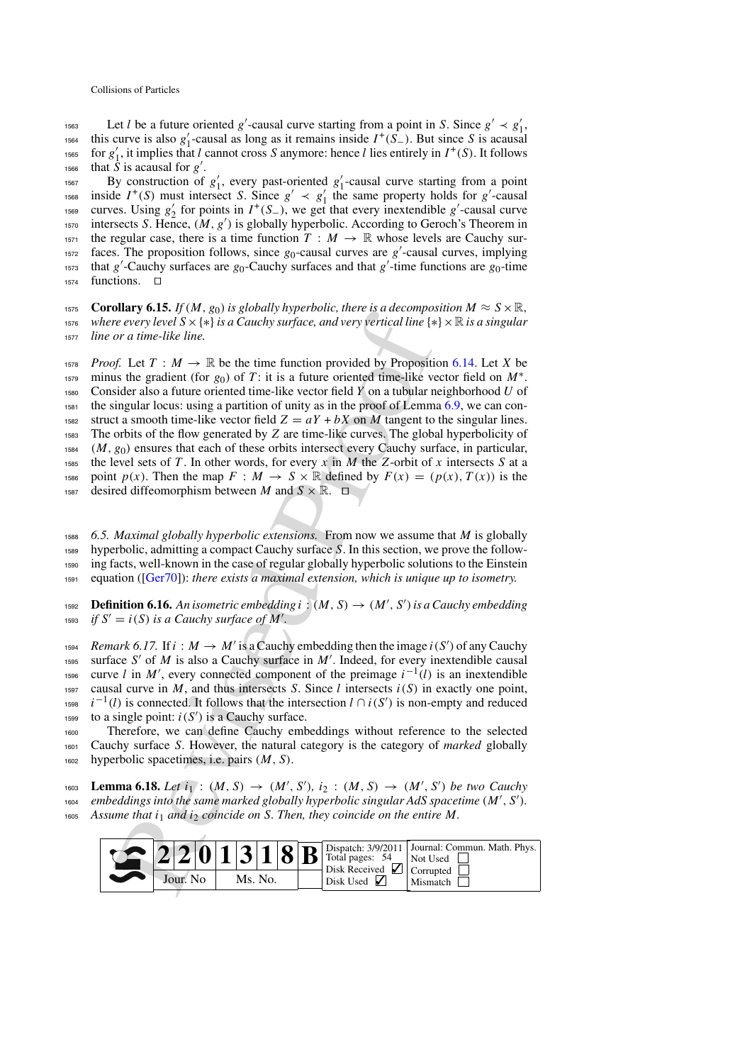Let $l$ be a future oriented $g'$-causal curve starting from a point in $S$. Since $g' \prec g'_1$, this curve is also $g'_1$-causal as long as it remains inside $I^+(S_-)$. But since $S$ is acausal for $g'_1$, it implies that $l$ cannot cross $S$ anymore: hence $l$ lies entirely in $I^+(S)$. It follows that $S$ is acausal for $g'$.

By construction of $g'_1$, every past-oriented $g'_1$-causal curve starting from a point inside $I^+(S)$ must intersect $S$. Since $g' \prec g'_1$ the same property holds for $g'$-causal curves. Using $g'_2$ for points in $I^+(S_-)$, we get that every inextendible $g'$-causal curve intersects $S$. Hence, $(M, g')$ is globally hyperbolic. According to Geroch's Theorem in the regular case, there is a time function $T : M \to \mathbb{R}$ whose levels are Cauchy surfaces. The proposition follows, since $g_0$-causal curves are $g'$-causal curves, implying that $g'$-Cauchy surfaces are $g_0$-Cauchy surfaces and that $g'$-time functions are $g_0$-time functions. □

**Corollary 6.15.** *If $(M, g_0)$ is globally hyperbolic, there is a decomposition $M \approx S \times \mathbb{R}$, where every level $S \times \{*\}$ is a Cauchy surface, and very vertical line $\{*\} \times \mathbb{R}$ is a singular line or a time-like line.*

*Proof.* Let $T : M \to \mathbb{R}$ be the time function provided by Proposition 6.14. Let $X$ be minus the gradient (for $g_0$) of $T$: it is a future oriented time-like vector field on $M^*$. Consider also a future oriented time-like vector field $Y$ on a tubular neighborhood $U$ of the singular locus: using a partition of unity as in the proof of Lemma 6.9, we can construct a smooth time-like vector field $Z = aY + bX$ on $M$ tangent to the singular lines. The orbits of the flow generated by $Z$ are time-like curves. The global hyperbolicity of $(M, g_0)$ ensures that each of these orbits intersect every Cauchy surface, in particular, the level sets of $T$. In other words, for every $x$ in $M$ the $Z$-orbit of $x$ intersects $S$ at a point $p(x)$. Then the map $F : M \to S \times \mathbb{R}$ defined by $F(x) = (p(x), T(x))$ is the desired diffeomorphism between $M$ and $S \times \mathbb{R}$. □

*6.5. Maximal globally hyperbolic extensions.* From now we assume that $M$ is globally hyperbolic, admitting a compact Cauchy surface $S$. In this section, we prove the following facts, well-known in the case of regular globally hyperbolic solutions to the Einstein equation ([Ger70]): *there exists a maximal extension, which is unique up to isometry.*

**Definition 6.16.** *An isometric embedding $i : (M, S) \to (M', S')$ is a Cauchy embedding if $S' = i(S)$ is a Cauchy surface of $M'$.*

*Remark 6.17.* If $i : M \to M'$ is a Cauchy embedding then the image $i(S')$ of any Cauchy surface $S'$ of $M$ is also a Cauchy surface in $M'$. Indeed, for every inextendible causal curve $l$ in $M'$, every connected component of the preimage $i^{-1}(l)$ is an inextendible causal curve in $M$, and thus intersects $S$. Since $l$ intersects $i(S)$ in exactly one point, $i^{-1}(l)$ is connected. It follows that the intersection $l \cap i(S')$ is non-empty and reduced to a single point: $i(S')$ is a Cauchy surface.

Therefore, we can define Cauchy embeddings without reference to the selected Cauchy surface $S$. However, the natural category is the category of *marked* globally hyperbolic spacetimes, i.e. pairs $(M, S)$.

**Lemma 6.18.** *Let $i_1 : (M, S) \to (M', S')$, $i_2 : (M, S) \to (M', S')$ be two Cauchy embeddings into the same marked globally hyperbolic singular AdS spacetime $(M', S')$. Assume that $i_1$ and $i_2$ coincide on $S$. Then, they coincide on the entire $M$.*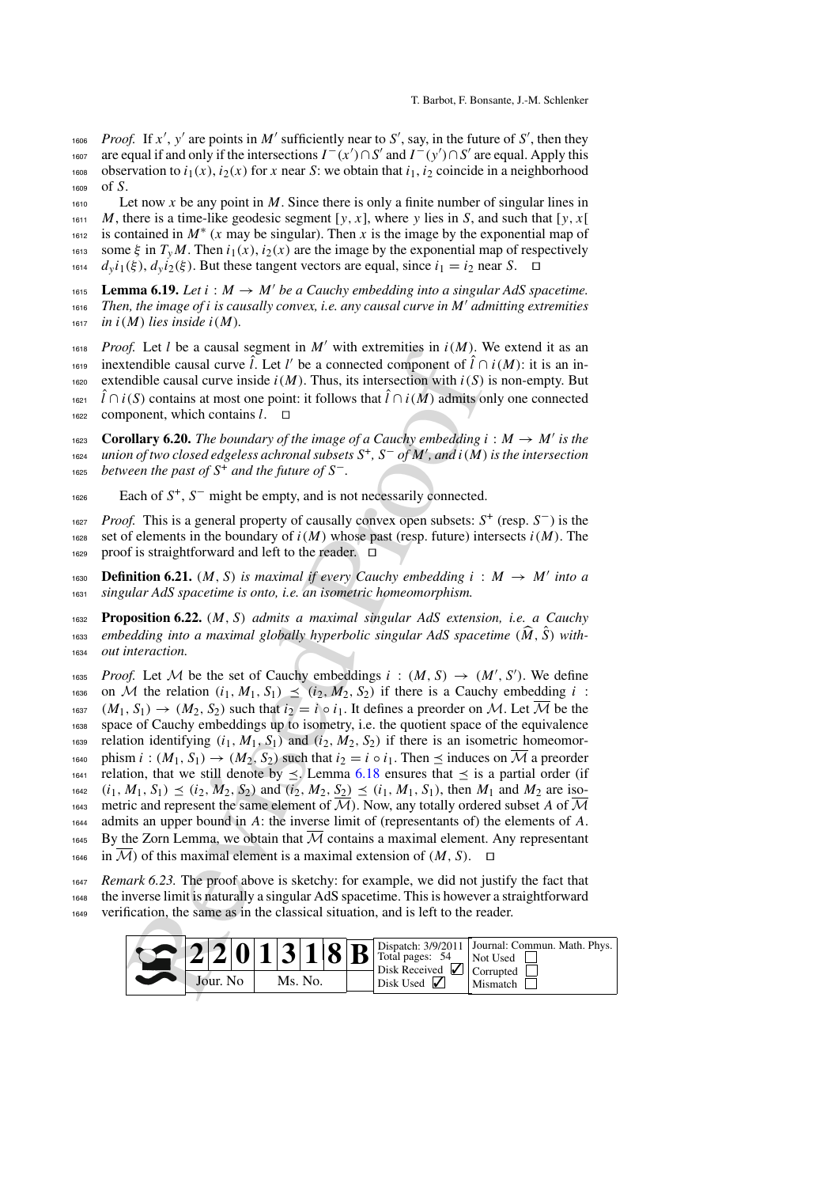*Proof.* If $x'$, $y'$ are points in $M'$ sufficiently near to $S'$, say, in the future of $S'$, then they are equal if and only if the intersections $I^-(x') \cap S'$ and $I^-(y') \cap S'$ are equal. Apply this observation to $i_1(x)$, $i_2(x)$ for $x$ near $S$: we obtain that $i_1$, $i_2$ coincide in a neighborhood of $S$.

Let now $x$ be any point in $M$. Since there is only a finite number of singular lines in $M$, there is a time-like geodesic segment $[y, x]$, where $y$ lies in $S$, and such that $[y, x[$ is contained in $M^*$ ($x$ may be singular). Then $x$ is the image by the exponential map of some $\xi$ in $T_y M$. Then $i_1(x)$, $i_2(x)$ are the image by the exponential map of respectively $d_y i_1(\xi)$, $d_y i_2(\xi)$. But these tangent vectors are equal, since $i_1 = i_2$ near $S$. □

**Lemma 6.19.** *Let $i : M \to M'$ be a Cauchy embedding into a singular AdS spacetime. Then, the image of $i$ is causally convex, i.e. any causal curve in $M'$ admitting extremities in $i(M)$ lies inside $i(M)$.*

*Proof.* Let $l$ be a causal segment in $M'$ with extremities in $i(M)$. We extend it as an inextendible causal curve $\hat{l}$. Let $l'$ be a connected component of $\hat{l} \cap i(M)$: it is an inextendible causal curve inside $i(M)$. Thus, its intersection with $i(S)$ is non-empty. But $\hat{l} \cap i(S)$ contains at most one point: it follows that $\hat{l} \cap i(M)$ admits only one connected component, which contains $l$. □

**Corollary 6.20.** *The boundary of the image of a Cauchy embedding $i : M \to M'$ is the union of two closed edgeless achronal subsets $S^+$, $S^-$ of $M'$, and $i(M)$ is the intersection between the past of $S^+$ and the future of $S^-$.*

Each of $S^+$, $S^-$ might be empty, and is not necessarily connected.

*Proof.* This is a general property of causally convex open subsets: $S^+$ (resp. $S^-$) is the set of elements in the boundary of $i(M)$ whose past (resp. future) intersects $i(M)$. The proof is straightforward and left to the reader. □

**Definition 6.21.** *$(M, S)$ is maximal if every Cauchy embedding $i : M \to M'$ into a singular AdS spacetime is onto, i.e. an isometric homeomorphism.*

**Proposition 6.22.** *$(M, S)$ admits a maximal singular AdS extension, i.e. a Cauchy embedding into a maximal globally hyperbolic singular AdS spacetime $(\widehat{M}, \hat{S})$ without interaction.*

*Proof.* Let $\mathcal{M}$ be the set of Cauchy embeddings $i : (M, S) \to (M', S')$. We define on $\mathcal{M}$ the relation $(i_1, M_1, S_1) \preceq (i_2, M_2, S_2)$ if there is a Cauchy embedding $i : (M_1, S_1) \to (M_2, S_2)$ such that $i_2 = i \circ i_1$. It defines a preorder on $\mathcal{M}$. Let $\overline{\mathcal{M}}$ be the space of Cauchy embeddings up to isometry, i.e. the quotient space of the equivalence relation identifying $(i_1, M_1, S_1)$ and $(i_2, M_2, S_2)$ if there is an isometric homeomorphism $i : (M_1, S_1) \to (M_2, S_2)$ such that $i_2 = i \circ i_1$. Then $\preceq$ induces on $\overline{\mathcal{M}}$ a preorder relation, that we still denote by $\preceq$. Lemma 6.18 ensures that $\preceq$ is a partial order (if $(i_1, M_1, S_1) \preceq (i_2, M_2, S_2)$ and $(i_2, M_2, S_2) \preceq (i_1, M_1, S_1)$, then $M_1$ and $M_2$ are isometric and represent the same element of $\overline{\mathcal{M}}$). Now, any totally ordered subset $A$ of $\overline{\mathcal{M}}$ admits an upper bound in $A$: the inverse limit of (representants of) the elements of $A$. By the Zorn Lemma, we obtain that $\overline{\mathcal{M}}$ contains a maximal element. Any representant in $\overline{\mathcal{M}}$) of this maximal element is a maximal extension of $(M, S)$. □

*Remark 6.23.* The proof above is sketchy: for example, we did not justify the fact that the inverse limit is naturally a singular AdS spacetime. This is however a straightforward verification, the same as in the classical situation, and is left to the reader.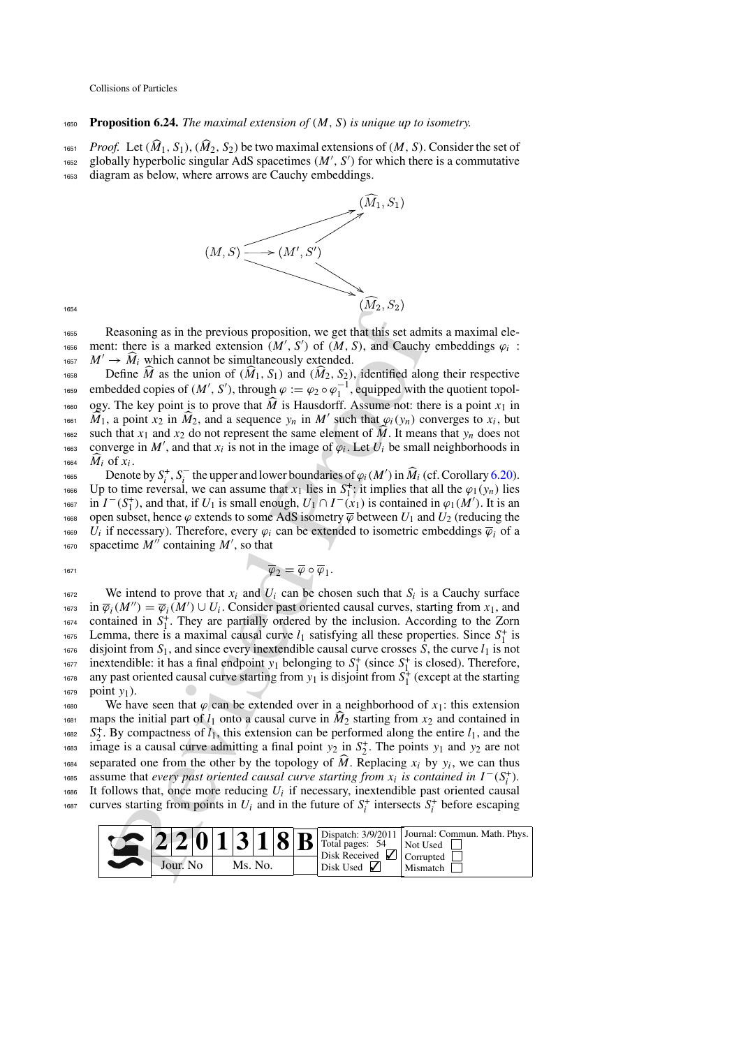**Proposition 6.24.** *The maximal extension of* $(M, S)$ *is unique up to isometry.*

*Proof.* Let $(\widehat{M}_1, S_1)$, $(\widehat{M}_2, S_2)$ be two maximal extensions of $(M, S)$. Consider the set of globally hyperbolic singular AdS spacetimes $(M', S')$ for which there is a commutative diagram as below, where arrows are Cauchy embeddings.

$$\begin{array}{ccc} & & (\widehat{M}_1, S_1) \\ & \nearrow & \uparrow \\ (M, S) & \longrightarrow & (M', S') \\ & \searrow & \downarrow \\ & & (\widehat{M}_2, S_2) \end{array}$$

Reasoning as in the previous proposition, we get that this set admits a maximal element: there is a marked extension $(M', S')$ of $(M, S)$, and Cauchy embeddings $\varphi_i : M' \to \widehat{M}_i$ which cannot be simultaneously extended.

Define $\widehat{M}$ as the union of $(\widehat{M}_1, S_1)$ and $(\widehat{M}_2, S_2)$, identified along their respective embedded copies of $(M', S')$, through $\varphi := \varphi_2 \circ \varphi_1^{-1}$, equipped with the quotient topology. The key point is to prove that $\widehat{M}$ is Hausdorff. Assume not: there is a point $x_1$ in $\widehat{M}_1$, a point $x_2$ in $\widehat{M}_2$, and a sequence $y_n$ in $M'$ such that $\varphi_i(y_n)$ converges to $x_i$, but such that $x_1$ and $x_2$ do not represent the same element of $\widehat{M}$. It means that $y_n$ does not converge in $M'$, and that $x_i$ is not in the image of $\varphi_i$. Let $U_i$ be small neighborhoods in $\widehat{M}_i$ of $x_i$.

Denote by $S_i^+$, $S_i^-$ the upper and lower boundaries of $\varphi_i(M')$ in $\widehat{M}_i$ (cf. Corollary 6.20). Up to time reversal, we can assume that $x_1$ lies in $S_1^+$: it implies that all the $\varphi_1(y_n)$ lies in $I^-(S_1^+)$, and that, if $U_1$ is small enough, $U_1 \cap I^-(x_1)$ is contained in $\varphi_1(M')$. It is an open subset, hence $\varphi$ extends to some AdS isometry $\overline{\varphi}$ between $U_1$ and $U_2$ (reducing the $U_i$ if necessary). Therefore, every $\varphi_i$ can be extended to isometric embeddings $\overline{\varphi}_i$ of a spacetime $M''$ containing $M'$, so that

$$\overline{\varphi}_2 = \overline{\varphi} \circ \overline{\varphi}_1.$$

We intend to prove that $x_i$ and $U_i$ can be chosen such that $S_i$ is a Cauchy surface in $\overline{\varphi}_i(M'') = \overline{\varphi}_i(M') \cup U_i$. Consider past oriented causal curves, starting from $x_1$, and contained in $S_1^+$. They are partially ordered by the inclusion. According to the Zorn Lemma, there is a maximal causal curve $l_1$ satisfying all these properties. Since $S_1^+$ is disjoint from $S_1$, and since every inextendible causal curve crosses $S$, the curve $l_1$ is not inextendible: it has a final endpoint $y_1$ belonging to $S_1^+$ (since $S_1^+$ is closed). Therefore, any past oriented causal curve starting from $y_1$ is disjoint from $S_1^+$ (except at the starting point $y_1$).

We have seen that $\varphi$ can be extended over in a neighborhood of $x_1$: this extension maps the initial part of $l_1$ onto a causal curve in $\widehat{M}_2$ starting from $x_2$ and contained in $S_2^+$. By compactness of $l_1$, this extension can be performed along the entire $l_1$, and the image is a causal curve admitting a final point $y_2$ in $S_2^+$. The points $y_1$ and $y_2$ are not separated one from the other by the topology of $\widehat{M}$. Replacing $x_i$ by $y_i$, we can thus assume that *every past oriented causal curve starting from* $x_i$ *is contained in* $I^-(S_i^+)$. It follows that, once more reducing $U_i$ if necessary, every inextendible past oriented causal curves starting from points in $U_i$ and in the future of $S_i^+$ intersects $S_i^+$ before escaping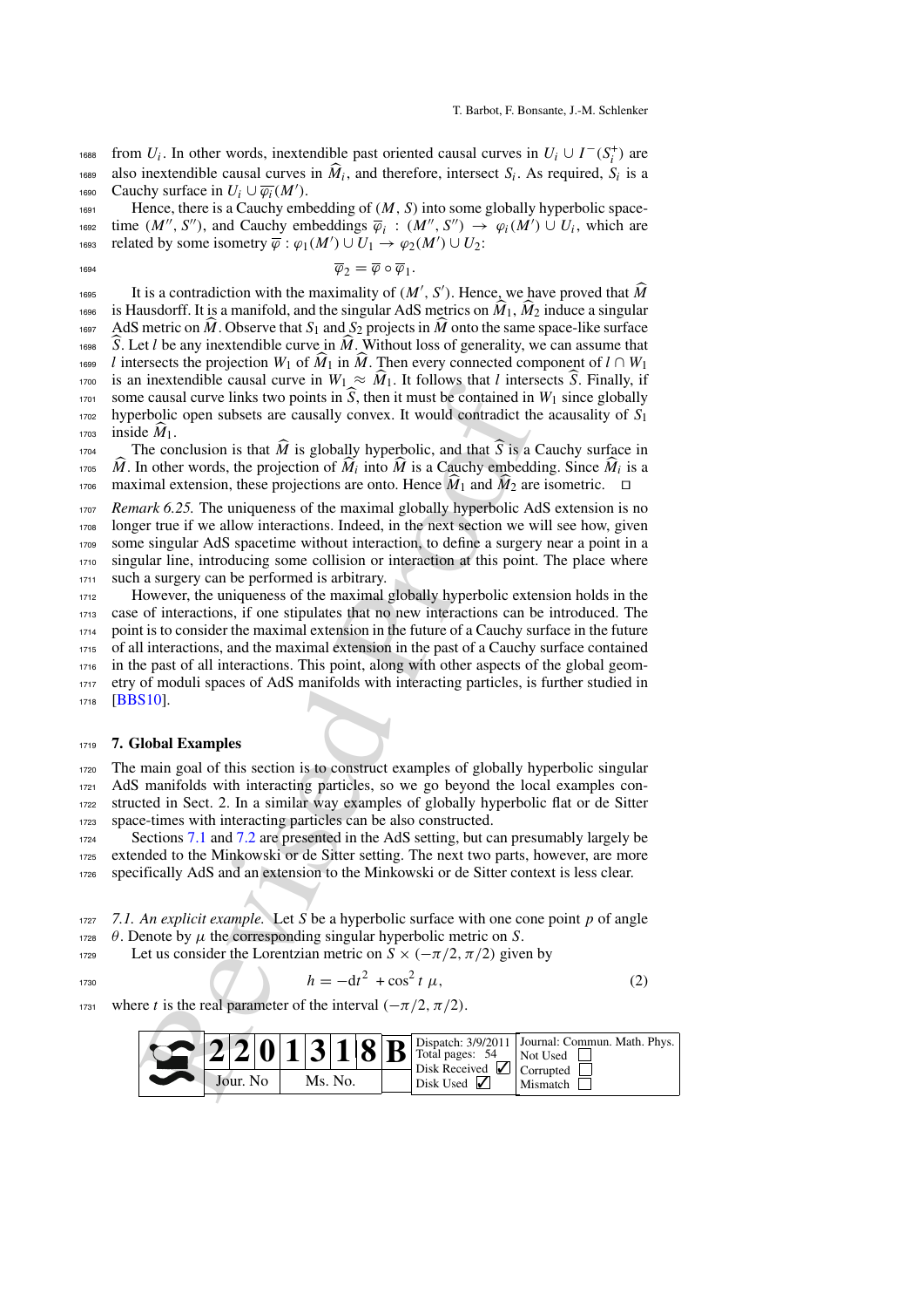from $U_i$. In other words, inextendible past oriented causal curves in $U_i \cup I^-(S_i^+)$ are also inextendible causal curves in $\widehat{M}_i$, and therefore, intersect $S_i$. As required, $S_i$ is a Cauchy surface in $U_i \cup \overline{\varphi_i}(M')$.

Hence, there is a Cauchy embedding of $(M, S)$ into some globally hyperbolic spacetime $(M'', S'')$, and Cauchy embeddings $\overline{\varphi}_i : (M'', S'') \to \varphi_i(M') \cup U_i$, which are related by some isometry $\overline{\varphi} : \varphi_1(M') \cup U_1 \to \varphi_2(M') \cup U_2$:

$$\overline{\varphi}_2 = \overline{\varphi} \circ \overline{\varphi}_1.$$

It is a contradiction with the maximality of $(M', S')$. Hence, we have proved that $\widehat{M}$ is Hausdorff. It is a manifold, and the singular AdS metrics on $\widehat{M}_1$, $\widehat{M}_2$ induce a singular AdS metric on $\widehat{M}$. Observe that $S_1$ and $S_2$ projects in $\widehat{M}$ onto the same space-like surface $\widehat{S}$. Let $l$ be any inextendible curve in $\widehat{M}$. Without loss of generality, we can assume that $l$ intersects the projection $W_1$ of $\widehat{M}_1$ in $\widehat{M}$. Then every connected component of $l \cap W_1$ is an inextendible causal curve in $W_1 \approx \widehat{M}_1$. It follows that $l$ intersects $\widehat{S}$. Finally, if some causal curve links two points in $\widehat{S}$, then it must be contained in $W_1$ since globally hyperbolic open subsets are causally convex. It would contradict the acausality of $S_1$ inside $\widehat{M}_1$.

The conclusion is that $\widehat{M}$ is globally hyperbolic, and that $\widehat{S}$ is a Cauchy surface in $\widehat{M}$. In other words, the projection of $\widehat{M}_i$ into $\widehat{M}$ is a Cauchy embedding. Since $\widehat{M}_i$ is a maximal extension, these projections are onto. Hence $\widehat{M}_1$ and $\widehat{M}_2$ are isometric. $\square$

*Remark 6.25.* The uniqueness of the maximal globally hyperbolic AdS extension is no longer true if we allow interactions. Indeed, in the next section we will see how, given some singular AdS spacetime without interaction, to define a surgery near a point in a singular line, introducing some collision or interaction at this point. The place where such a surgery can be performed is arbitrary.

However, the uniqueness of the maximal globally hyperbolic extension holds in the case of interactions, if one stipulates that no new interactions can be introduced. The point is to consider the maximal extension in the future of a Cauchy surface in the future of all interactions, and the maximal extension in the past of a Cauchy surface contained in the past of all interactions. This point, along with other aspects of the global geometry of moduli spaces of AdS manifolds with interacting particles, is further studied in [BBS10].

## 7. Global Examples

The main goal of this section is to construct examples of globally hyperbolic singular AdS manifolds with interacting particles, so we go beyond the local examples constructed in Sect. 2. In a similar way examples of globally hyperbolic flat or de Sitter space-times with interacting particles can be also constructed.

Sections 7.1 and 7.2 are presented in the AdS setting, but can presumably largely be extended to the Minkowski or de Sitter setting. The next two parts, however, are more specifically AdS and an extension to the Minkowski or de Sitter context is less clear.

*7.1. An explicit example.* Let $S$ be a hyperbolic surface with one cone point $p$ of angle $\theta$. Denote by $\mu$ the corresponding singular hyperbolic metric on $S$.

Let us consider the Lorentzian metric on $S \times (-\pi/2, \pi/2)$ given by

$$h = -\mathrm{d}t^2 + \cos^2 t \; \mu, \qquad (2)$$

where $t$ is the real parameter of the interval $(-\pi/2, \pi/2)$.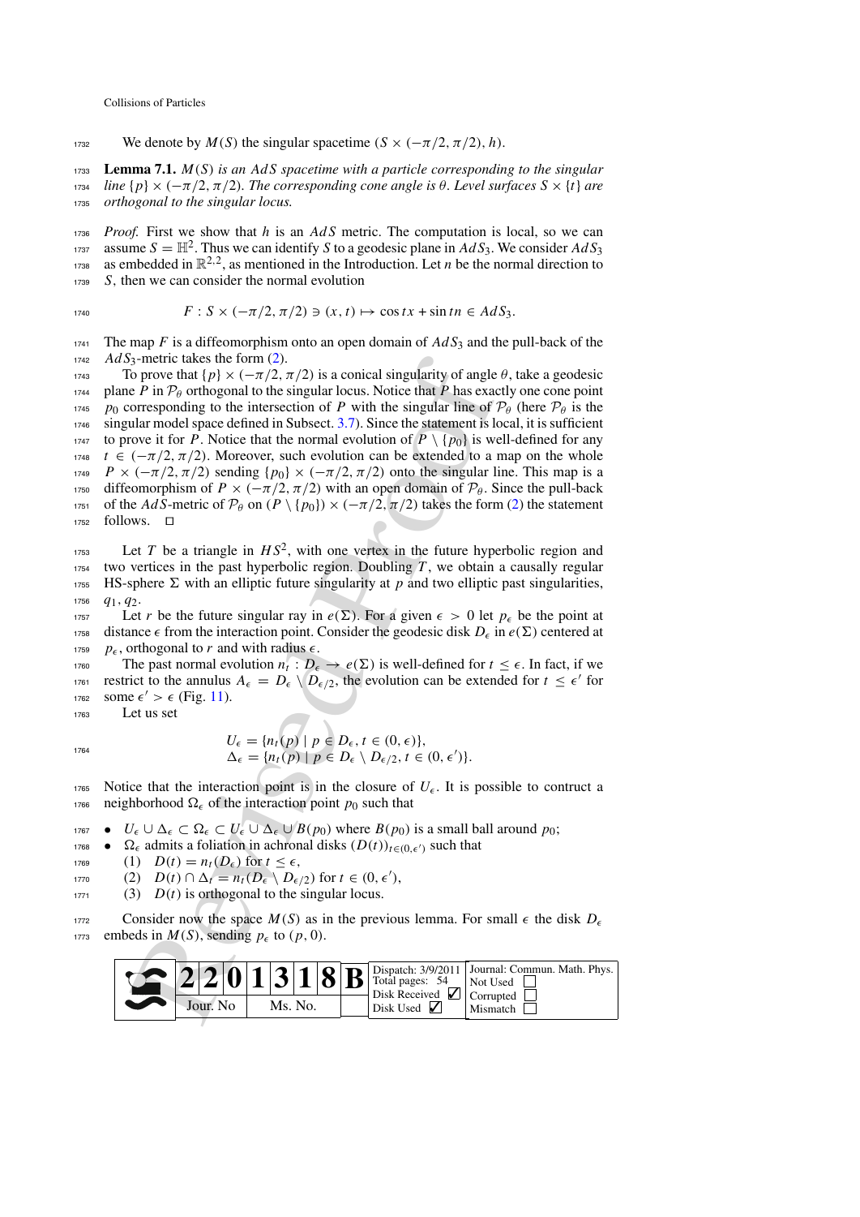We denote by $M(S)$ the singular spacetime $(S \times (-\pi/2, \pi/2), h)$.

**Lemma 7.1.** *$M(S)$ is an $AdS$ spacetime with a particle corresponding to the singular line $\{p\} \times (-\pi/2, \pi/2)$. The corresponding cone angle is $\theta$. Level surfaces $S \times \{t\}$ are orthogonal to the singular locus.*

*Proof.* First we show that $h$ is an $AdS$ metric. The computation is local, so we can assume $S = \mathbb{H}^2$. Thus we can identify $S$ to a geodesic plane in $AdS_3$. We consider $AdS_3$ as embedded in $\mathbb{R}^{2,2}$, as mentioned in the Introduction. Let $n$ be the normal direction to $S$, then we can consider the normal evolution

$$F : S \times (-\pi/2, \pi/2) \ni (x, t) \mapsto \cos tx + \sin tn \in AdS_3.$$

The map $F$ is a diffeomorphism onto an open domain of $AdS_3$ and the pull-back of the $AdS_3$-metric takes the form (2).

To prove that $\{p\} \times (-\pi/2, \pi/2)$ is a conical singularity of angle $\theta$, take a geodesic plane $P$ in $\mathcal{P}_\theta$ orthogonal to the singular locus. Notice that $P$ has exactly one cone point $p_0$ corresponding to the intersection of $P$ with the singular line of $\mathcal{P}_\theta$ (here $\mathcal{P}_\theta$ is the singular model space defined in Subsect. 3.7). Since the statement is local, it is sufficient to prove it for $P$. Notice that the normal evolution of $P \setminus \{p_0\}$ is well-defined for any $t \in (-\pi/2, \pi/2)$. Moreover, such evolution can be extended to a map on the whole $P \times (-\pi/2, \pi/2)$ sending $\{p_0\} \times (-\pi/2, \pi/2)$ onto the singular line. This map is a diffeomorphism of $P \times (-\pi/2, \pi/2)$ with an open domain of $\mathcal{P}_\theta$. Since the pull-back of the $AdS$-metric of $\mathcal{P}_\theta$ on $(P \setminus \{p_0\}) \times (-\pi/2, \pi/2)$ takes the form (2) the statement follows. □

Let $T$ be a triangle in $HS^2$, with one vertex in the future hyperbolic region and two vertices in the past hyperbolic region. Doubling $T$, we obtain a causally regular HS-sphere $\Sigma$ with an elliptic future singularity at $p$ and two elliptic past singularities, $q_1, q_2$.

Let $r$ be the future singular ray in $e(\Sigma)$. For a given $\epsilon > 0$ let $p_\epsilon$ be the point at distance $\epsilon$ from the interaction point. Consider the geodesic disk $D_\epsilon$ in $e(\Sigma)$ centered at $p_\epsilon$, orthogonal to $r$ and with radius $\epsilon$.

The past normal evolution $n_t : D_\epsilon \to e(\Sigma)$ is well-defined for $t \leq \epsilon$. In fact, if we restrict to the annulus $A_\epsilon = D_\epsilon \setminus D_{\epsilon/2}$, the evolution can be extended for $t \leq \epsilon'$ for some $\epsilon' > \epsilon$ (Fig. 11).

Let us set

$$U_\epsilon = \{n_t(p) \mid p \in D_\epsilon, t \in (0, \epsilon)\},$$
$$\Delta_\epsilon = \{n_t(p) \mid p \in D_\epsilon \setminus D_{\epsilon/2}, t \in (0, \epsilon')\}.$$

Notice that the interaction point is in the closure of $U_\epsilon$. It is possible to contract a neighborhood $\Omega_\epsilon$ of the interaction point $p_0$ such that

- $U_\epsilon \cup \Delta_\epsilon \subset \Omega_\epsilon \subset U_\epsilon \cup \Delta_\epsilon \cup B(p_0)$ where $B(p_0)$ is a small ball around $p_0$;
- $\Omega_\epsilon$ admits a foliation in achronal disks $(D(t))_{t \in (0, \epsilon')}$ such that
  (1) $D(t) = n_t(D_\epsilon)$ for $t \leq \epsilon$,
  (2) $D(t) \cap \Delta_t = n_t(D_\epsilon \setminus D_{\epsilon/2})$ for $t \in (0, \epsilon')$,
  (3) $D(t)$ is orthogonal to the singular locus.

Consider now the space $M(S)$ as in the previous lemma. For small $\epsilon$ the disk $D_\epsilon$ embeds in $M(S)$, sending $p_\epsilon$ to $(p, 0)$.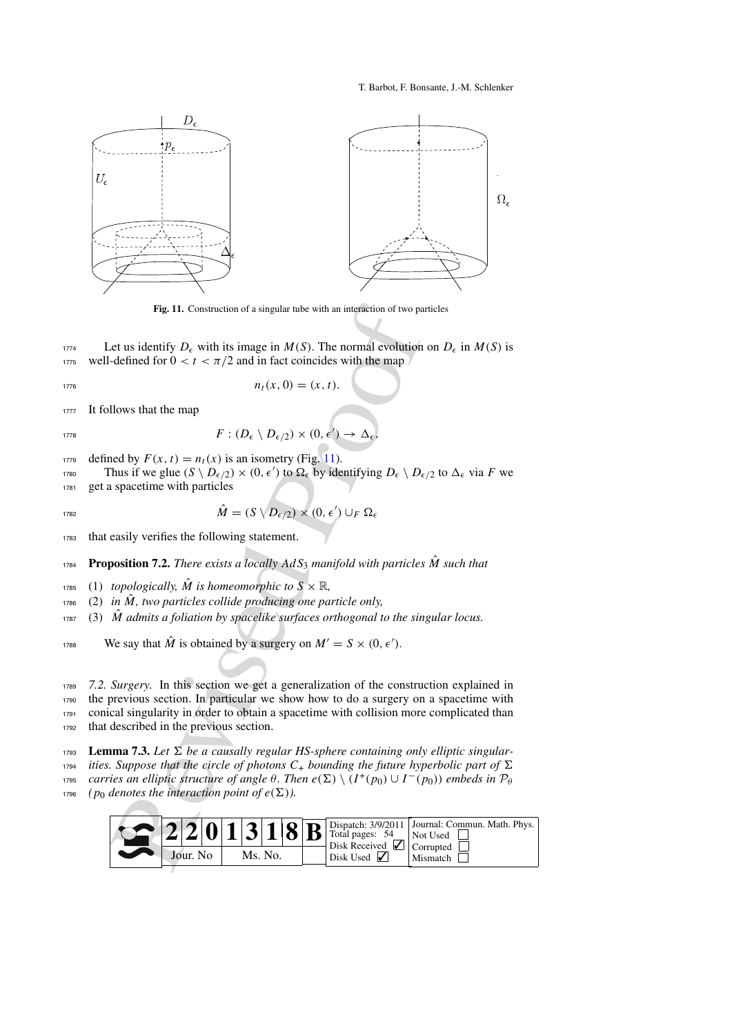$D_\epsilon$

$p_\epsilon$

$U_\epsilon$

$\Delta_\epsilon$

$\Omega_\epsilon$

**Fig. 11.** Construction of a singular tube with an interaction of two particles

Let us identify $D_\epsilon$ with its image in $M(S)$. The normal evolution on $D_\epsilon$ in $M(S)$ is well-defined for $0 < t < \pi/2$ and in fact coincides with the map

$$n_t(x, 0) = (x, t).$$

It follows that the map

$$F : (D_\epsilon \setminus D_{\epsilon/2}) \times (0, \epsilon') \to \Delta_\epsilon,$$

defined by $F(x, t) = n_t(x)$ is an isometry (Fig. 11).

Thus if we glue $(S \setminus D_{\epsilon/2}) \times (0, \epsilon')$ to $\Omega_\epsilon$ by identifying $D_\epsilon \setminus D_{\epsilon/2}$ to $\Delta_\epsilon$ via $F$ we get a spacetime with particles

$$\hat{M} = (S \setminus D_{\epsilon/2}) \times (0, \epsilon') \cup_F \Omega_\epsilon$$

that easily verifies the following statement.

**Proposition 7.2.** *There exists a locally $AdS_3$ manifold with particles $\hat{M}$ such that*

(1) *topologically, $\hat{M}$ is homeomorphic to $S \times \mathbb{R}$,*
(2) *in $\hat{M}$, two particles collide producing one particle only,*
(3) *$\hat{M}$ admits a foliation by spacelike surfaces orthogonal to the singular locus.*

We say that $\hat{M}$ is obtained by a surgery on $M' = S \times (0, \epsilon')$.

*7.2. Surgery.* In this section we get a generalization of the construction explained in the previous section. In particular we show how to do a surgery on a spacetime with conical singularity in order to obtain a spacetime with collision more complicated than that described in the previous section.

**Lemma 7.3.** *Let $\Sigma$ be a causally regular HS-sphere containing only elliptic singularities. Suppose that the circle of photons $C_+$ bounding the future hyperbolic part of $\Sigma$ carries an elliptic structure of angle $\theta$. Then $e(\Sigma) \setminus (I^+(p_0) \cup I^-(p_0))$ embeds in $\mathcal{P}_\theta$ ($p_0$ denotes the interaction point of $e(\Sigma)$).*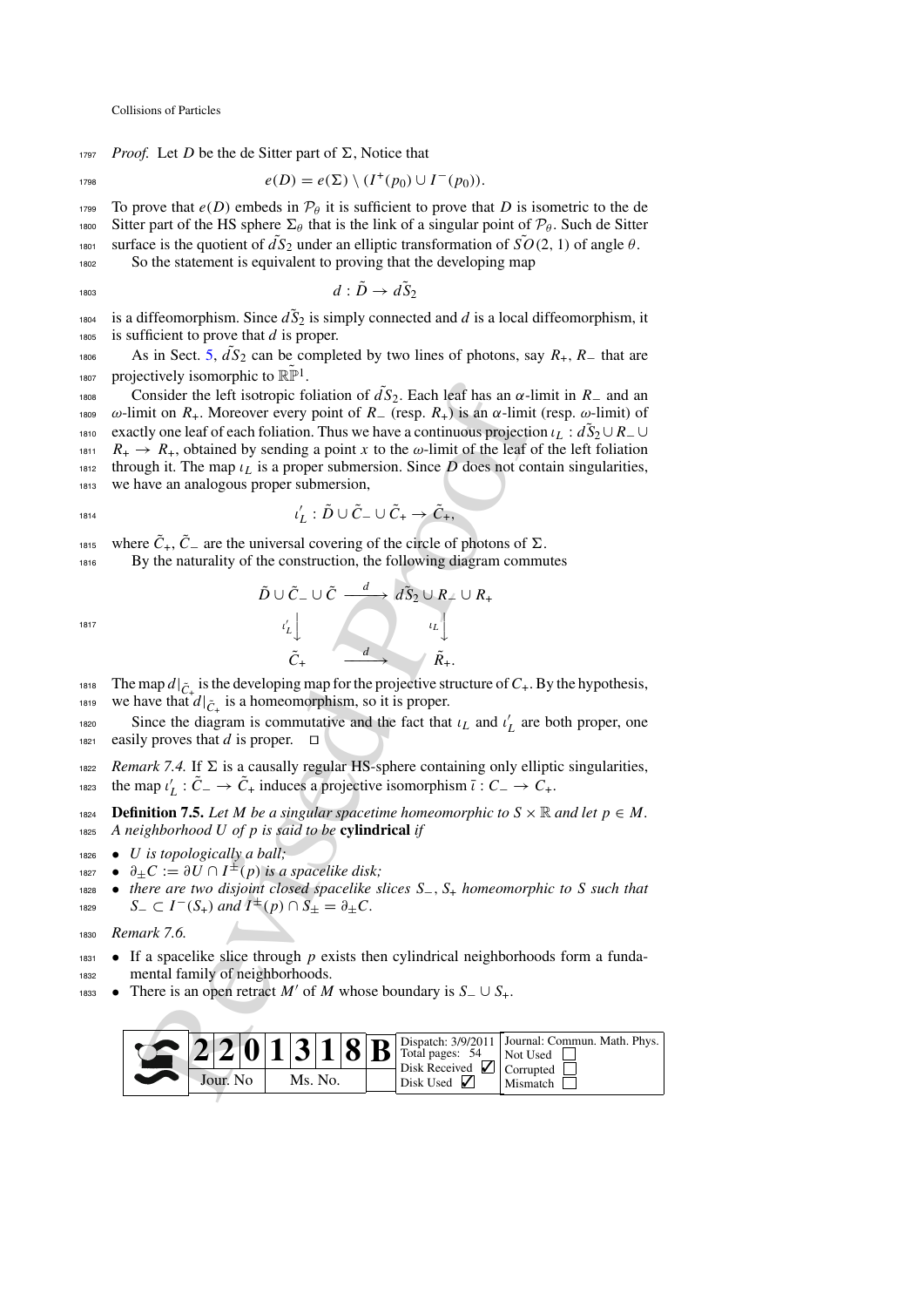*Proof.* Let $D$ be the de Sitter part of $\Sigma$, Notice that

$$e(D) = e(\Sigma) \setminus (I^+(p_0) \cup I^-(p_0)).$$

To prove that $e(D)$ embeds in $\mathcal{P}_\theta$ it is sufficient to prove that $D$ is isometric to the de Sitter part of the HS sphere $\Sigma_\theta$ that is the link of a singular point of $\mathcal{P}_\theta$. Such de Sitter surface is the quotient of $\tilde{dS}_2$ under an elliptic transformation of $\tilde{SO}(2, 1)$ of angle $\theta$.

So the statement is equivalent to proving that the developing map

$$d : \tilde{D} \to \tilde{dS}_2$$

is a diffeomorphism. Since $\tilde{dS}_2$ is simply connected and $d$ is a local diffeomorphism, it is sufficient to prove that $d$ is proper.

As in Sect. 5, $\tilde{dS}_2$ can be completed by two lines of photons, say $R_+$, $R_-$ that are projectively isomorphic to $\tilde{\mathbb{RP}}^1$.

Consider the left isotropic foliation of $\tilde{dS}_2$. Each leaf has an $\alpha$-limit in $R_-$ and an $\omega$-limit on $R_+$. Moreover every point of $R_-$ (resp. $R_+$) is an $\alpha$-limit (resp. $\omega$-limit) of exactly one leaf of each foliation. Thus we have a continuous projection $\iota_L : \tilde{dS}_2 \cup R_- \cup R_+ \to R_+$, obtained by sending a point $x$ to the $\omega$-limit of the leaf of the left foliation through it. The map $\iota_L$ is a proper submersion. Since $D$ does not contain singularities, we have an analogous proper submersion,

$$\iota'_L : \tilde{D} \cup \tilde{C}_- \cup \tilde{C}_+ \to \tilde{C}_+,$$

where $\tilde{C}_+$, $\tilde{C}_-$ are the universal covering of the circle of photons of $\Sigma$.

By the naturality of the construction, the following diagram commutes

$$\begin{array}{ccc}
\tilde{D} \cup \tilde{C}_- \cup \tilde{C} & \xrightarrow{\;d\;} & \tilde{dS}_2 \cup R_- \cup R_+ \\
\Big\downarrow{\scriptstyle \iota'_L} & & \Big\downarrow{\scriptstyle \iota_L} \\
\tilde{C}_+ & \xrightarrow{\;d\;} & \tilde{R}_+.
\end{array}$$

The map $d|_{\tilde{C}_+}$ is the developing map for the projective structure of $C_+$. By the hypothesis, we have that $d|_{\tilde{C}_+}$ is a homeomorphism, so it is proper.

Since the diagram is commutative and the fact that $\iota_L$ and $\iota'_L$ are both proper, one easily proves that $d$ is proper. $\square$

*Remark 7.4.* If $\Sigma$ is a causally regular HS-sphere containing only elliptic singularities, the map $\iota'_L : \tilde{C}_- \to \tilde{C}_+$ induces a projective isomorphism $\bar{\iota} : C_- \to C_+$.

**Definition 7.5.** *Let $M$ be a singular spacetime homeomorphic to $S \times \mathbb{R}$ and let $p \in M$. A neighborhood $U$ of $p$ is said to be* **cylindrical** *if*

- *$U$ is topologically a ball;*
- *$\partial_\pm C := \partial U \cap I^\pm(p)$ is a spacelike disk;*
- *there are two disjoint closed spacelike slices $S_-$, $S_+$ homeomorphic to $S$ such that $S_- \subset I^-(S_+)$ and $I^\pm(p) \cap S_\pm = \partial_\pm C$.*

*Remark 7.6.*

- If a spacelike slice through $p$ exists then cylindrical neighborhoods form a fundamental family of neighborhoods.
- There is an open retract $M'$ of $M$ whose boundary is $S_- \cup S_+$.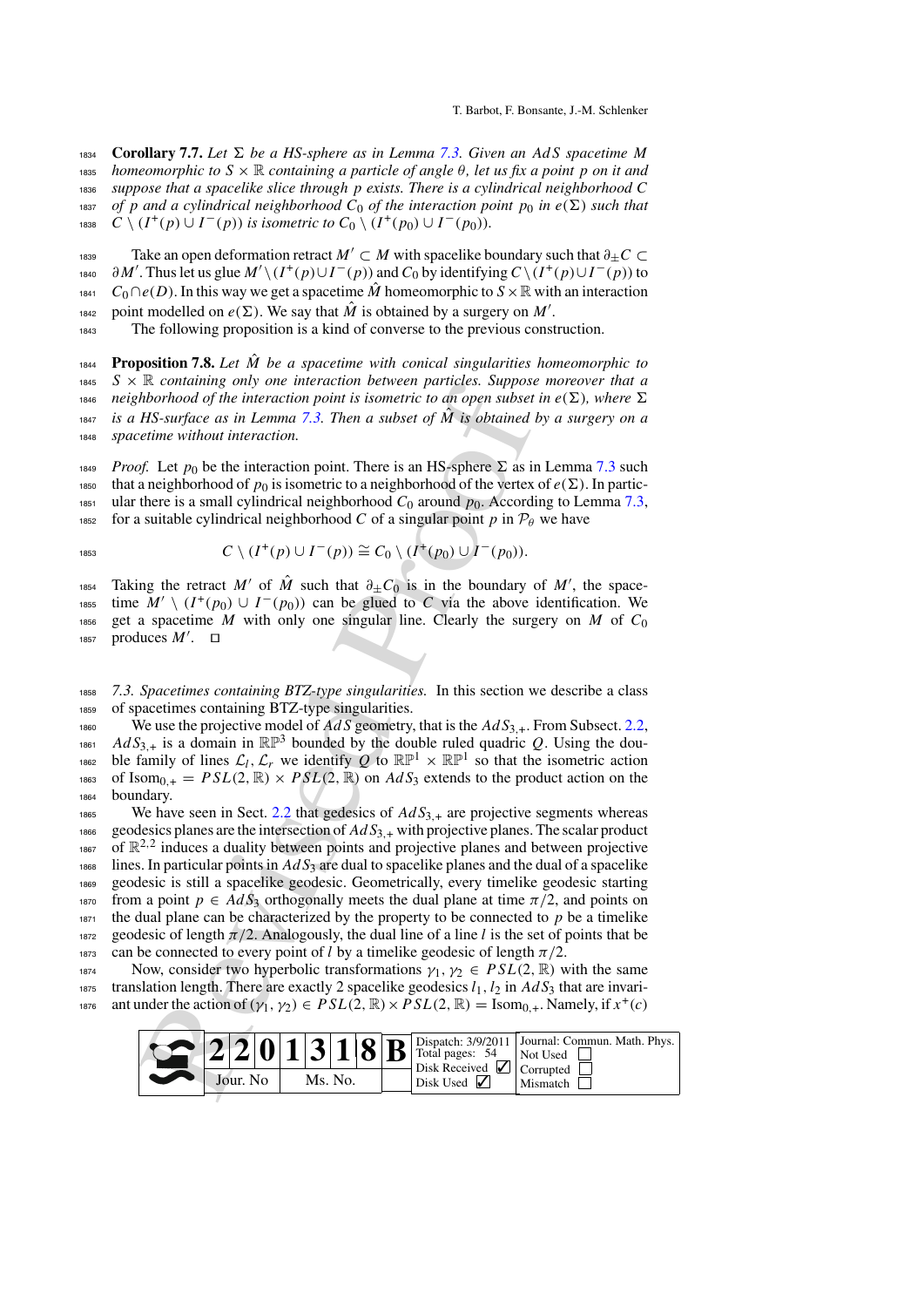**Corollary 7.7.** *Let $\Sigma$ be a HS-sphere as in Lemma 7.3. Given an $AdS$ spacetime $M$ homeomorphic to $S \times \mathbb{R}$ containing a particle of angle $\theta$, let us fix a point $p$ on it and suppose that a spacelike slice through $p$ exists. There is a cylindrical neighborhood $C$ of $p$ and a cylindrical neighborhood $C_0$ of the interaction point $p_0$ in $e(\Sigma)$ such that $C \setminus (I^+(p) \cup I^-(p))$ is isometric to $C_0 \setminus (I^+(p_0) \cup I^-(p_0))$.*

Take an open deformation retract $M' \subset M$ with spacelike boundary such that $\partial_\pm C \subset \partial M'$. Thus let us glue $M' \setminus (I^+(p) \cup I^-(p))$ and $C_0$ by identifying $C \setminus (I^+(p) \cup I^-(p))$ to $C_0 \cap e(D)$. In this way we get a spacetime $\hat{M}$ homeomorphic to $S \times \mathbb{R}$ with an interaction point modelled on $e(\Sigma)$. We say that $\hat{M}$ is obtained by a surgery on $M'$.

The following proposition is a kind of converse to the previous construction.

**Proposition 7.8.** *Let $\hat{M}$ be a spacetime with conical singularities homeomorphic to $S \times \mathbb{R}$ containing only one interaction between particles. Suppose moreover that a neighborhood of the interaction point is isometric to an open subset in $e(\Sigma)$, where $\Sigma$ is a HS-surface as in Lemma 7.3. Then a subset of $\hat{M}$ is obtained by a surgery on a spacetime without interaction.*

*Proof.* Let $p_0$ be the interaction point. There is an HS-sphere $\Sigma$ as in Lemma 7.3 such that a neighborhood of $p_0$ is isometric to a neighborhood of the vertex of $e(\Sigma)$. In particular there is a small cylindrical neighborhood $C_0$ around $p_0$. According to Lemma 7.3, for a suitable cylindrical neighborhood $C$ of a singular point $p$ in $\mathcal{P}_\theta$ we have

$$C \setminus (I^+(p) \cup I^-(p)) \cong C_0 \setminus (I^+(p_0) \cup I^-(p_0)).$$

Taking the retract $M'$ of $\hat{M}$ such that $\partial_\pm C_0$ is in the boundary of $M'$, the spacetime $M' \setminus (I^+(p_0) \cup I^-(p_0))$ can be glued to $C$ via the above identification. We get a spacetime $M$ with only one singular line. Clearly the surgery on $M$ of $C_0$ produces $M'$. $\square$

*7.3. Spacetimes containing BTZ-type singularities.* In this section we describe a class of spacetimes containing BTZ-type singularities.

We use the projective model of $AdS$ geometry, that is the $AdS_{3,+}$. From Subsect. 2.2, $AdS_{3,+}$ is a domain in $\mathbb{RP}^3$ bounded by the double ruled quadric $Q$. Using the double family of lines $\mathcal{L}_l, \mathcal{L}_r$ we identify $Q$ to $\mathbb{RP}^1 \times \mathbb{RP}^1$ so that the isometric action of $\mathrm{Isom}_{0,+} = PSL(2,\mathbb{R}) \times PSL(2,\mathbb{R})$ on $AdS_3$ extends to the product action on the boundary.

We have seen in Sect. 2.2 that geodesics of $AdS_{3,+}$ are projective segments whereas geodesics planes are the intersection of $AdS_{3,+}$ with projective planes. The scalar product of $\mathbb{R}^{2,2}$ induces a duality between points and projective planes and between projective lines. In particular points in $AdS_3$ are dual to spacelike planes and the dual of a spacelike geodesic is still a spacelike geodesic. Geometrically, every timelike geodesic starting from a point $p \in AdS_3$ orthogonally meets the dual plane at time $\pi/2$, and points on the dual plane can be characterized by the property to be connected to $p$ be a timelike geodesic of length $\pi/2$. Analogously, the dual line of a line $l$ is the set of points that be can be connected to every point of $l$ by a timelike geodesic of length $\pi/2$.

Now, consider two hyperbolic transformations $\gamma_1, \gamma_2 \in PSL(2,\mathbb{R})$ with the same translation length. There are exactly 2 spacelike geodesics $l_1, l_2$ in $AdS_3$ that are invariant under the action of $(\gamma_1, \gamma_2) \in PSL(2,\mathbb{R}) \times PSL(2,\mathbb{R}) = \mathrm{Isom}_{0,+}$. Namely, if $x^+(c)$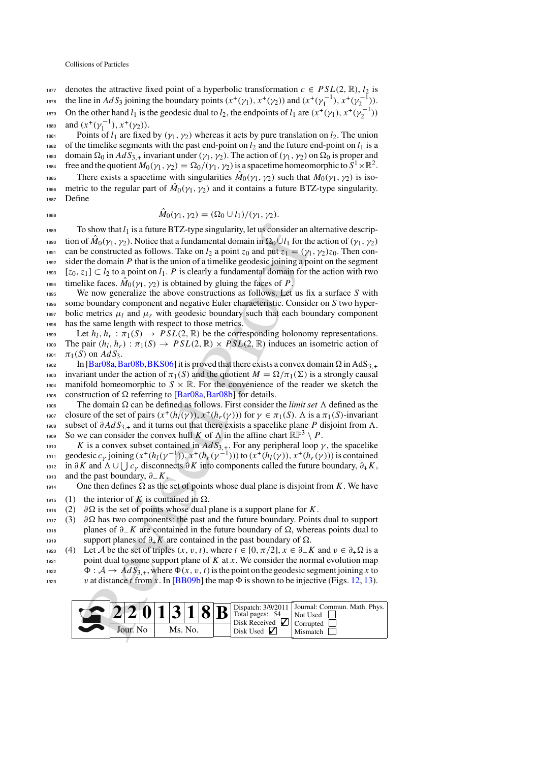denotes the attractive fixed point of a hyperbolic transformation $c \in PSL(2,\mathbb{R})$, $l_2$ is the line in $AdS_3$ joining the boundary points $(x^+(\gamma_1), x^+(\gamma_2))$ and $(x^+(\gamma_1^{-1}), x^+(\gamma_2^{-1}))$. On the other hand $l_1$ is the geodesic dual to $l_2$, the endpoints of $l_1$ are $(x^+(\gamma_1), x^+(\gamma_2^{-1}))$ and $(x^+(\gamma_1^{-1}), x^+(\gamma_2))$.

Points of $l_1$ are fixed by $(\gamma_1, \gamma_2)$ whereas it acts by pure translation on $l_2$. The union of the timelike segments with the past end-point on $l_2$ and the future end-point on $l_1$ is a domain $\Omega_0$ in $AdS_{3,+}$ invariant under $(\gamma_1, \gamma_2)$. The action of $(\gamma_1, \gamma_2)$ on $\Omega_0$ is proper and free and the quotient $M_0(\gamma_1, \gamma_2) = \Omega_0/(\gamma_1, \gamma_2)$ is a spacetime homeomorphic to $S^1 \times \mathbb{R}^2$.

There exists a spacetime with singularities $\hat{M}_0(\gamma_1, \gamma_2)$ such that $M_0(\gamma_1, \gamma_2)$ is isometric to the regular part of $\hat{M}_0(\gamma_1, \gamma_2)$ and it contains a future BTZ-type singularity. Define

$$\hat{M}_0(\gamma_1, \gamma_2) = (\Omega_0 \cup l_1)/(\gamma_1, \gamma_2).$$

To show that $l_1$ is a future BTZ-type singularity, let us consider an alternative description of $\hat{M}_0(\gamma_1, \gamma_2)$. Notice that a fundamental domain in $\Omega_0 \cup l_1$ for the action of $(\gamma_1, \gamma_2)$ can be constructed as follows. Take on $l_2$ a point $z_0$ and put $z_1 = (\gamma_1, \gamma_2)z_0$. Then consider the domain $P$ that is the union of a timelike geodesic joining a point on the segment $[z_0, z_1] \subset l_2$ to a point on $l_1$. $P$ is clearly a fundamental domain for the action with two timelike faces. $\hat{M}_0(\gamma_1, \gamma_2)$ is obtained by gluing the faces of $P$.

We now generalize the above constructions as follows. Let us fix a surface $S$ with some boundary component and negative Euler characteristic. Consider on $S$ two hyperbolic metrics $\mu_l$ and $\mu_r$ with geodesic boundary such that each boundary component has the same length with respect to those metrics.

Let $h_l, h_r : \pi_1(S) \to PSL(2,\mathbb{R})$ be the corresponding holonomy representations. The pair $(h_l, h_r) : \pi_1(S) \to PSL(2,\mathbb{R}) \times PSL(2,\mathbb{R})$ induces an isometric action of $\pi_1(S)$ on $AdS_3$.

In [Bar08a,Bar08b,BKS06] it is proved that there exists a convex domain $\Omega$ in $\mathrm{AdS}_{3,+}$ invariant under the action of $\pi_1(S)$ and the quotient $M = \Omega/\pi_1(\Sigma)$ is a strongly causal manifold homeomorphic to $S \times \mathbb{R}$. For the convenience of the reader we sketch the construction of $\Omega$ referring to [Bar08a,Bar08b] for details.

The domain $\Omega$ can be defined as follows. First consider the *limit set* $\Lambda$ defined as the closure of the set of pairs $(x^+(h_l(\gamma)), x^+(h_r(\gamma)))$ for $\gamma \in \pi_1(S)$. $\Lambda$ is a $\pi_1(S)$-invariant subset of $\partial AdS_{3,+}$ and it turns out that there exists a spacelike plane $P$ disjoint from $\Lambda$. So we can consider the convex hull $K$ of $\Lambda$ in the affine chart $\mathbb{RP}^3 \setminus P$.

$K$ is a convex subset contained in $AdS_{3,+}$. For any peripheral loop $\gamma$, the spacelike geodesic $c_\gamma$ joining $(x^+(h_l(\gamma^{-1})), x^+(h_r(\gamma^{-1})))$ to $(x^+(h_l(\gamma)), x^+(h_r(\gamma)))$ is contained in $\partial K$ and $\Lambda \cup \bigcup c_\gamma$ disconnects $\partial K$ into components called the future boundary, $\partial_+ K$, and the past boundary, $\partial_- K$.

One then defines $\Omega$ as the set of points whose dual plane is disjoint from $K$. We have

(1) the interior of $K$ is contained in $\Omega$.
(2) $\partial\Omega$ is the set of points whose dual plane is a support plane for $K$.
(3) $\partial\Omega$ has two components: the past and the future boundary. Points dual to support planes of $\partial_- K$ are contained in the future boundary of $\Omega$, whereas points dual to support planes of $\partial_+ K$ are contained in the past boundary of $\Omega$.
(4) Let $\mathcal{A}$ be the set of triples $(x, v, t)$, where $t \in [0, \pi/2]$, $x \in \partial_- K$ and $v \in \partial_+\Omega$ is a point dual to some support plane of $K$ at $x$. We consider the normal evolution map $\Phi : \mathcal{A} \to AdS_{3,+}$, where $\Phi(x, v, t)$ is the point on the geodesic segment joining $x$ to $v$ at distance $t$ from $x$. In [BB09b] the map $\Phi$ is shown to be injective (Figs. 12, 13).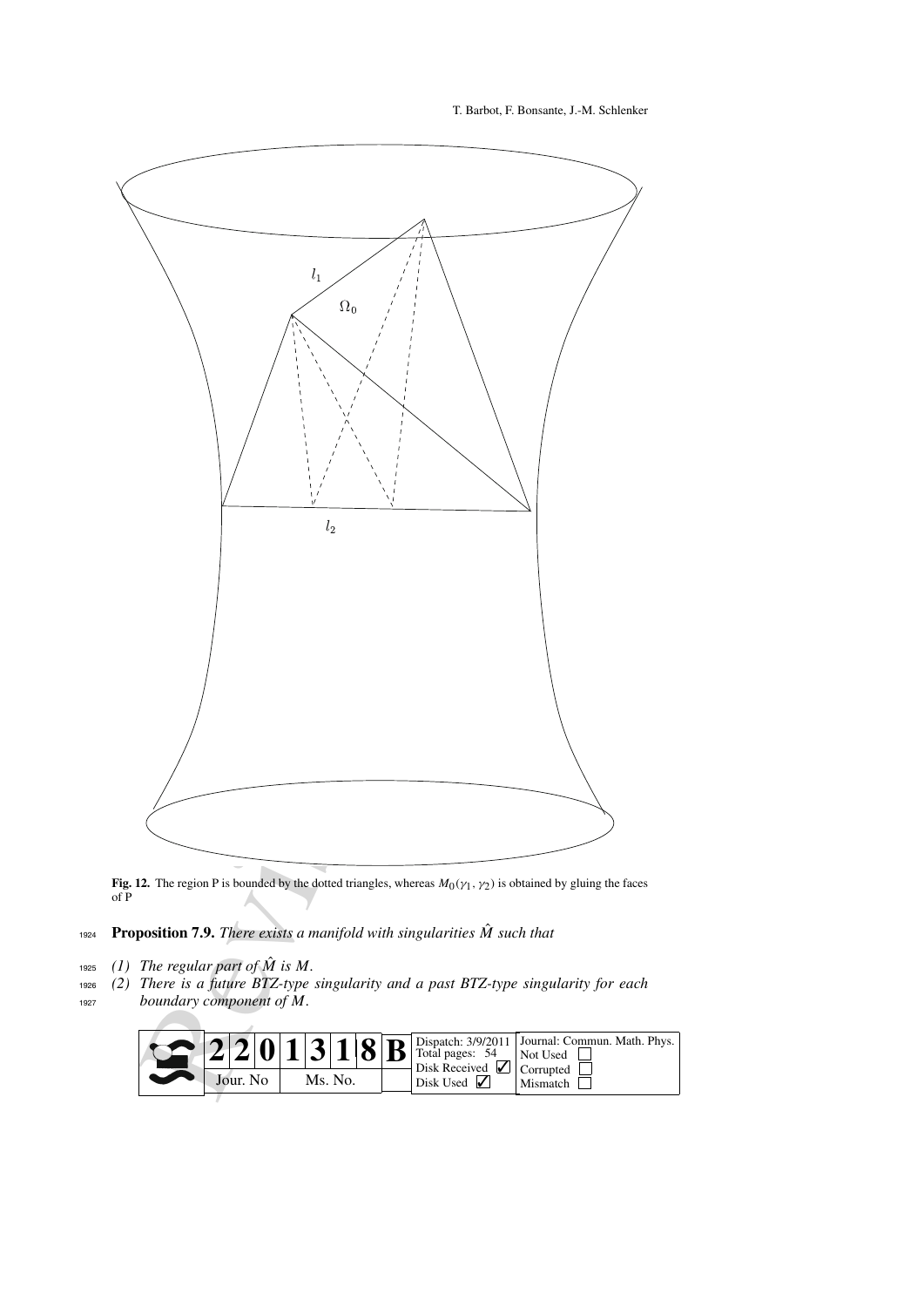$l_1$

$\Omega_0$

$l_2$

**Fig. 12.** The region P is bounded by the dotted triangles, whereas $M_0(\gamma_1, \gamma_2)$ is obtained by gluing the faces of P

**Proposition 7.9.** *There exists a manifold with singularities $\hat{M}$ such that*

*(1) The regular part of $\hat{M}$ is $M$.*

*(2) There is a future BTZ-type singularity and a past BTZ-type singularity for each boundary component of $M$.*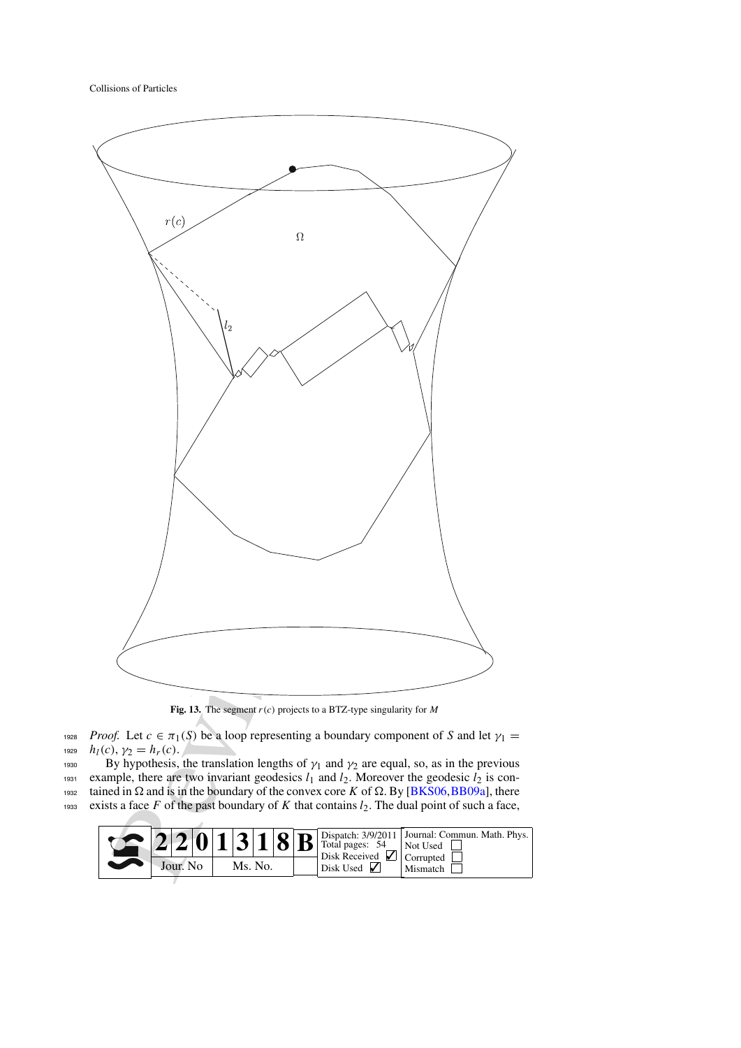$r(c)$

$\Omega$

$l_2$

**Fig. 13.** The segment $r(c)$ projects to a BTZ-type singularity for $M$

*Proof.* Let $c \in \pi_1(S)$ be a loop representing a boundary component of $S$ and let $\gamma_1 = h_l(c)$, $\gamma_2 = h_r(c)$.

By hypothesis, the translation lengths of $\gamma_1$ and $\gamma_2$ are equal, so, as in the previous example, there are two invariant geodesics $l_1$ and $l_2$. Moreover the geodesic $l_2$ is contained in $\Omega$ and is in the boundary of the convex core $K$ of $\Omega$. By [BKS06,BB09a], there exists a face $F$ of the past boundary of $K$ that contains $l_2$. The dual point of such a face,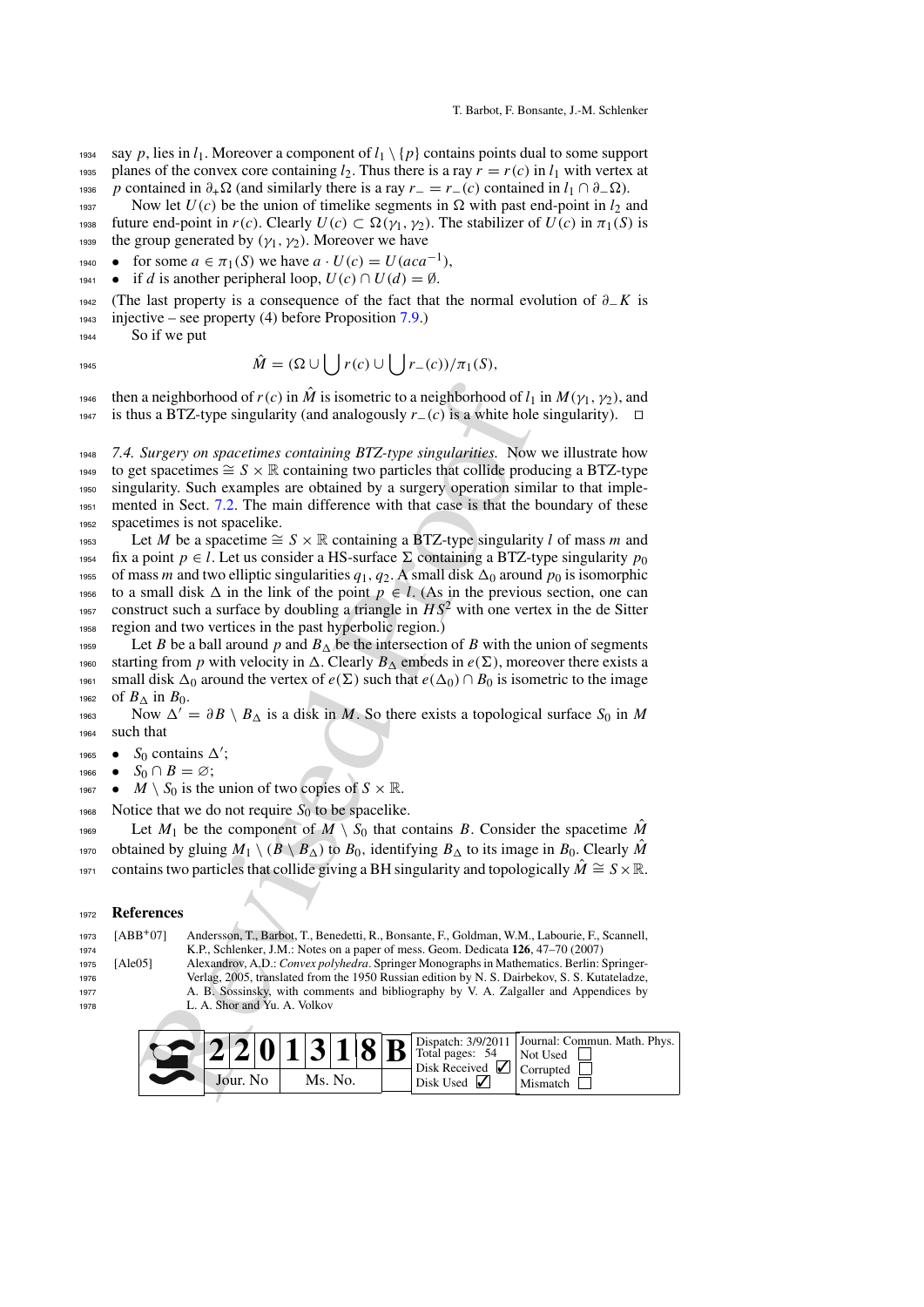say $p$, lies in $l_1$. Moreover a component of $l_1 \setminus \{p\}$ contains points dual to some support planes of the convex core containing $l_2$. Thus there is a ray $r = r(c)$ in $l_1$ with vertex at $p$ contained in $\partial_+\Omega$ (and similarly there is a ray $r_- = r_-(c)$ contained in $l_1 \cap \partial_-\Omega$).

Now let $U(c)$ be the union of timelike segments in $\Omega$ with past end-point in $l_2$ and future end-point in $r(c)$. Clearly $U(c) \subset \Omega(\gamma_1, \gamma_2)$. The stabilizer of $U(c)$ in $\pi_1(S)$ is the group generated by $(\gamma_1, \gamma_2)$. Moreover we have

- for some $a \in \pi_1(S)$ we have $a \cdot U(c) = U(aca^{-1})$,
- if $d$ is another peripheral loop, $U(c) \cap U(d) = \emptyset$.

(The last property is a consequence of the fact that the normal evolution of $\partial_- K$ is injective – see property (4) before Proposition 7.9.)

So if we put

$$\hat{M} = (\Omega \cup \bigcup r(c) \cup \bigcup r_-(c))/\pi_1(S),$$

then a neighborhood of $r(c)$ in $\hat{M}$ is isometric to a neighborhood of $l_1$ in $M(\gamma_1, \gamma_2)$, and is thus a BTZ-type singularity (and analogously $r_-(c)$ is a white hole singularity). $\square$

*7.4. Surgery on spacetimes containing BTZ-type singularities.* Now we illustrate how to get spacetimes $\cong S \times \mathbb{R}$ containing two particles that collide producing a BTZ-type singularity. Such examples are obtained by a surgery operation similar to that implemented in Sect. 7.2. The main difference with that case is that the boundary of these spacetimes is not spacelike.

Let $M$ be a spacetime $\cong S \times \mathbb{R}$ containing a BTZ-type singularity $l$ of mass $m$ and fix a point $p \in l$. Let us consider a HS-surface $\Sigma$ containing a BTZ-type singularity $p_0$ of mass $m$ and two elliptic singularities $q_1, q_2$. A small disk $\Delta_0$ around $p_0$ is isomorphic to a small disk $\Delta$ in the link of the point $p \in l$. (As in the previous section, one can construct such a surface by doubling a triangle in $HS^2$ with one vertex in the de Sitter region and two vertices in the past hyperbolic region.)

Let $B$ be a ball around $p$ and $B_\Delta$ be the intersection of $B$ with the union of segments starting from $p$ with velocity in $\Delta$. Clearly $B_\Delta$ embeds in $e(\Sigma)$, moreover there exists a small disk $\Delta_0$ around the vertex of $e(\Sigma)$ such that $e(\Delta_0) \cap B_0$ is isometric to the image of $B_\Delta$ in $B_0$.

Now $\Delta' = \partial B \setminus B_\Delta$ is a disk in $M$. So there exists a topological surface $S_0$ in $M$ such that

- $S_0$ contains $\Delta'$;
- $S_0 \cap B = \varnothing$;
- $M \setminus S_0$ is the union of two copies of $S \times \mathbb{R}$.

Notice that we do not require $S_0$ to be spacelike.

Let $M_1$ be the component of $M \setminus S_0$ that contains $B$. Consider the spacetime $\hat{M}$ obtained by gluing $M_1 \setminus (B \setminus B_\Delta)$ to $B_0$, identifying $B_\Delta$ to its image in $B_0$. Clearly $\hat{M}$ contains two particles that collide giving a BH singularity and topologically $\hat{M} \cong S \times \mathbb{R}$.

## References

[ABB+07] Andersson, T., Barbot, T., Benedetti, R., Bonsante, F., Goldman, W.M., Labourie, F., Scannell, K.P., Schlenker, J.M.: Notes on a paper of mess. Geom. Dedicata **126**, 47–70 (2007)

[Ale05] Alexandrov, A.D.: *Convex polyhedra*. Springer Monographs in Mathematics. Berlin: Springer-Verlag, 2005, translated from the 1950 Russian edition by N. S. Dairbekov, S. S. Kutateladze, A. B. Sossinsky, with comments and bibliography by V. A. Zalgaller and Appendices by L. A. Shor and Yu. A. Volkov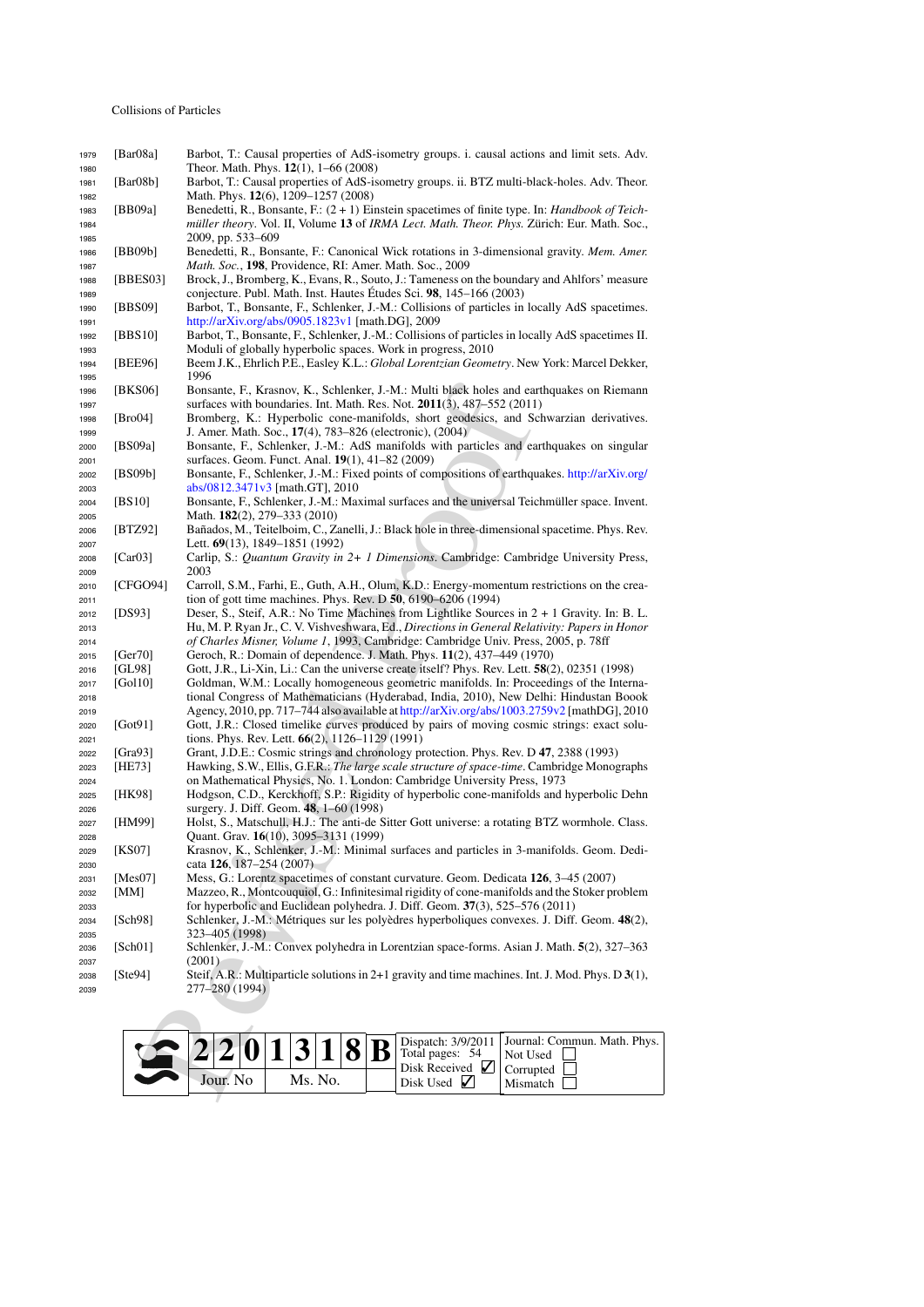[Bar08a] Barbot, T.: Causal properties of AdS-isometry groups. i. causal actions and limit sets. Adv. Theor. Math. Phys. **12**(1), 1–66 (2008)

[Bar08b] Barbot, T.: Causal properties of AdS-isometry groups. ii. BTZ multi-black-holes. Adv. Theor. Math. Phys. **12**(6), 1209–1257 (2008)

[BB09a] Benedetti, R., Bonsante, F.: (2 + 1) Einstein spacetimes of finite type. In: *Handbook of Teichmüller theory*. Vol. II, Volume **13** of *IRMA Lect. Math. Theor. Phys.* Zürich: Eur. Math. Soc., 2009, pp. 533–609

[BB09b] Benedetti, R., Bonsante, F.: Canonical Wick rotations in 3-dimensional gravity. *Mem. Amer. Math. Soc.*, **198**, Providence, RI: Amer. Math. Soc., 2009

[BBES03] Brock, J., Bromberg, K., Evans, R., Souto, J.: Tameness on the boundary and Ahlfors' measure conjecture. Publ. Math. Inst. Hautes Études Sci. **98**, 145–166 (2003)

[BBS09] Barbot, T., Bonsante, F., Schlenker, J.-M.: Collisions of particles in locally AdS spacetimes. http://arXiv.org/abs/0905.1823v1 [math.DG], 2009

[BBS10] Barbot, T., Bonsante, F., Schlenker, J.-M.: Collisions of particles in locally AdS spacetimes II. Moduli of globally hyperbolic spaces. Work in progress, 2010

[BEE96] Beem J.K., Ehrlich P.E., Easley K.L.: *Global Lorentzian Geometry*. New York: Marcel Dekker, 1996

[BKS06] Bonsante, F., Krasnov, K., Schlenker, J.-M.: Multi black holes and earthquakes on Riemann surfaces with boundaries. Int. Math. Res. Not. **2011**(3), 487–552 (2011)

[Bro04] Bromberg, K.: Hyperbolic cone-manifolds, short geodesics, and Schwarzian derivatives. J. Amer. Math. Soc., **17**(4), 783–826 (electronic), (2004)

[BS09a] Bonsante, F., Schlenker, J.-M.: AdS manifolds with particles and earthquakes on singular surfaces. Geom. Funct. Anal. **19**(1), 41–82 (2009)

[BS09b] Bonsante, F., Schlenker, J.-M.: Fixed points of compositions of earthquakes. http://arXiv.org/abs/0812.3471v3 [math.GT], 2010

[BS10] Bonsante, F., Schlenker, J.-M.: Maximal surfaces and the universal Teichmüller space. Invent. Math. **182**(2), 279–333 (2010)

[BTZ92] Bañados, M., Teitelboim, C., Zanelli, J.: Black hole in three-dimensional spacetime. Phys. Rev. Lett. **69**(13), 1849–1851 (1992)

[Car03] Carlip, S.: *Quantum Gravity in 2+ 1 Dimensions*. Cambridge: Cambridge University Press, 2003

[CFGO94] Carroll, S.M., Farhi, E., Guth, A.H., Olum, K.D.: Energy-momentum restrictions on the creation of gott time machines. Phys. Rev. D **50**, 6190–6206 (1994)

[DS93] Deser, S., Steif, A.R.: No Time Machines from Lightlike Sources in 2 + 1 Gravity. In: B. L. Hu, M. P. Ryan Jr., C. V. Vishveshwara, Ed., *Directions in General Relativity: Papers in Honor of Charles Misner, Volume 1*, 1993, Cambridge: Cambridge Univ. Press, 2005, p. 78ff

[Ger70] Geroch, R.: Domain of dependence. J. Math. Phys. **11**(2), 437–449 (1970)

[GL98] Gott, J.R., Li-Xin, Li.: Can the universe create itself? Phys. Rev. Lett. **58**(2), 02351 (1998)

[Gol10] Goldman, W.M.: Locally homogeneous geometric manifolds. In: Proceedings of the International Congress of Mathematicians (Hyderabad, India, 2010), New Delhi: Hindustan Boook Agency, 2010, pp. 717–744 also available at http://arXiv.org/abs/1003.2759v2 [mathDG], 2010

[Got91] Gott, J.R.: Closed timelike curves produced by pairs of moving cosmic strings: exact solutions. Phys. Rev. Lett. **66**(2), 1126–1129 (1991)

[Gra93] Grant, J.D.E.: Cosmic strings and chronology protection. Phys. Rev. D **47**, 2388 (1993)

[HE73] Hawking, S.W., Ellis, G.F.R.: *The large scale structure of space-time*. Cambridge Monographs on Mathematical Physics, No. 1. London: Cambridge University Press, 1973

[HK98] Hodgson, C.D., Kerckhoff, S.P.: Rigidity of hyperbolic cone-manifolds and hyperbolic Dehn surgery. J. Diff. Geom. **48**, 1–60 (1998)

[HM99] Holst, S., Matschull, H.J.: The anti-de Sitter Gott universe: a rotating BTZ wormhole. Class. Quant. Grav. **16**(10), 3095–3131 (1999)

[KS07] Krasnov, K., Schlenker, J.-M.: Minimal surfaces and particles in 3-manifolds. Geom. Dedicata **126**, 187–254 (2007)

[Mes07] Mess, G.: Lorentz spacetimes of constant curvature. Geom. Dedicata **126**, 3–45 (2007)

[MM] Mazzeo, R., Montcouquiol, G.: Infinitesimal rigidity of cone-manifolds and the Stoker problem for hyperbolic and Euclidean polyhedra. J. Diff. Geom. **37**(3), 525–576 (2011)

[Sch98] Schlenker, J.-M.: Métriques sur les polyèdres hyperboliques convexes. J. Diff. Geom. **48**(2), 323–405 (1998)

[Sch01] Schlenker, J.-M.: Convex polyhedra in Lorentzian space-forms. Asian J. Math. **5**(2), 327–363 (2001)

[Ste94] Steif, A.R.: Multiparticle solutions in 2+1 gravity and time machines. Int. J. Mod. Phys. D **3**(1), 277–280 (1994)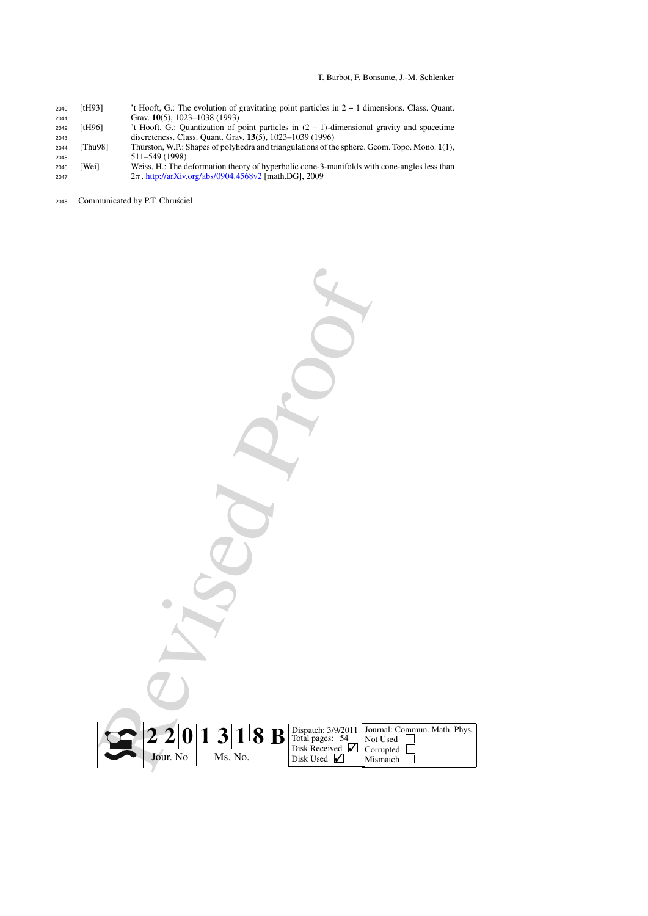[tH93] 't Hooft, G.: The evolution of gravitating point particles in 2 + 1 dimensions. Class. Quant. Grav. **10**(5), 1023–1038 (1993)

[tH96] 't Hooft, G.: Quantization of point particles in (2 + 1)-dimensional gravity and spacetime discreteness. Class. Quant. Grav. **13**(5), 1023–1039 (1996)

[Thu98] Thurston, W.P.: Shapes of polyhedra and triangulations of the sphere. Geom. Topo. Mono. **1**(1), 511–549 (1998)

[Wei] Weiss, H.: The deformation theory of hyperbolic cone-3-manifolds with cone-angles less than $2\pi$. http://arXiv.org/abs/0904.4568v2 [math.DG], 2009

Communicated by P.T. Chruściel